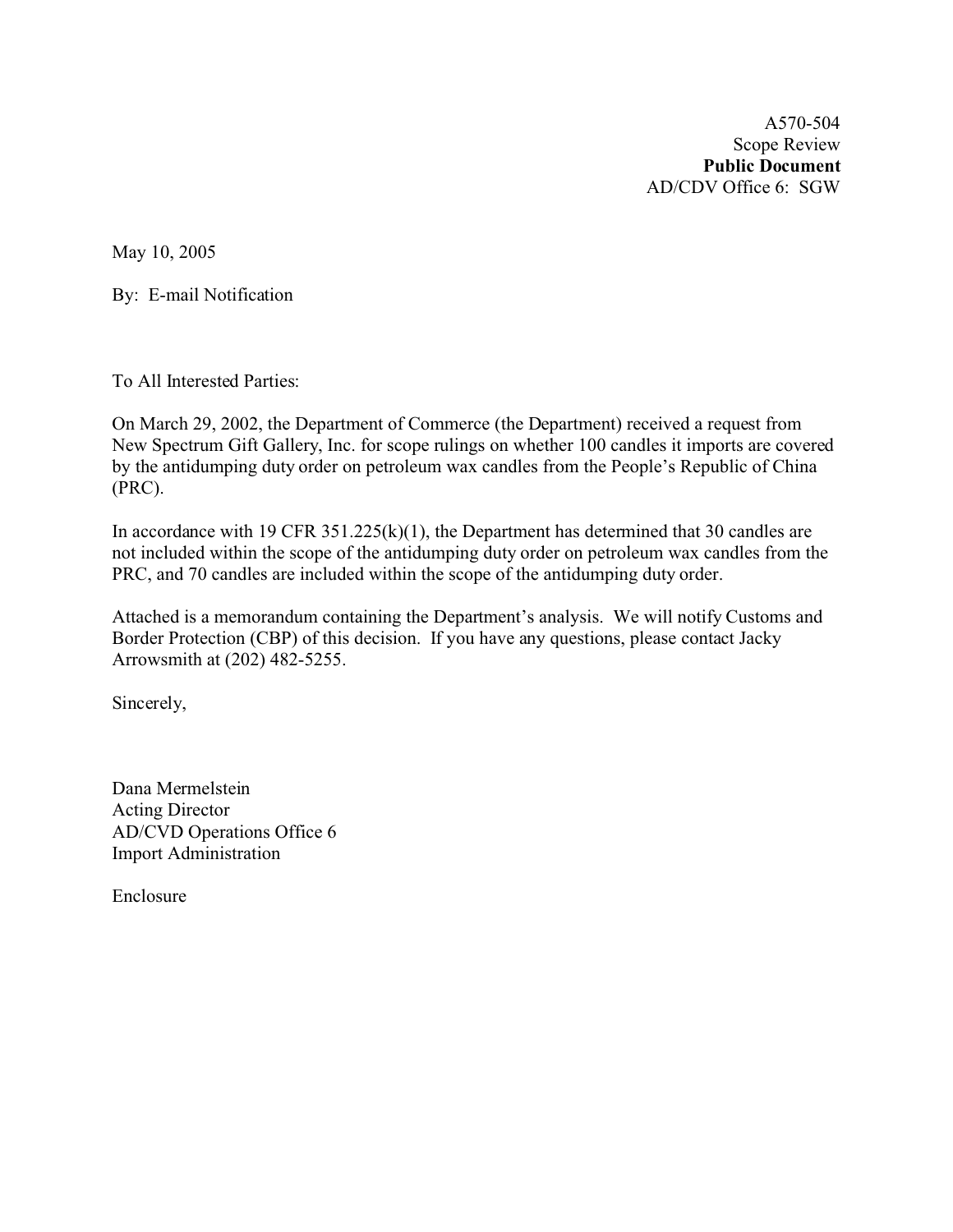A570-504
Scope Review
**Public Document**
AD/CDV Office 6: SGW

May 10, 2005

By: E-mail Notification

To All Interested Parties:

On March 29, 2002, the Department of Commerce (the Department) received a request from New Spectrum Gift Gallery, Inc. for scope rulings on whether 100 candles it imports are covered by the antidumping duty order on petroleum wax candles from the People's Republic of China (PRC).

In accordance with 19 CFR 351.225(k)(1), the Department has determined that 30 candles are not included within the scope of the antidumping duty order on petroleum wax candles from the PRC, and 70 candles are included within the scope of the antidumping duty order.

Attached is a memorandum containing the Department's analysis. We will notify Customs and Border Protection (CBP) of this decision. If you have any questions, please contact Jacky Arrowsmith at (202) 482-5255.

Sincerely,

Dana Mermelstein
Acting Director
AD/CVD Operations Office 6
Import Administration

Enclosure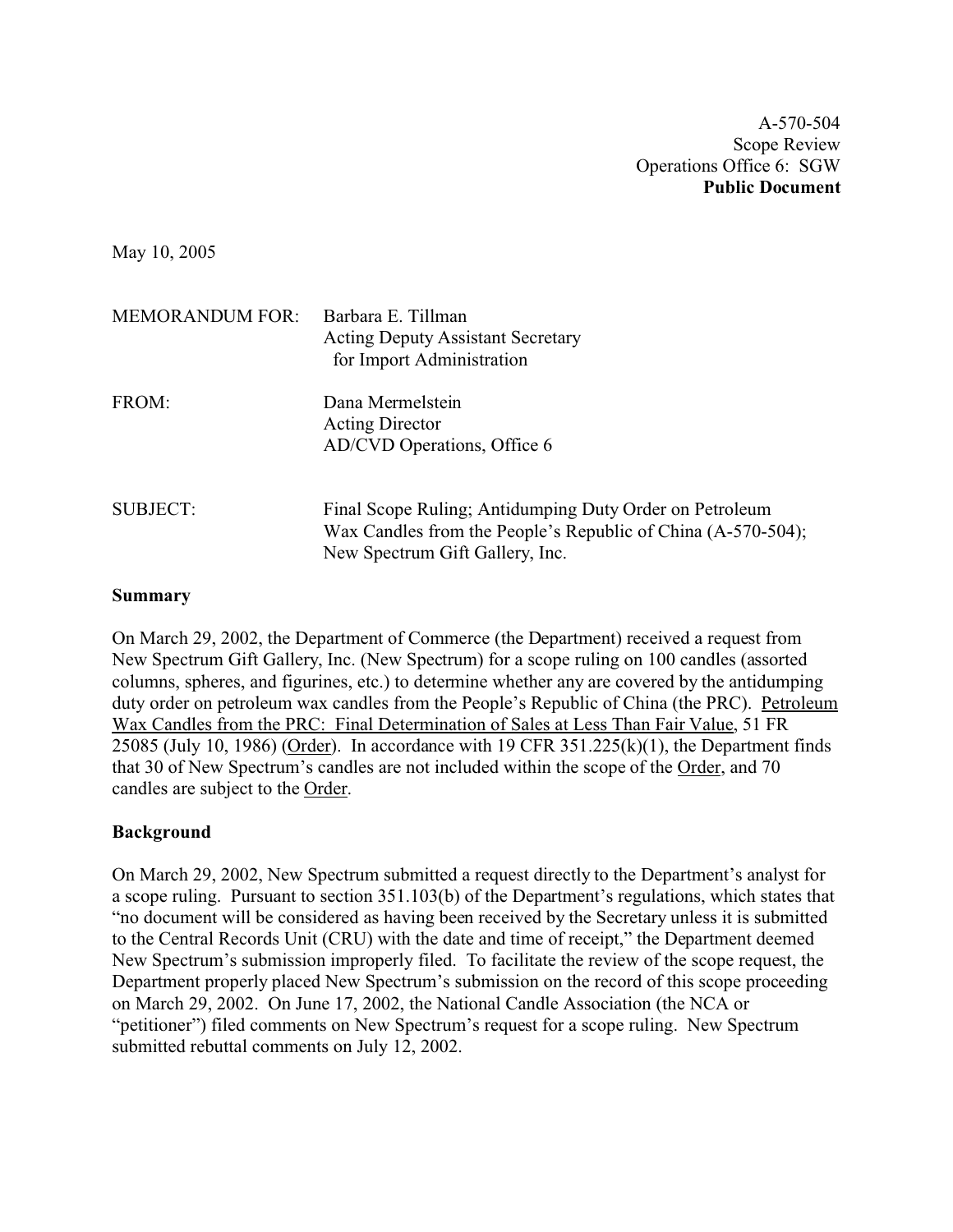A-570-504
Scope Review
Operations Office 6: SGW
**Public Document**

May 10, 2005

| | |
|---|---|
| MEMORANDUM FOR: | Barbara E. Tillman<br>Acting Deputy Assistant Secretary<br>for Import Administration |
| FROM: | Dana Mermelstein<br>Acting Director<br>AD/CVD Operations, Office 6 |
| SUBJECT: | Final Scope Ruling; Antidumping Duty Order on Petroleum Wax Candles from the People's Republic of China (A-570-504); New Spectrum Gift Gallery, Inc. |

**Summary**

On March 29, 2002, the Department of Commerce (the Department) received a request from New Spectrum Gift Gallery, Inc. (New Spectrum) for a scope ruling on 100 candles (assorted columns, spheres, and figurines, etc.) to determine whether any are covered by the antidumping duty order on petroleum wax candles from the People's Republic of China (the PRC). Petroleum Wax Candles from the PRC: Final Determination of Sales at Less Than Fair Value, 51 FR 25085 (July 10, 1986) (Order). In accordance with 19 CFR 351.225(k)(1), the Department finds that 30 of New Spectrum's candles are not included within the scope of the Order, and 70 candles are subject to the Order.

**Background**

On March 29, 2002, New Spectrum submitted a request directly to the Department's analyst for a scope ruling. Pursuant to section 351.103(b) of the Department's regulations, which states that "no document will be considered as having been received by the Secretary unless it is submitted to the Central Records Unit (CRU) with the date and time of receipt," the Department deemed New Spectrum's submission improperly filed. To facilitate the review of the scope request, the Department properly placed New Spectrum's submission on the record of this scope proceeding on March 29, 2002. On June 17, 2002, the National Candle Association (the NCA or "petitioner") filed comments on New Spectrum's request for a scope ruling. New Spectrum submitted rebuttal comments on July 12, 2002.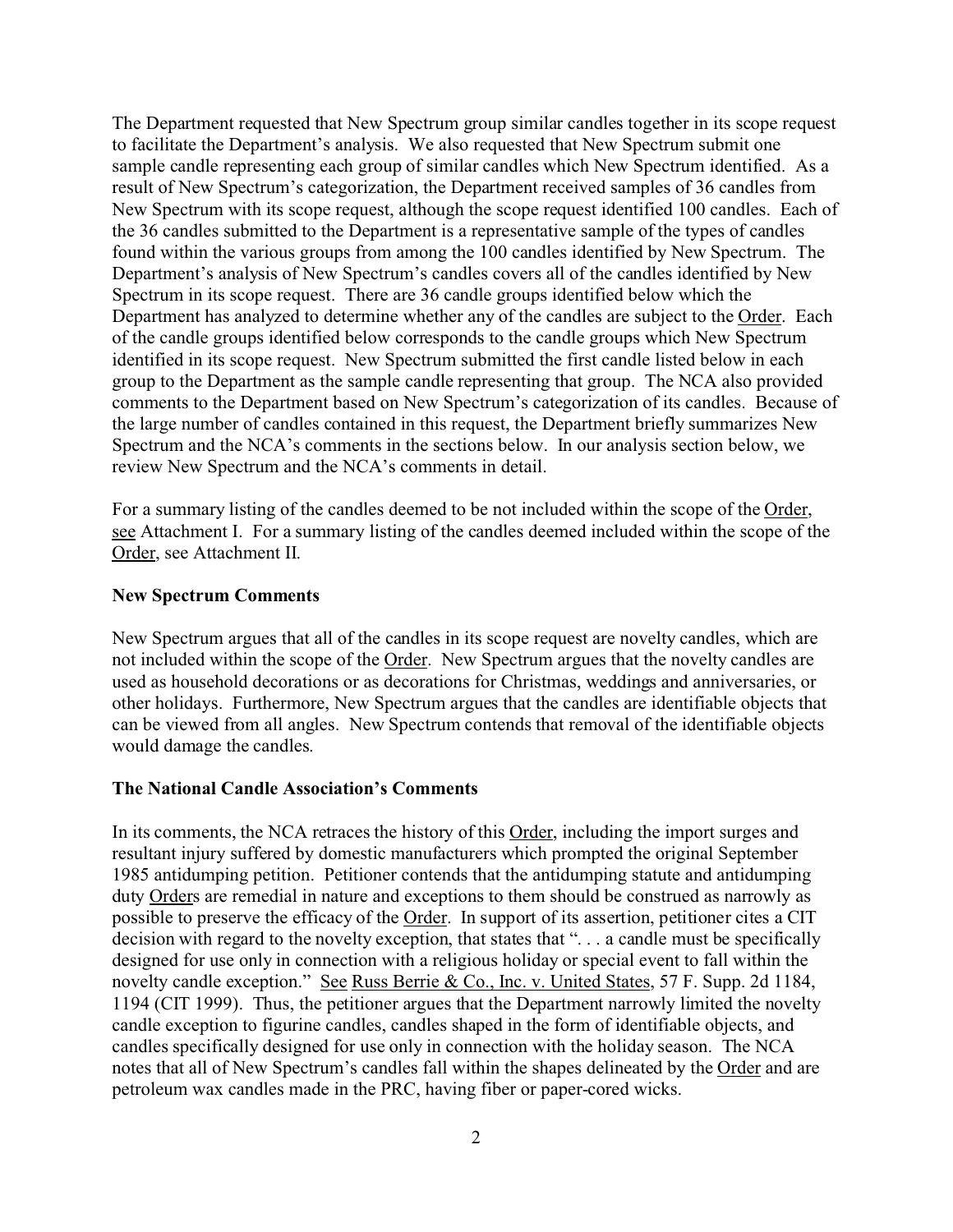The Department requested that New Spectrum group similar candles together in its scope request to facilitate the Department's analysis. We also requested that New Spectrum submit one sample candle representing each group of similar candles which New Spectrum identified. As a result of New Spectrum's categorization, the Department received samples of 36 candles from New Spectrum with its scope request, although the scope request identified 100 candles. Each of the 36 candles submitted to the Department is a representative sample of the types of candles found within the various groups from among the 100 candles identified by New Spectrum. The Department's analysis of New Spectrum's candles covers all of the candles identified by New Spectrum in its scope request. There are 36 candle groups identified below which the Department has analyzed to determine whether any of the candles are subject to the Order. Each of the candle groups identified below corresponds to the candle groups which New Spectrum identified in its scope request. New Spectrum submitted the first candle listed below in each group to the Department as the sample candle representing that group. The NCA also provided comments to the Department based on New Spectrum's categorization of its candles. Because of the large number of candles contained in this request, the Department briefly summarizes New Spectrum and the NCA's comments in the sections below. In our analysis section below, we review New Spectrum and the NCA's comments in detail.

For a summary listing of the candles deemed to be not included within the scope of the Order, see Attachment I. For a summary listing of the candles deemed included within the scope of the Order, see Attachment II.

**New Spectrum Comments**

New Spectrum argues that all of the candles in its scope request are novelty candles, which are not included within the scope of the Order. New Spectrum argues that the novelty candles are used as household decorations or as decorations for Christmas, weddings and anniversaries, or other holidays. Furthermore, New Spectrum argues that the candles are identifiable objects that can be viewed from all angles. New Spectrum contends that removal of the identifiable objects would damage the candles.

**The National Candle Association's Comments**

In its comments, the NCA retraces the history of this Order, including the import surges and resultant injury suffered by domestic manufacturers which prompted the original September 1985 antidumping petition. Petitioner contends that the antidumping statute and antidumping duty Orders are remedial in nature and exceptions to them should be construed as narrowly as possible to preserve the efficacy of the Order. In support of its assertion, petitioner cites a CIT decision with regard to the novelty exception, that states that ". . . a candle must be specifically designed for use only in connection with a religious holiday or special event to fall within the novelty candle exception." See Russ Berrie & Co., Inc. v. United States, 57 F. Supp. 2d 1184, 1194 (CIT 1999). Thus, the petitioner argues that the Department narrowly limited the novelty candle exception to figurine candles, candles shaped in the form of identifiable objects, and candles specifically designed for use only in connection with the holiday season. The NCA notes that all of New Spectrum's candles fall within the shapes delineated by the Order and are petroleum wax candles made in the PRC, having fiber or paper-cored wicks.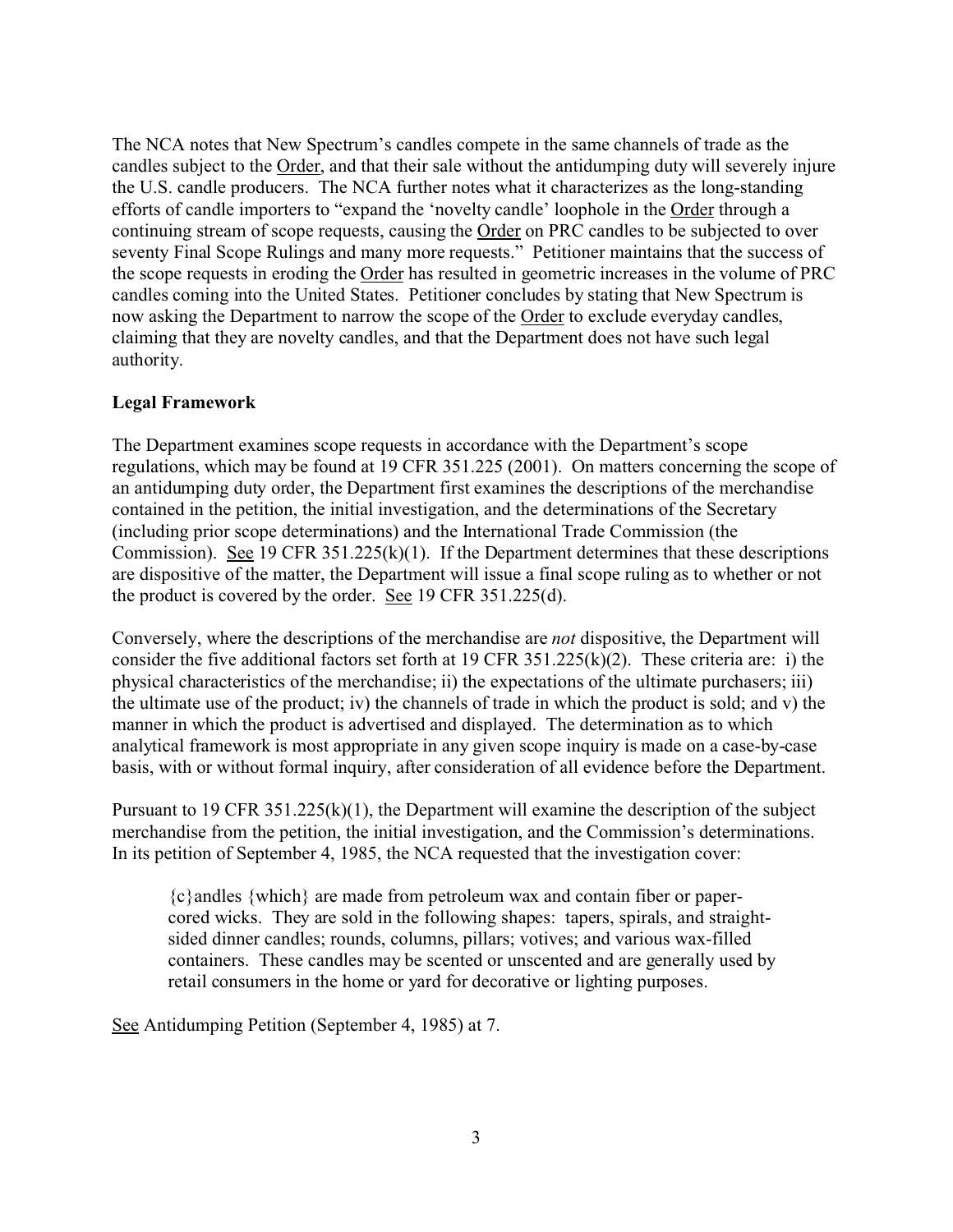The NCA notes that New Spectrum's candles compete in the same channels of trade as the candles subject to the Order, and that their sale without the antidumping duty will severely injure the U.S. candle producers. The NCA further notes what it characterizes as the long-standing efforts of candle importers to "expand the 'novelty candle' loophole in the Order through a continuing stream of scope requests, causing the Order on PRC candles to be subjected to over seventy Final Scope Rulings and many more requests." Petitioner maintains that the success of the scope requests in eroding the Order has resulted in geometric increases in the volume of PRC candles coming into the United States. Petitioner concludes by stating that New Spectrum is now asking the Department to narrow the scope of the Order to exclude everyday candles, claiming that they are novelty candles, and that the Department does not have such legal authority.

**Legal Framework**

The Department examines scope requests in accordance with the Department's scope regulations, which may be found at 19 CFR 351.225 (2001). On matters concerning the scope of an antidumping duty order, the Department first examines the descriptions of the merchandise contained in the petition, the initial investigation, and the determinations of the Secretary (including prior scope determinations) and the International Trade Commission (the Commission). See 19 CFR 351.225(k)(1). If the Department determines that these descriptions are dispositive of the matter, the Department will issue a final scope ruling as to whether or not the product is covered by the order. See 19 CFR 351.225(d).

Conversely, where the descriptions of the merchandise are *not* dispositive, the Department will consider the five additional factors set forth at 19 CFR 351.225(k)(2). These criteria are: i) the physical characteristics of the merchandise; ii) the expectations of the ultimate purchasers; iii) the ultimate use of the product; iv) the channels of trade in which the product is sold; and v) the manner in which the product is advertised and displayed. The determination as to which analytical framework is most appropriate in any given scope inquiry is made on a case-by-case basis, with or without formal inquiry, after consideration of all evidence before the Department.

Pursuant to 19 CFR 351.225(k)(1), the Department will examine the description of the subject merchandise from the petition, the initial investigation, and the Commission's determinations. In its petition of September 4, 1985, the NCA requested that the investigation cover:

> {c}andles {which} are made from petroleum wax and contain fiber or paper-cored wicks. They are sold in the following shapes: tapers, spirals, and straight-sided dinner candles; rounds, columns, pillars; votives; and various wax-filled containers. These candles may be scented or unscented and are generally used by retail consumers in the home or yard for decorative or lighting purposes.

See Antidumping Petition (September 4, 1985) at 7.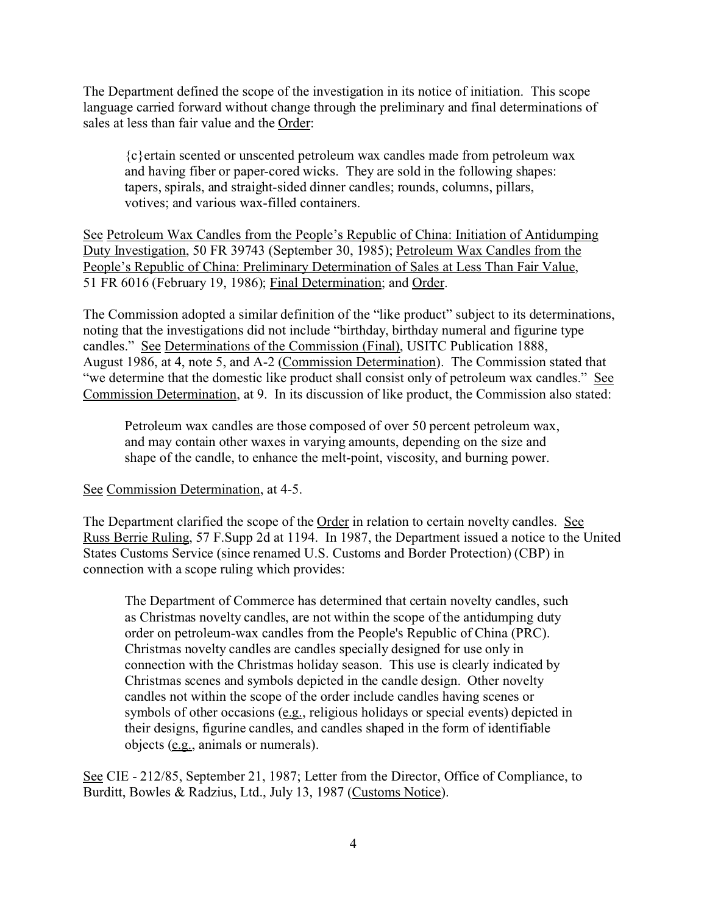The Department defined the scope of the investigation in its notice of initiation. This scope language carried forward without change through the preliminary and final determinations of sales at less than fair value and the Order:

> {c}ertain scented or unscented petroleum wax candles made from petroleum wax and having fiber or paper-cored wicks. They are sold in the following shapes: tapers, spirals, and straight-sided dinner candles; rounds, columns, pillars, votives; and various wax-filled containers.

See Petroleum Wax Candles from the People's Republic of China: Initiation of Antidumping Duty Investigation, 50 FR 39743 (September 30, 1985); Petroleum Wax Candles from the People's Republic of China: Preliminary Determination of Sales at Less Than Fair Value, 51 FR 6016 (February 19, 1986); Final Determination; and Order.

The Commission adopted a similar definition of the "like product" subject to its determinations, noting that the investigations did not include "birthday, birthday numeral and figurine type candles." See Determinations of the Commission (Final), USITC Publication 1888, August 1986, at 4, note 5, and A-2 (Commission Determination). The Commission stated that "we determine that the domestic like product shall consist only of petroleum wax candles." See Commission Determination, at 9. In its discussion of like product, the Commission also stated:

> Petroleum wax candles are those composed of over 50 percent petroleum wax, and may contain other waxes in varying amounts, depending on the size and shape of the candle, to enhance the melt-point, viscosity, and burning power.

See Commission Determination, at 4-5.

The Department clarified the scope of the Order in relation to certain novelty candles. See Russ Berrie Ruling, 57 F.Supp 2d at 1194. In 1987, the Department issued a notice to the United States Customs Service (since renamed U.S. Customs and Border Protection) (CBP) in connection with a scope ruling which provides:

> The Department of Commerce has determined that certain novelty candles, such as Christmas novelty candles, are not within the scope of the antidumping duty order on petroleum-wax candles from the People's Republic of China (PRC). Christmas novelty candles are candles specially designed for use only in connection with the Christmas holiday season. This use is clearly indicated by Christmas scenes and symbols depicted in the candle design. Other novelty candles not within the scope of the order include candles having scenes or symbols of other occasions (e.g., religious holidays or special events) depicted in their designs, figurine candles, and candles shaped in the form of identifiable objects (e.g., animals or numerals).

See CIE - 212/85, September 21, 1987; Letter from the Director, Office of Compliance, to Burditt, Bowles & Radzius, Ltd., July 13, 1987 (Customs Notice).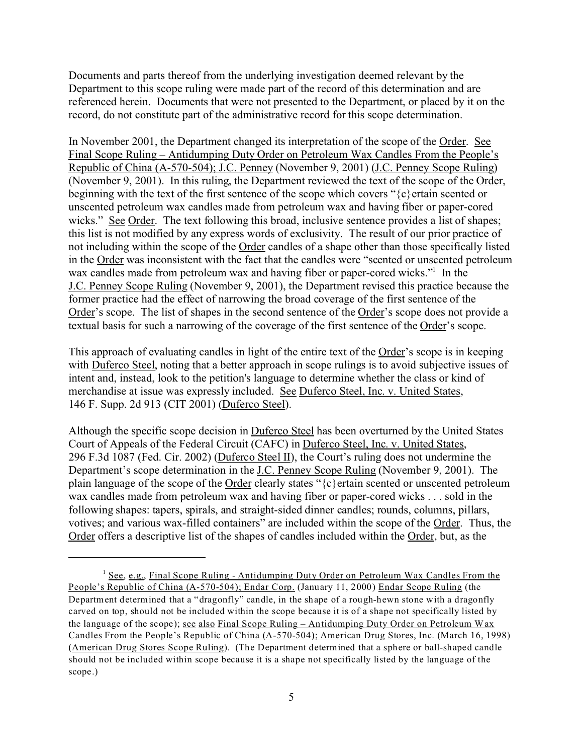Documents and parts thereof from the underlying investigation deemed relevant by the Department to this scope ruling were made part of the record of this determination and are referenced herein. Documents that were not presented to the Department, or placed by it on the record, do not constitute part of the administrative record for this scope determination.

In November 2001, the Department changed its interpretation of the scope of the Order. See Final Scope Ruling – Antidumping Duty Order on Petroleum Wax Candles From the People's Republic of China (A-570-504); J.C. Penney (November 9, 2001) (J.C. Penney Scope Ruling) (November 9, 2001). In this ruling, the Department reviewed the text of the scope of the Order, beginning with the text of the first sentence of the scope which covers "{c}ertain scented or unscented petroleum wax candles made from petroleum wax and having fiber or paper-cored wicks." See Order. The text following this broad, inclusive sentence provides a list of shapes; this list is not modified by any express words of exclusivity. The result of our prior practice of not including within the scope of the Order candles of a shape other than those specifically listed in the Order was inconsistent with the fact that the candles were "scented or unscented petroleum wax candles made from petroleum wax and having fiber or paper-cored wicks."[1] In the J.C. Penney Scope Ruling (November 9, 2001), the Department revised this practice because the former practice had the effect of narrowing the broad coverage of the first sentence of the Order's scope. The list of shapes in the second sentence of the Order's scope does not provide a textual basis for such a narrowing of the coverage of the first sentence of the Order's scope.

This approach of evaluating candles in light of the entire text of the Order's scope is in keeping with Duferco Steel, noting that a better approach in scope rulings is to avoid subjective issues of intent and, instead, look to the petition's language to determine whether the class or kind of merchandise at issue was expressly included. See Duferco Steel, Inc. v. United States, 146 F. Supp. 2d 913 (CIT 2001) (Duferco Steel).

Although the specific scope decision in Duferco Steel has been overturned by the United States Court of Appeals of the Federal Circuit (CAFC) in Duferco Steel, Inc. v. United States, 296 F.3d 1087 (Fed. Cir. 2002) (Duferco Steel II), the Court's ruling does not undermine the Department's scope determination in the J.C. Penney Scope Ruling (November 9, 2001). The plain language of the scope of the Order clearly states "{c}ertain scented or unscented petroleum wax candles made from petroleum wax and having fiber or paper-cored wicks . . . sold in the following shapes: tapers, spirals, and straight-sided dinner candles; rounds, columns, pillars, votives; and various wax-filled containers" are included within the scope of the Order. Thus, the Order offers a descriptive list of the shapes of candles included within the Order, but, as the

---

[1] See, e.g., Final Scope Ruling - Antidumping Duty Order on Petroleum Wax Candles From the People's Republic of China (A-570-504); Endar Corp. (January 11, 2000) Endar Scope Ruling (the Department determined that a "dragonfly" candle, in the shape of a rough-hewn stone with a dragonfly carved on top, should not be included within the scope because it is of a shape not specifically listed by the language of the scope); see also Final Scope Ruling – Antidumping Duty Order on Petroleum Wax Candles From the People's Republic of China (A-570-504); American Drug Stores, Inc. (March 16, 1998) (American Drug Stores Scope Ruling). (The Department determined that a sphere or ball-shaped candle should not be included within scope because it is a shape not specifically listed by the language of the scope.)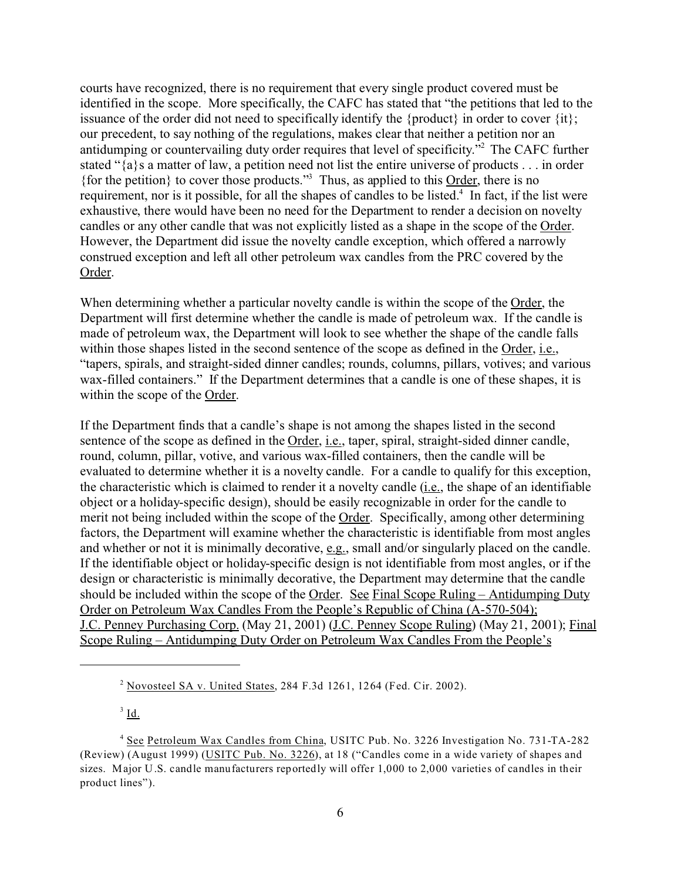courts have recognized, there is no requirement that every single product covered must be identified in the scope. More specifically, the CAFC has stated that "the petitions that led to the issuance of the order did not need to specifically identify the {product} in order to cover {it}; our precedent, to say nothing of the regulations, makes clear that neither a petition nor an antidumping or countervailing duty order requires that level of specificity."[2] The CAFC further stated "{a}s a matter of law, a petition need not list the entire universe of products . . . in order {for the petition} to cover those products."[3] Thus, as applied to this Order, there is no requirement, nor is it possible, for all the shapes of candles to be listed.[4] In fact, if the list were exhaustive, there would have been no need for the Department to render a decision on novelty candles or any other candle that was not explicitly listed as a shape in the scope of the Order. However, the Department did issue the novelty candle exception, which offered a narrowly construed exception and left all other petroleum wax candles from the PRC covered by the Order.

When determining whether a particular novelty candle is within the scope of the Order, the Department will first determine whether the candle is made of petroleum wax. If the candle is made of petroleum wax, the Department will look to see whether the shape of the candle falls within those shapes listed in the second sentence of the scope as defined in the Order, i.e., "tapers, spirals, and straight-sided dinner candles; rounds, columns, pillars, votives; and various wax-filled containers." If the Department determines that a candle is one of these shapes, it is within the scope of the Order.

If the Department finds that a candle's shape is not among the shapes listed in the second sentence of the scope as defined in the Order, i.e., taper, spiral, straight-sided dinner candle, round, column, pillar, votive, and various wax-filled containers, then the candle will be evaluated to determine whether it is a novelty candle. For a candle to qualify for this exception, the characteristic which is claimed to render it a novelty candle (i.e., the shape of an identifiable object or a holiday-specific design), should be easily recognizable in order for the candle to merit not being included within the scope of the Order. Specifically, among other determining factors, the Department will examine whether the characteristic is identifiable from most angles and whether or not it is minimally decorative, e.g., small and/or singularly placed on the candle. If the identifiable object or holiday-specific design is not identifiable from most angles, or if the design or characteristic is minimally decorative, the Department may determine that the candle should be included within the scope of the Order. See Final Scope Ruling – Antidumping Duty Order on Petroleum Wax Candles From the People's Republic of China (A-570-504); J.C. Penney Purchasing Corp. (May 21, 2001) (J.C. Penney Scope Ruling) (May 21, 2001); Final Scope Ruling – Antidumping Duty Order on Petroleum Wax Candles From the People's

---

[2] Novosteel SA v. United States, 284 F.3d 1261, 1264 (Fed. Cir. 2002).

[3] Id.

[4] See Petroleum Wax Candles from China, USITC Pub. No. 3226 Investigation No. 731-TA-282 (Review) (August 1999) (USITC Pub. No. 3226), at 18 ("Candles come in a wide variety of shapes and sizes. Major U.S. candle manufacturers reportedly will offer 1,000 to 2,000 varieties of candles in their product lines").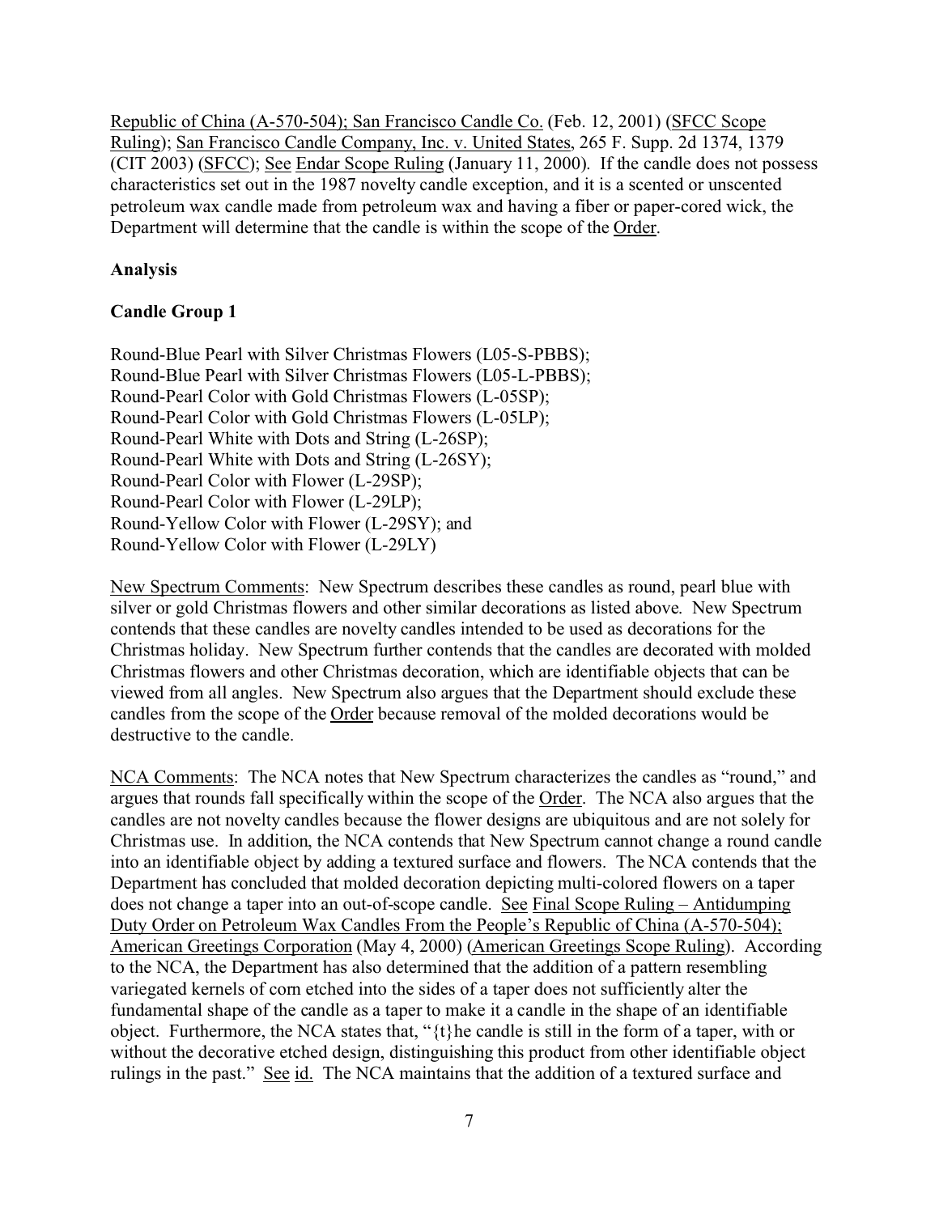Republic of China (A-570-504); San Francisco Candle Co. (Feb. 12, 2001) (SFCC Scope Ruling); San Francisco Candle Company, Inc. v. United States, 265 F. Supp. 2d 1374, 1379 (CIT 2003) (SFCC); See Endar Scope Ruling (January 11, 2000). If the candle does not possess characteristics set out in the 1987 novelty candle exception, and it is a scented or unscented petroleum wax candle made from petroleum wax and having a fiber or paper-cored wick, the Department will determine that the candle is within the scope of the Order.

**Analysis**

**Candle Group 1**

Round-Blue Pearl with Silver Christmas Flowers (L05-S-PBBS);
Round-Blue Pearl with Silver Christmas Flowers (L05-L-PBBS);
Round-Pearl Color with Gold Christmas Flowers (L-05SP);
Round-Pearl Color with Gold Christmas Flowers (L-05LP);
Round-Pearl White with Dots and String (L-26SP);
Round-Pearl White with Dots and String (L-26SY);
Round-Pearl Color with Flower (L-29SP);
Round-Pearl Color with Flower (L-29LP);
Round-Yellow Color with Flower (L-29SY); and
Round-Yellow Color with Flower (L-29LY)

New Spectrum Comments: New Spectrum describes these candles as round, pearl blue with silver or gold Christmas flowers and other similar decorations as listed above. New Spectrum contends that these candles are novelty candles intended to be used as decorations for the Christmas holiday. New Spectrum further contends that the candles are decorated with molded Christmas flowers and other Christmas decoration, which are identifiable objects that can be viewed from all angles. New Spectrum also argues that the Department should exclude these candles from the scope of the Order because removal of the molded decorations would be destructive to the candle.

NCA Comments: The NCA notes that New Spectrum characterizes the candles as "round," and argues that rounds fall specifically within the scope of the Order. The NCA also argues that the candles are not novelty candles because the flower designs are ubiquitous and are not solely for Christmas use. In addition, the NCA contends that New Spectrum cannot change a round candle into an identifiable object by adding a textured surface and flowers. The NCA contends that the Department has concluded that molded decoration depicting multi-colored flowers on a taper does not change a taper into an out-of-scope candle. See Final Scope Ruling – Antidumping Duty Order on Petroleum Wax Candles From the People's Republic of China (A-570-504); American Greetings Corporation (May 4, 2000) (American Greetings Scope Ruling). According to the NCA, the Department has also determined that the addition of a pattern resembling variegated kernels of corn etched into the sides of a taper does not sufficiently alter the fundamental shape of the candle as a taper to make it a candle in the shape of an identifiable object. Furthermore, the NCA states that, "{t}he candle is still in the form of a taper, with or without the decorative etched design, distinguishing this product from other identifiable object rulings in the past." See id. The NCA maintains that the addition of a textured surface and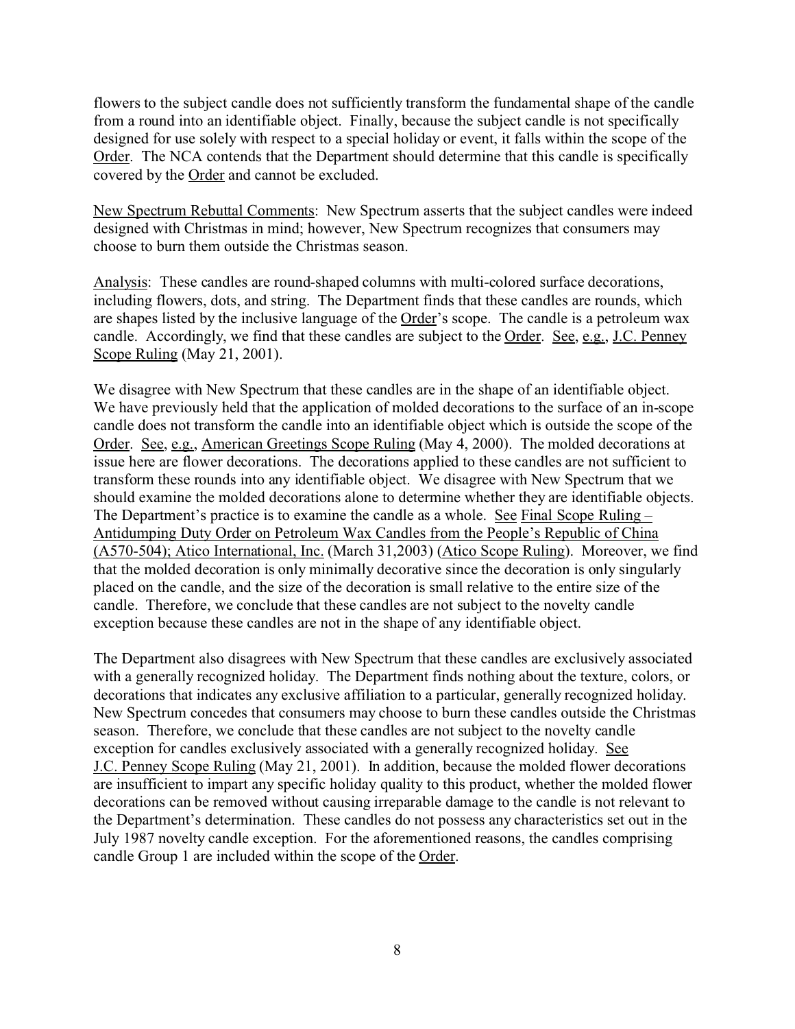flowers to the subject candle does not sufficiently transform the fundamental shape of the candle from a round into an identifiable object. Finally, because the subject candle is not specifically designed for use solely with respect to a special holiday or event, it falls within the scope of the Order. The NCA contends that the Department should determine that this candle is specifically covered by the Order and cannot be excluded.

New Spectrum Rebuttal Comments: New Spectrum asserts that the subject candles were indeed designed with Christmas in mind; however, New Spectrum recognizes that consumers may choose to burn them outside the Christmas season.

Analysis: These candles are round-shaped columns with multi-colored surface decorations, including flowers, dots, and string. The Department finds that these candles are rounds, which are shapes listed by the inclusive language of the Order's scope. The candle is a petroleum wax candle. Accordingly, we find that these candles are subject to the Order. See, e.g., J.C. Penney Scope Ruling (May 21, 2001).

We disagree with New Spectrum that these candles are in the shape of an identifiable object. We have previously held that the application of molded decorations to the surface of an in-scope candle does not transform the candle into an identifiable object which is outside the scope of the Order. See, e.g., American Greetings Scope Ruling (May 4, 2000). The molded decorations at issue here are flower decorations. The decorations applied to these candles are not sufficient to transform these rounds into any identifiable object. We disagree with New Spectrum that we should examine the molded decorations alone to determine whether they are identifiable objects. The Department's practice is to examine the candle as a whole. See Final Scope Ruling – Antidumping Duty Order on Petroleum Wax Candles from the People's Republic of China (A570-504); Atico International, Inc. (March 31,2003) (Atico Scope Ruling). Moreover, we find that the molded decoration is only minimally decorative since the decoration is only singularly placed on the candle, and the size of the decoration is small relative to the entire size of the candle. Therefore, we conclude that these candles are not subject to the novelty candle exception because these candles are not in the shape of any identifiable object.

The Department also disagrees with New Spectrum that these candles are exclusively associated with a generally recognized holiday. The Department finds nothing about the texture, colors, or decorations that indicates any exclusive affiliation to a particular, generally recognized holiday. New Spectrum concedes that consumers may choose to burn these candles outside the Christmas season. Therefore, we conclude that these candles are not subject to the novelty candle exception for candles exclusively associated with a generally recognized holiday. See J.C. Penney Scope Ruling (May 21, 2001). In addition, because the molded flower decorations are insufficient to impart any specific holiday quality to this product, whether the molded flower decorations can be removed without causing irreparable damage to the candle is not relevant to the Department's determination. These candles do not possess any characteristics set out in the July 1987 novelty candle exception. For the aforementioned reasons, the candles comprising candle Group 1 are included within the scope of the Order.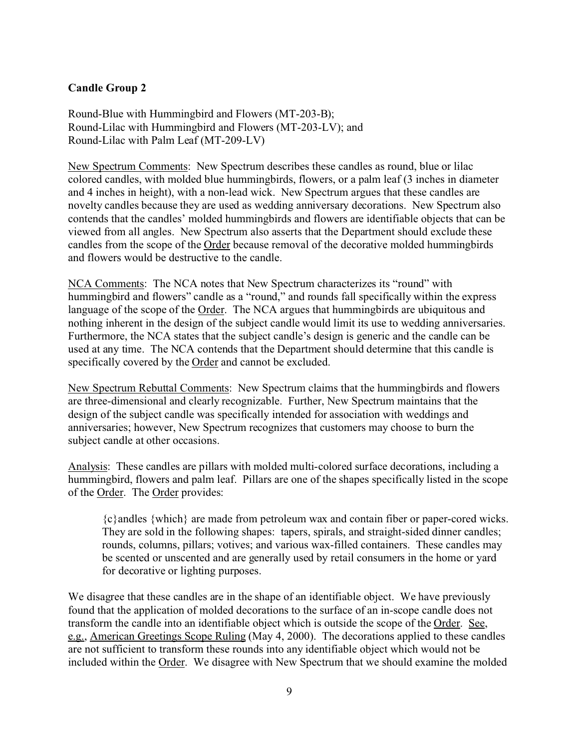**Candle Group 2**

Round-Blue with Hummingbird and Flowers (MT-203-B);
Round-Lilac with Hummingbird and Flowers (MT-203-LV); and
Round-Lilac with Palm Leaf (MT-209-LV)

New Spectrum Comments: New Spectrum describes these candles as round, blue or lilac colored candles, with molded blue hummingbirds, flowers, or a palm leaf (3 inches in diameter and 4 inches in height), with a non-lead wick. New Spectrum argues that these candles are novelty candles because they are used as wedding anniversary decorations. New Spectrum also contends that the candles' molded hummingbirds and flowers are identifiable objects that can be viewed from all angles. New Spectrum also asserts that the Department should exclude these candles from the scope of the Order because removal of the decorative molded hummingbirds and flowers would be destructive to the candle.

NCA Comments: The NCA notes that New Spectrum characterizes its "round" with hummingbird and flowers" candle as a "round," and rounds fall specifically within the express language of the scope of the Order. The NCA argues that hummingbirds are ubiquitous and nothing inherent in the design of the subject candle would limit its use to wedding anniversaries. Furthermore, the NCA states that the subject candle's design is generic and the candle can be used at any time. The NCA contends that the Department should determine that this candle is specifically covered by the Order and cannot be excluded.

New Spectrum Rebuttal Comments: New Spectrum claims that the hummingbirds and flowers are three-dimensional and clearly recognizable. Further, New Spectrum maintains that the design of the subject candle was specifically intended for association with weddings and anniversaries; however, New Spectrum recognizes that customers may choose to burn the subject candle at other occasions.

Analysis: These candles are pillars with molded multi-colored surface decorations, including a hummingbird, flowers and palm leaf. Pillars are one of the shapes specifically listed in the scope of the Order. The Order provides:

> {c}andles {which} are made from petroleum wax and contain fiber or paper-cored wicks. They are sold in the following shapes: tapers, spirals, and straight-sided dinner candles; rounds, columns, pillars; votives; and various wax-filled containers. These candles may be scented or unscented and are generally used by retail consumers in the home or yard for decorative or lighting purposes.

We disagree that these candles are in the shape of an identifiable object. We have previously found that the application of molded decorations to the surface of an in-scope candle does not transform the candle into an identifiable object which is outside the scope of the Order. See, e.g., American Greetings Scope Ruling (May 4, 2000). The decorations applied to these candles are not sufficient to transform these rounds into any identifiable object which would not be included within the Order. We disagree with New Spectrum that we should examine the molded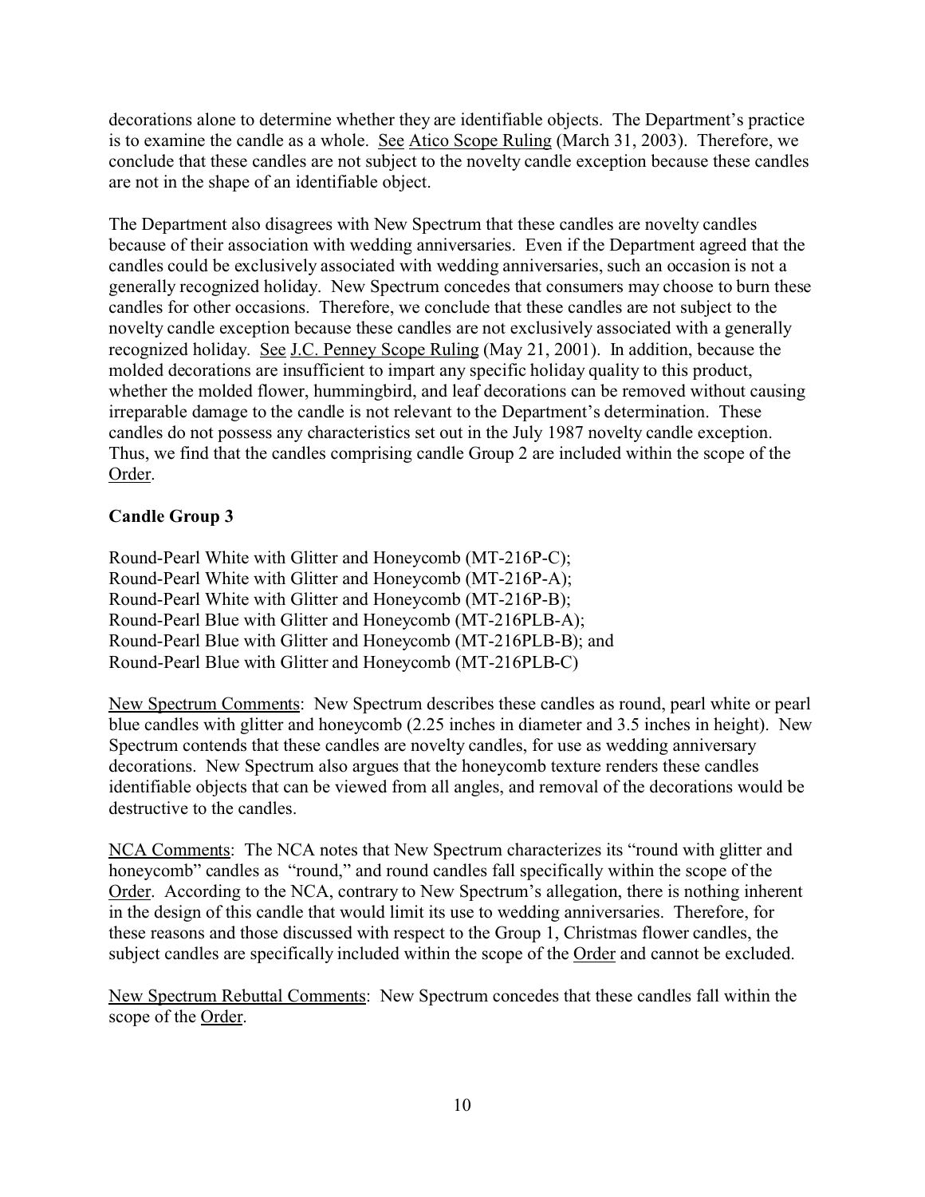decorations alone to determine whether they are identifiable objects. The Department's practice is to examine the candle as a whole. See Atico Scope Ruling (March 31, 2003). Therefore, we conclude that these candles are not subject to the novelty candle exception because these candles are not in the shape of an identifiable object.

The Department also disagrees with New Spectrum that these candles are novelty candles because of their association with wedding anniversaries. Even if the Department agreed that the candles could be exclusively associated with wedding anniversaries, such an occasion is not a generally recognized holiday. New Spectrum concedes that consumers may choose to burn these candles for other occasions. Therefore, we conclude that these candles are not subject to the novelty candle exception because these candles are not exclusively associated with a generally recognized holiday. See J.C. Penney Scope Ruling (May 21, 2001). In addition, because the molded decorations are insufficient to impart any specific holiday quality to this product, whether the molded flower, hummingbird, and leaf decorations can be removed without causing irreparable damage to the candle is not relevant to the Department's determination. These candles do not possess any characteristics set out in the July 1987 novelty candle exception. Thus, we find that the candles comprising candle Group 2 are included within the scope of the Order.

**Candle Group 3**

Round-Pearl White with Glitter and Honeycomb (MT-216P-C);
Round-Pearl White with Glitter and Honeycomb (MT-216P-A);
Round-Pearl White with Glitter and Honeycomb (MT-216P-B);
Round-Pearl Blue with Glitter and Honeycomb (MT-216PLB-A);
Round-Pearl Blue with Glitter and Honeycomb (MT-216PLB-B); and
Round-Pearl Blue with Glitter and Honeycomb (MT-216PLB-C)

New Spectrum Comments: New Spectrum describes these candles as round, pearl white or pearl blue candles with glitter and honeycomb (2.25 inches in diameter and 3.5 inches in height). New Spectrum contends that these candles are novelty candles, for use as wedding anniversary decorations. New Spectrum also argues that the honeycomb texture renders these candles identifiable objects that can be viewed from all angles, and removal of the decorations would be destructive to the candles.

NCA Comments: The NCA notes that New Spectrum characterizes its "round with glitter and honeycomb" candles as "round," and round candles fall specifically within the scope of the Order. According to the NCA, contrary to New Spectrum's allegation, there is nothing inherent in the design of this candle that would limit its use to wedding anniversaries. Therefore, for these reasons and those discussed with respect to the Group 1, Christmas flower candles, the subject candles are specifically included within the scope of the Order and cannot be excluded.

New Spectrum Rebuttal Comments: New Spectrum concedes that these candles fall within the scope of the Order.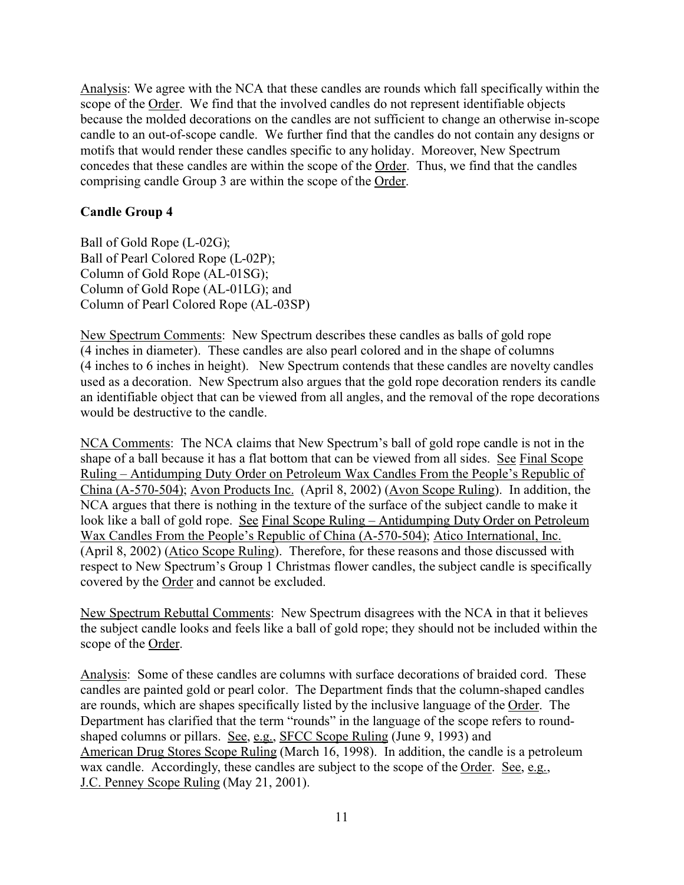Analysis: We agree with the NCA that these candles are rounds which fall specifically within the scope of the Order. We find that the involved candles do not represent identifiable objects because the molded decorations on the candles are not sufficient to change an otherwise in-scope candle to an out-of-scope candle. We further find that the candles do not contain any designs or motifs that would render these candles specific to any holiday. Moreover, New Spectrum concedes that these candles are within the scope of the Order. Thus, we find that the candles comprising candle Group 3 are within the scope of the Order.

**Candle Group 4**

Ball of Gold Rope (L-02G);
Ball of Pearl Colored Rope (L-02P);
Column of Gold Rope (AL-01SG);
Column of Gold Rope (AL-01LG); and
Column of Pearl Colored Rope (AL-03SP)

New Spectrum Comments: New Spectrum describes these candles as balls of gold rope (4 inches in diameter). These candles are also pearl colored and in the shape of columns (4 inches to 6 inches in height). New Spectrum contends that these candles are novelty candles used as a decoration. New Spectrum also argues that the gold rope decoration renders its candle an identifiable object that can be viewed from all angles, and the removal of the rope decorations would be destructive to the candle.

NCA Comments: The NCA claims that New Spectrum's ball of gold rope candle is not in the shape of a ball because it has a flat bottom that can be viewed from all sides. See Final Scope Ruling – Antidumping Duty Order on Petroleum Wax Candles From the People's Republic of China (A-570-504); Avon Products Inc. (April 8, 2002) (Avon Scope Ruling). In addition, the NCA argues that there is nothing in the texture of the surface of the subject candle to make it look like a ball of gold rope. See Final Scope Ruling – Antidumping Duty Order on Petroleum Wax Candles From the People's Republic of China (A-570-504); Atico International, Inc. (April 8, 2002) (Atico Scope Ruling). Therefore, for these reasons and those discussed with respect to New Spectrum's Group 1 Christmas flower candles, the subject candle is specifically covered by the Order and cannot be excluded.

New Spectrum Rebuttal Comments: New Spectrum disagrees with the NCA in that it believes the subject candle looks and feels like a ball of gold rope; they should not be included within the scope of the Order.

Analysis: Some of these candles are columns with surface decorations of braided cord. These candles are painted gold or pearl color. The Department finds that the column-shaped candles are rounds, which are shapes specifically listed by the inclusive language of the Order. The Department has clarified that the term "rounds" in the language of the scope refers to round-shaped columns or pillars. See, e.g., SFCC Scope Ruling (June 9, 1993) and American Drug Stores Scope Ruling (March 16, 1998). In addition, the candle is a petroleum wax candle. Accordingly, these candles are subject to the scope of the Order. See, e.g., J.C. Penney Scope Ruling (May 21, 2001).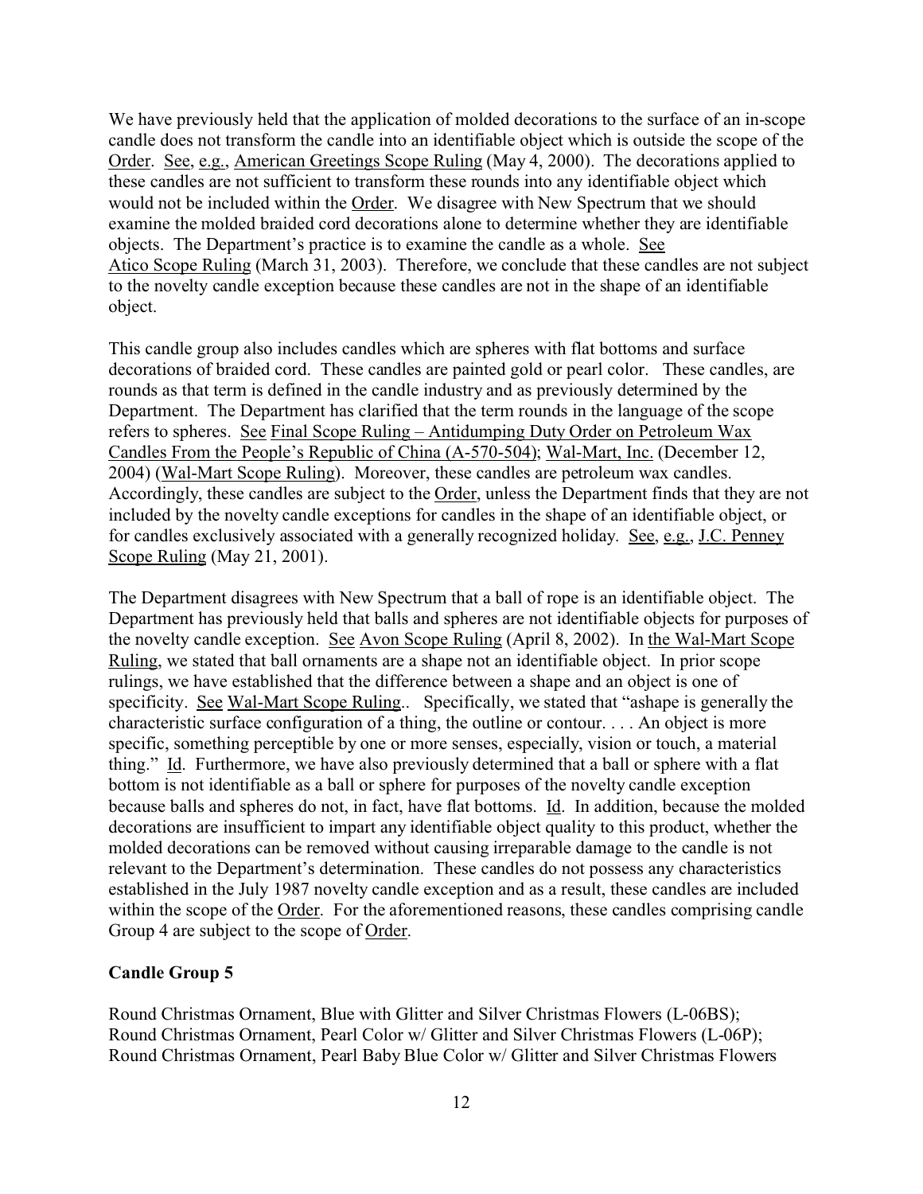We have previously held that the application of molded decorations to the surface of an in-scope candle does not transform the candle into an identifiable object which is outside the scope of the Order. See, e.g., American Greetings Scope Ruling (May 4, 2000). The decorations applied to these candles are not sufficient to transform these rounds into any identifiable object which would not be included within the Order. We disagree with New Spectrum that we should examine the molded braided cord decorations alone to determine whether they are identifiable objects. The Department's practice is to examine the candle as a whole. See Atico Scope Ruling (March 31, 2003). Therefore, we conclude that these candles are not subject to the novelty candle exception because these candles are not in the shape of an identifiable object.

This candle group also includes candles which are spheres with flat bottoms and surface decorations of braided cord. These candles are painted gold or pearl color. These candles, are rounds as that term is defined in the candle industry and as previously determined by the Department. The Department has clarified that the term rounds in the language of the scope refers to spheres. See Final Scope Ruling – Antidumping Duty Order on Petroleum Wax Candles From the People's Republic of China (A-570-504); Wal-Mart, Inc. (December 12, 2004) (Wal-Mart Scope Ruling). Moreover, these candles are petroleum wax candles. Accordingly, these candles are subject to the Order, unless the Department finds that they are not included by the novelty candle exceptions for candles in the shape of an identifiable object, or for candles exclusively associated with a generally recognized holiday. See, e.g., J.C. Penney Scope Ruling (May 21, 2001).

The Department disagrees with New Spectrum that a ball of rope is an identifiable object. The Department has previously held that balls and spheres are not identifiable objects for purposes of the novelty candle exception. See Avon Scope Ruling (April 8, 2002). In the Wal-Mart Scope Ruling, we stated that ball ornaments are a shape not an identifiable object. In prior scope rulings, we have established that the difference between a shape and an object is one of specificity. See Wal-Mart Scope Ruling.. Specifically, we stated that "ashape is generally the characteristic surface configuration of a thing, the outline or contour. . . . An object is more specific, something perceptible by one or more senses, especially, vision or touch, a material thing." Id. Furthermore, we have also previously determined that a ball or sphere with a flat bottom is not identifiable as a ball or sphere for purposes of the novelty candle exception because balls and spheres do not, in fact, have flat bottoms. Id. In addition, because the molded decorations are insufficient to impart any identifiable object quality to this product, whether the molded decorations can be removed without causing irreparable damage to the candle is not relevant to the Department's determination. These candles do not possess any characteristics established in the July 1987 novelty candle exception and as a result, these candles are included within the scope of the Order. For the aforementioned reasons, these candles comprising candle Group 4 are subject to the scope of Order.

**Candle Group 5**

Round Christmas Ornament, Blue with Glitter and Silver Christmas Flowers (L-06BS);
Round Christmas Ornament, Pearl Color w/ Glitter and Silver Christmas Flowers (L-06P);
Round Christmas Ornament, Pearl Baby Blue Color w/ Glitter and Silver Christmas Flowers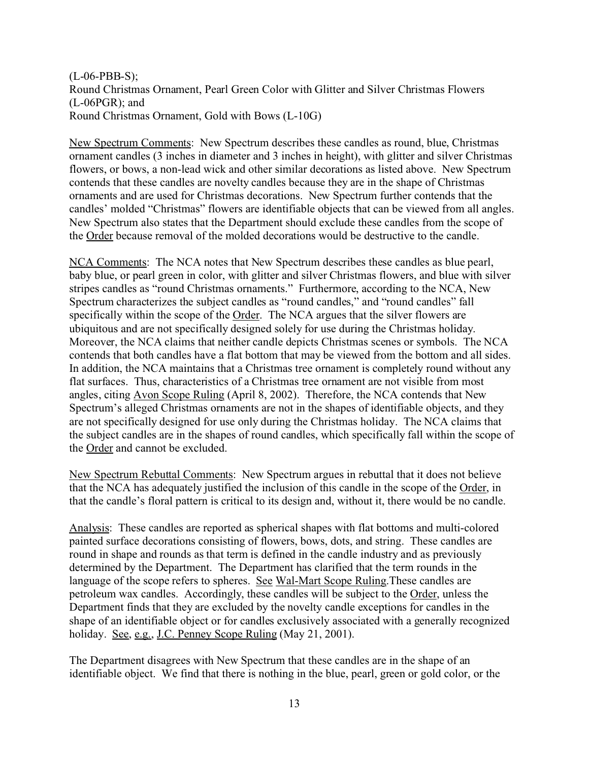(L-06-PBB-S);
Round Christmas Ornament, Pearl Green Color with Glitter and Silver Christmas Flowers (L-06PGR); and
Round Christmas Ornament, Gold with Bows (L-10G)

New Spectrum Comments: New Spectrum describes these candles as round, blue, Christmas ornament candles (3 inches in diameter and 3 inches in height), with glitter and silver Christmas flowers, or bows, a non-lead wick and other similar decorations as listed above. New Spectrum contends that these candles are novelty candles because they are in the shape of Christmas ornaments and are used for Christmas decorations. New Spectrum further contends that the candles' molded "Christmas" flowers are identifiable objects that can be viewed from all angles. New Spectrum also states that the Department should exclude these candles from the scope of the Order because removal of the molded decorations would be destructive to the candle.

NCA Comments: The NCA notes that New Spectrum describes these candles as blue pearl, baby blue, or pearl green in color, with glitter and silver Christmas flowers, and blue with silver stripes candles as "round Christmas ornaments." Furthermore, according to the NCA, New Spectrum characterizes the subject candles as "round candles," and "round candles" fall specifically within the scope of the Order. The NCA argues that the silver flowers are ubiquitous and are not specifically designed solely for use during the Christmas holiday. Moreover, the NCA claims that neither candle depicts Christmas scenes or symbols. The NCA contends that both candles have a flat bottom that may be viewed from the bottom and all sides. In addition, the NCA maintains that a Christmas tree ornament is completely round without any flat surfaces. Thus, characteristics of a Christmas tree ornament are not visible from most angles, citing Avon Scope Ruling (April 8, 2002). Therefore, the NCA contends that New Spectrum's alleged Christmas ornaments are not in the shapes of identifiable objects, and they are not specifically designed for use only during the Christmas holiday. The NCA claims that the subject candles are in the shapes of round candles, which specifically fall within the scope of the Order and cannot be excluded.

New Spectrum Rebuttal Comments: New Spectrum argues in rebuttal that it does not believe that the NCA has adequately justified the inclusion of this candle in the scope of the Order, in that the candle's floral pattern is critical to its design and, without it, there would be no candle.

Analysis: These candles are reported as spherical shapes with flat bottoms and multi-colored painted surface decorations consisting of flowers, bows, dots, and string. These candles are round in shape and rounds as that term is defined in the candle industry and as previously determined by the Department. The Department has clarified that the term rounds in the language of the scope refers to spheres. See Wal-Mart Scope Ruling.These candles are petroleum wax candles. Accordingly, these candles will be subject to the Order, unless the Department finds that they are excluded by the novelty candle exceptions for candles in the shape of an identifiable object or for candles exclusively associated with a generally recognized holiday. See, e.g., J.C. Penney Scope Ruling (May 21, 2001).

The Department disagrees with New Spectrum that these candles are in the shape of an identifiable object. We find that there is nothing in the blue, pearl, green or gold color, or the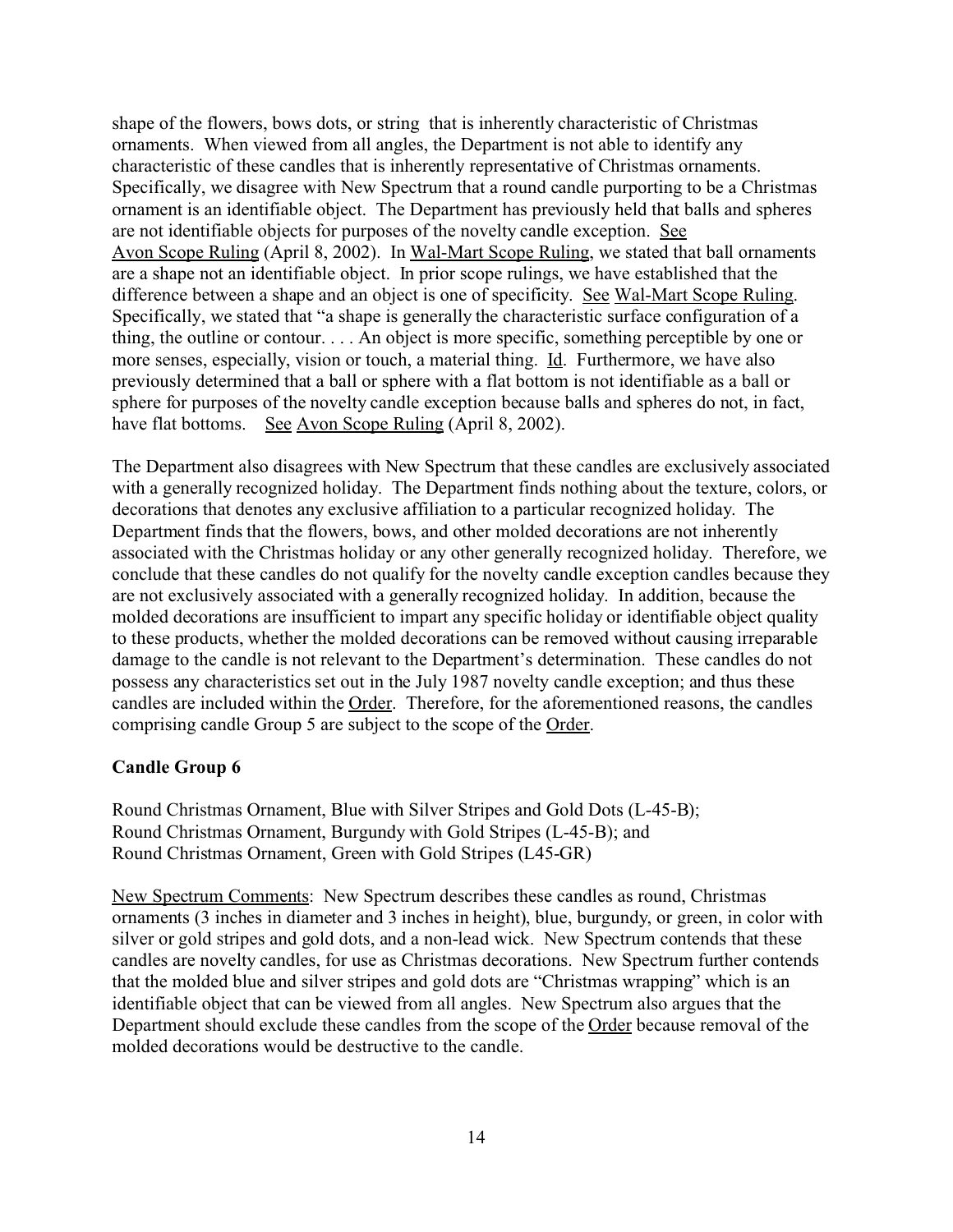shape of the flowers, bows dots, or string that is inherently characteristic of Christmas ornaments. When viewed from all angles, the Department is not able to identify any characteristic of these candles that is inherently representative of Christmas ornaments. Specifically, we disagree with New Spectrum that a round candle purporting to be a Christmas ornament is an identifiable object. The Department has previously held that balls and spheres are not identifiable objects for purposes of the novelty candle exception. See Avon Scope Ruling (April 8, 2002). In Wal-Mart Scope Ruling, we stated that ball ornaments are a shape not an identifiable object. In prior scope rulings, we have established that the difference between a shape and an object is one of specificity. See Wal-Mart Scope Ruling. Specifically, we stated that "a shape is generally the characteristic surface configuration of a thing, the outline or contour. . . . An object is more specific, something perceptible by one or more senses, especially, vision or touch, a material thing. Id. Furthermore, we have also previously determined that a ball or sphere with a flat bottom is not identifiable as a ball or sphere for purposes of the novelty candle exception because balls and spheres do not, in fact, have flat bottoms. See Avon Scope Ruling (April 8, 2002).

The Department also disagrees with New Spectrum that these candles are exclusively associated with a generally recognized holiday. The Department finds nothing about the texture, colors, or decorations that denotes any exclusive affiliation to a particular recognized holiday. The Department finds that the flowers, bows, and other molded decorations are not inherently associated with the Christmas holiday or any other generally recognized holiday. Therefore, we conclude that these candles do not qualify for the novelty candle exception candles because they are not exclusively associated with a generally recognized holiday. In addition, because the molded decorations are insufficient to impart any specific holiday or identifiable object quality to these products, whether the molded decorations can be removed without causing irreparable damage to the candle is not relevant to the Department's determination. These candles do not possess any characteristics set out in the July 1987 novelty candle exception; and thus these candles are included within the Order. Therefore, for the aforementioned reasons, the candles comprising candle Group 5 are subject to the scope of the Order.

**Candle Group 6**

Round Christmas Ornament, Blue with Silver Stripes and Gold Dots (L-45-B);
Round Christmas Ornament, Burgundy with Gold Stripes (L-45-B); and
Round Christmas Ornament, Green with Gold Stripes (L45-GR)

New Spectrum Comments: New Spectrum describes these candles as round, Christmas ornaments (3 inches in diameter and 3 inches in height), blue, burgundy, or green, in color with silver or gold stripes and gold dots, and a non-lead wick. New Spectrum contends that these candles are novelty candles, for use as Christmas decorations. New Spectrum further contends that the molded blue and silver stripes and gold dots are "Christmas wrapping" which is an identifiable object that can be viewed from all angles. New Spectrum also argues that the Department should exclude these candles from the scope of the Order because removal of the molded decorations would be destructive to the candle.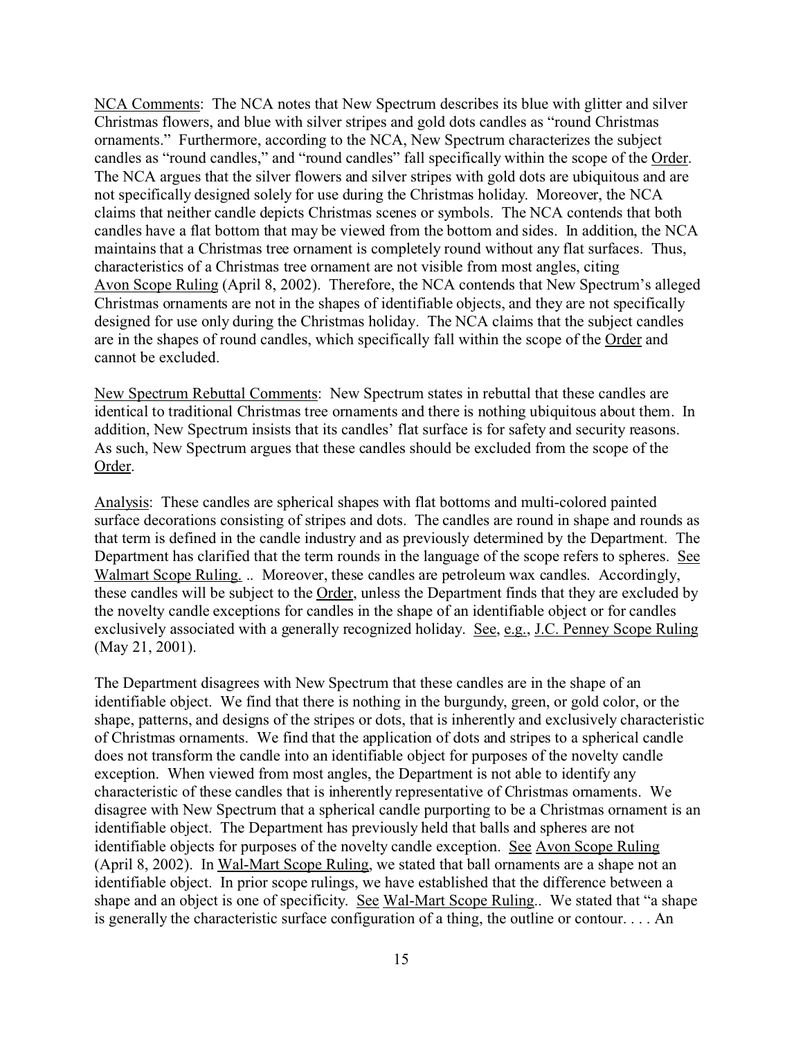<u>NCA Comments</u>: The NCA notes that New Spectrum describes its blue with glitter and silver Christmas flowers, and blue with silver stripes and gold dots candles as "round Christmas ornaments." Furthermore, according to the NCA, New Spectrum characterizes the subject candles as "round candles," and "round candles" fall specifically within the scope of the <u>Order</u>. The NCA argues that the silver flowers and silver stripes with gold dots are ubiquitous and are not specifically designed solely for use during the Christmas holiday. Moreover, the NCA claims that neither candle depicts Christmas scenes or symbols. The NCA contends that both candles have a flat bottom that may be viewed from the bottom and sides. In addition, the NCA maintains that a Christmas tree ornament is completely round without any flat surfaces. Thus, characteristics of a Christmas tree ornament are not visible from most angles, citing <u>Avon Scope Ruling</u> (April 8, 2002). Therefore, the NCA contends that New Spectrum's alleged Christmas ornaments are not in the shapes of identifiable objects, and they are not specifically designed for use only during the Christmas holiday. The NCA claims that the subject candles are in the shapes of round candles, which specifically fall within the scope of the <u>Order</u> and cannot be excluded.

<u>New Spectrum Rebuttal Comments</u>: New Spectrum states in rebuttal that these candles are identical to traditional Christmas tree ornaments and there is nothing ubiquitous about them. In addition, New Spectrum insists that its candles' flat surface is for safety and security reasons. As such, New Spectrum argues that these candles should be excluded from the scope of the <u>Order</u>.

<u>Analysis</u>: These candles are spherical shapes with flat bottoms and multi-colored painted surface decorations consisting of stripes and dots. The candles are round in shape and rounds as that term is defined in the candle industry and as previously determined by the Department. The Department has clarified that the term rounds in the language of the scope refers to spheres. <u>See Walmart Scope Ruling.</u> .. Moreover, these candles are petroleum wax candles. Accordingly, these candles will be subject to the <u>Order</u>, unless the Department finds that they are excluded by the novelty candle exceptions for candles in the shape of an identifiable object or for candles exclusively associated with a generally recognized holiday. <u>See</u>, <u>e.g.</u>, <u>J.C. Penney Scope Ruling</u> (May 21, 2001).

The Department disagrees with New Spectrum that these candles are in the shape of an identifiable object. We find that there is nothing in the burgundy, green, or gold color, or the shape, patterns, and designs of the stripes or dots, that is inherently and exclusively characteristic of Christmas ornaments. We find that the application of dots and stripes to a spherical candle does not transform the candle into an identifiable object for purposes of the novelty candle exception. When viewed from most angles, the Department is not able to identify any characteristic of these candles that is inherently representative of Christmas ornaments. We disagree with New Spectrum that a spherical candle purporting to be a Christmas ornament is an identifiable object. The Department has previously held that balls and spheres are not identifiable objects for purposes of the novelty candle exception. <u>See Avon Scope Ruling</u> (April 8, 2002). In <u>Wal-Mart Scope Ruling</u>, we stated that ball ornaments are a shape not an identifiable object. In prior scope rulings, we have established that the difference between a shape and an object is one of specificity. <u>See Wal-Mart Scope Ruling</u>.. We stated that "a shape is generally the characteristic surface configuration of a thing, the outline or contour. . . . An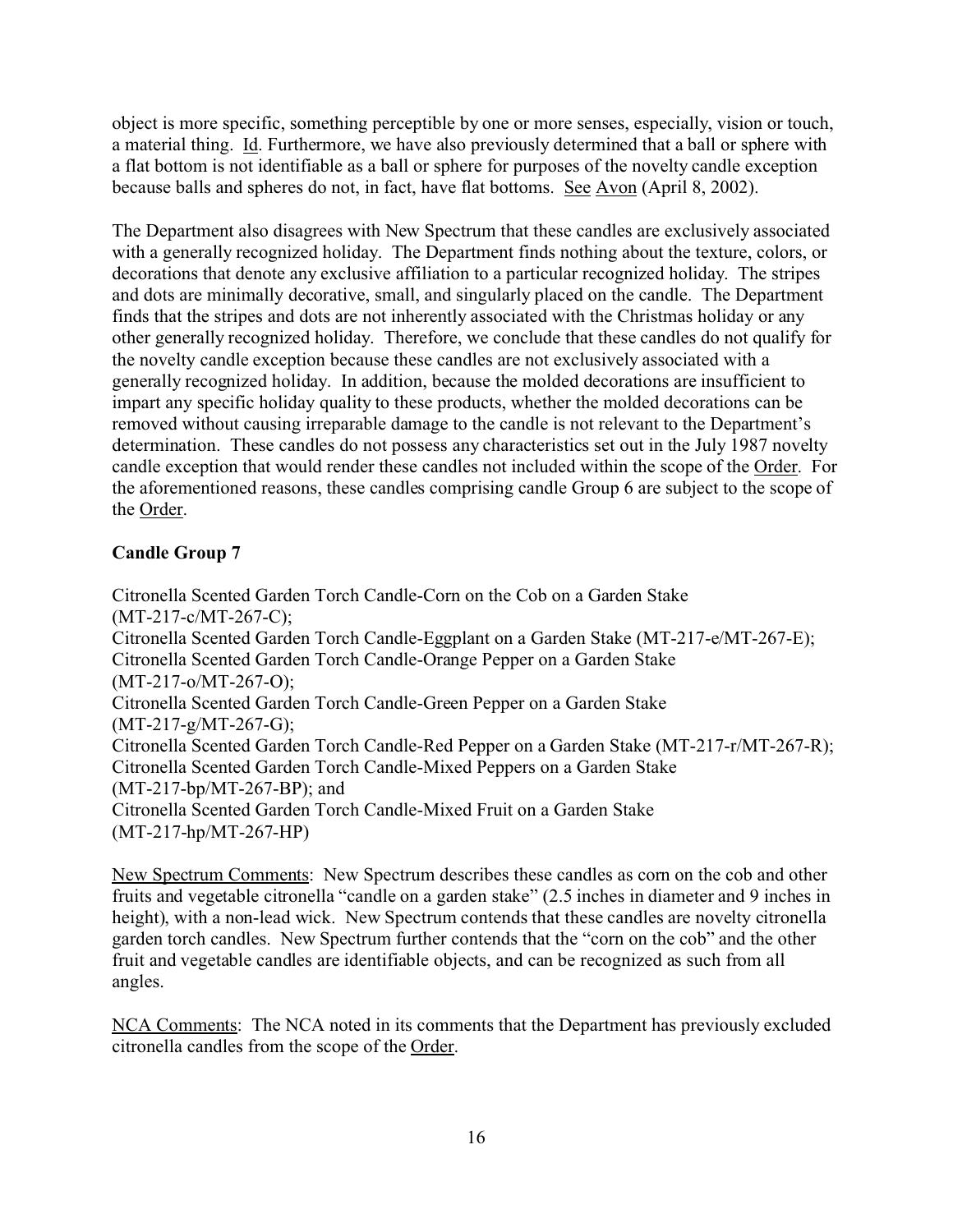object is more specific, something perceptible by one or more senses, especially, vision or touch, a material thing. Id. Furthermore, we have also previously determined that a ball or sphere with a flat bottom is not identifiable as a ball or sphere for purposes of the novelty candle exception because balls and spheres do not, in fact, have flat bottoms. See Avon (April 8, 2002).

The Department also disagrees with New Spectrum that these candles are exclusively associated with a generally recognized holiday. The Department finds nothing about the texture, colors, or decorations that denote any exclusive affiliation to a particular recognized holiday. The stripes and dots are minimally decorative, small, and singularly placed on the candle. The Department finds that the stripes and dots are not inherently associated with the Christmas holiday or any other generally recognized holiday. Therefore, we conclude that these candles do not qualify for the novelty candle exception because these candles are not exclusively associated with a generally recognized holiday. In addition, because the molded decorations are insufficient to impart any specific holiday quality to these products, whether the molded decorations can be removed without causing irreparable damage to the candle is not relevant to the Department's determination. These candles do not possess any characteristics set out in the July 1987 novelty candle exception that would render these candles not included within the scope of the Order. For the aforementioned reasons, these candles comprising candle Group 6 are subject to the scope of the Order.

**Candle Group 7**

Citronella Scented Garden Torch Candle-Corn on the Cob on a Garden Stake (MT-217-c/MT-267-C);
Citronella Scented Garden Torch Candle-Eggplant on a Garden Stake (MT-217-e/MT-267-E);
Citronella Scented Garden Torch Candle-Orange Pepper on a Garden Stake (MT-217-o/MT-267-O);
Citronella Scented Garden Torch Candle-Green Pepper on a Garden Stake (MT-217-g/MT-267-G);
Citronella Scented Garden Torch Candle-Red Pepper on a Garden Stake (MT-217-r/MT-267-R);
Citronella Scented Garden Torch Candle-Mixed Peppers on a Garden Stake (MT-217-bp/MT-267-BP); and
Citronella Scented Garden Torch Candle-Mixed Fruit on a Garden Stake (MT-217-hp/MT-267-HP)

New Spectrum Comments: New Spectrum describes these candles as corn on the cob and other fruits and vegetable citronella "candle on a garden stake" (2.5 inches in diameter and 9 inches in height), with a non-lead wick. New Spectrum contends that these candles are novelty citronella garden torch candles. New Spectrum further contends that the "corn on the cob" and the other fruit and vegetable candles are identifiable objects, and can be recognized as such from all angles.

NCA Comments: The NCA noted in its comments that the Department has previously excluded citronella candles from the scope of the Order.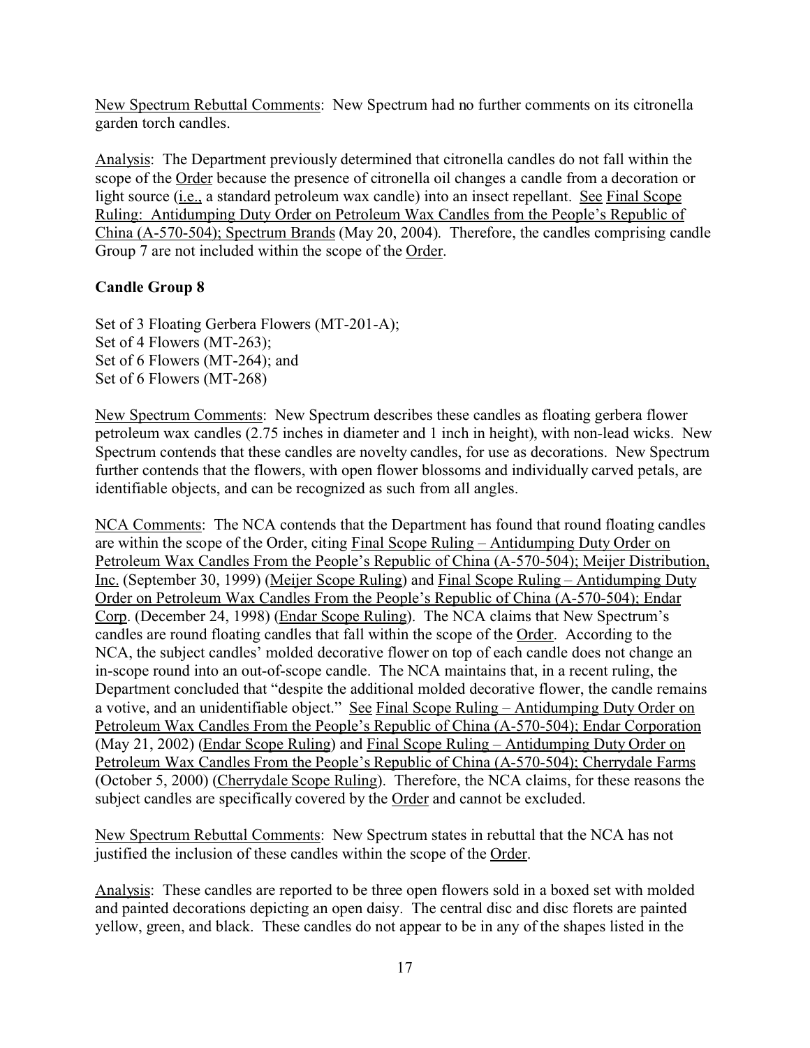New Spectrum Rebuttal Comments: New Spectrum had no further comments on its citronella garden torch candles.

Analysis: The Department previously determined that citronella candles do not fall within the scope of the Order because the presence of citronella oil changes a candle from a decoration or light source (i.e., a standard petroleum wax candle) into an insect repellant. See Final Scope Ruling: Antidumping Duty Order on Petroleum Wax Candles from the People's Republic of China (A-570-504); Spectrum Brands (May 20, 2004). Therefore, the candles comprising candle Group 7 are not included within the scope of the Order.

**Candle Group 8**

Set of 3 Floating Gerbera Flowers (MT-201-A);
Set of 4 Flowers (MT-263);
Set of 6 Flowers (MT-264); and
Set of 6 Flowers (MT-268)

New Spectrum Comments: New Spectrum describes these candles as floating gerbera flower petroleum wax candles (2.75 inches in diameter and 1 inch in height), with non-lead wicks. New Spectrum contends that these candles are novelty candles, for use as decorations. New Spectrum further contends that the flowers, with open flower blossoms and individually carved petals, are identifiable objects, and can be recognized as such from all angles.

NCA Comments: The NCA contends that the Department has found that round floating candles are within the scope of the Order, citing Final Scope Ruling – Antidumping Duty Order on Petroleum Wax Candles From the People's Republic of China (A-570-504); Meijer Distribution, Inc. (September 30, 1999) (Meijer Scope Ruling) and Final Scope Ruling – Antidumping Duty Order on Petroleum Wax Candles From the People's Republic of China (A-570-504); Endar Corp. (December 24, 1998) (Endar Scope Ruling). The NCA claims that New Spectrum's candles are round floating candles that fall within the scope of the Order. According to the NCA, the subject candles' molded decorative flower on top of each candle does not change an in-scope round into an out-of-scope candle. The NCA maintains that, in a recent ruling, the Department concluded that "despite the additional molded decorative flower, the candle remains a votive, and an unidentifiable object." See Final Scope Ruling – Antidumping Duty Order on Petroleum Wax Candles From the People's Republic of China (A-570-504); Endar Corporation (May 21, 2002) (Endar Scope Ruling) and Final Scope Ruling – Antidumping Duty Order on Petroleum Wax Candles From the People's Republic of China (A-570-504); Cherrydale Farms (October 5, 2000) (Cherrydale Scope Ruling). Therefore, the NCA claims, for these reasons the subject candles are specifically covered by the Order and cannot be excluded.

New Spectrum Rebuttal Comments: New Spectrum states in rebuttal that the NCA has not justified the inclusion of these candles within the scope of the Order.

Analysis: These candles are reported to be three open flowers sold in a boxed set with molded and painted decorations depicting an open daisy. The central disc and disc florets are painted yellow, green, and black. These candles do not appear to be in any of the shapes listed in the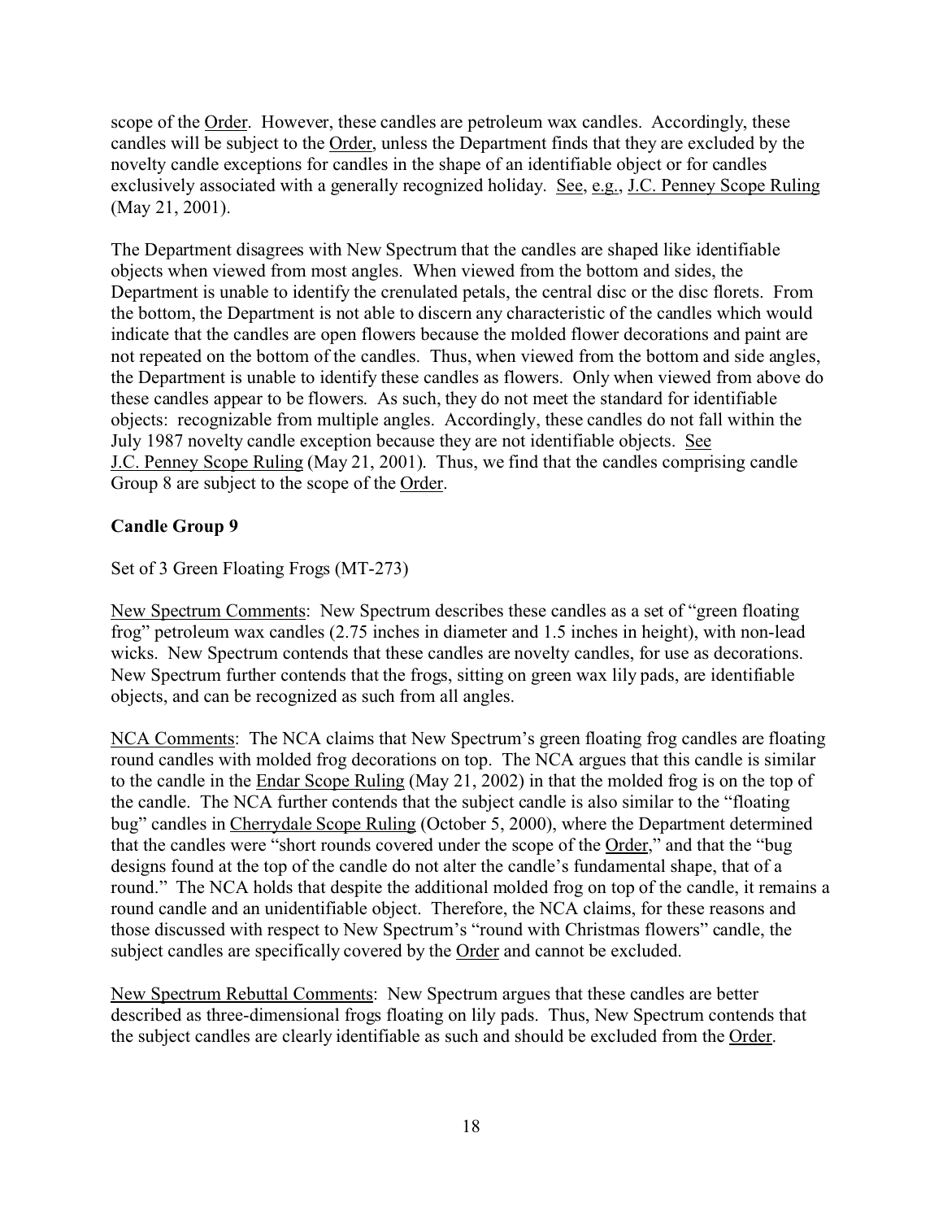scope of the Order. However, these candles are petroleum wax candles. Accordingly, these candles will be subject to the Order, unless the Department finds that they are excluded by the novelty candle exceptions for candles in the shape of an identifiable object or for candles exclusively associated with a generally recognized holiday. See, e.g., J.C. Penney Scope Ruling (May 21, 2001).

The Department disagrees with New Spectrum that the candles are shaped like identifiable objects when viewed from most angles. When viewed from the bottom and sides, the Department is unable to identify the crenulated petals, the central disc or the disc florets. From the bottom, the Department is not able to discern any characteristic of the candles which would indicate that the candles are open flowers because the molded flower decorations and paint are not repeated on the bottom of the candles. Thus, when viewed from the bottom and side angles, the Department is unable to identify these candles as flowers. Only when viewed from above do these candles appear to be flowers. As such, they do not meet the standard for identifiable objects: recognizable from multiple angles. Accordingly, these candles do not fall within the July 1987 novelty candle exception because they are not identifiable objects. See J.C. Penney Scope Ruling (May 21, 2001). Thus, we find that the candles comprising candle Group 8 are subject to the scope of the Order.

**Candle Group 9**

Set of 3 Green Floating Frogs (MT-273)

New Spectrum Comments: New Spectrum describes these candles as a set of "green floating frog" petroleum wax candles (2.75 inches in diameter and 1.5 inches in height), with non-lead wicks. New Spectrum contends that these candles are novelty candles, for use as decorations. New Spectrum further contends that the frogs, sitting on green wax lily pads, are identifiable objects, and can be recognized as such from all angles.

NCA Comments: The NCA claims that New Spectrum's green floating frog candles are floating round candles with molded frog decorations on top. The NCA argues that this candle is similar to the candle in the Endar Scope Ruling (May 21, 2002) in that the molded frog is on the top of the candle. The NCA further contends that the subject candle is also similar to the "floating bug" candles in Cherrydale Scope Ruling (October 5, 2000), where the Department determined that the candles were "short rounds covered under the scope of the Order," and that the "bug designs found at the top of the candle do not alter the candle's fundamental shape, that of a round." The NCA holds that despite the additional molded frog on top of the candle, it remains a round candle and an unidentifiable object. Therefore, the NCA claims, for these reasons and those discussed with respect to New Spectrum's "round with Christmas flowers" candle, the subject candles are specifically covered by the Order and cannot be excluded.

New Spectrum Rebuttal Comments: New Spectrum argues that these candles are better described as three-dimensional frogs floating on lily pads. Thus, New Spectrum contends that the subject candles are clearly identifiable as such and should be excluded from the Order.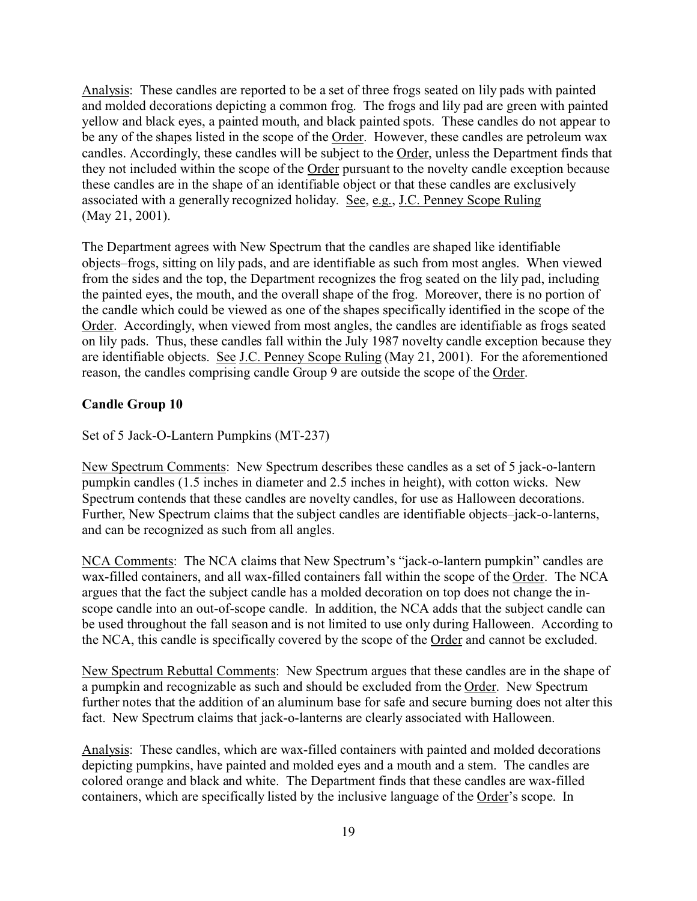Analysis: These candles are reported to be a set of three frogs seated on lily pads with painted and molded decorations depicting a common frog. The frogs and lily pad are green with painted yellow and black eyes, a painted mouth, and black painted spots. These candles do not appear to be any of the shapes listed in the scope of the Order. However, these candles are petroleum wax candles. Accordingly, these candles will be subject to the Order, unless the Department finds that they not included within the scope of the Order pursuant to the novelty candle exception because these candles are in the shape of an identifiable object or that these candles are exclusively associated with a generally recognized holiday. See, e.g., J.C. Penney Scope Ruling (May 21, 2001).

The Department agrees with New Spectrum that the candles are shaped like identifiable objects–frogs, sitting on lily pads, and are identifiable as such from most angles. When viewed from the sides and the top, the Department recognizes the frog seated on the lily pad, including the painted eyes, the mouth, and the overall shape of the frog. Moreover, there is no portion of the candle which could be viewed as one of the shapes specifically identified in the scope of the Order. Accordingly, when viewed from most angles, the candles are identifiable as frogs seated on lily pads. Thus, these candles fall within the July 1987 novelty candle exception because they are identifiable objects. See J.C. Penney Scope Ruling (May 21, 2001). For the aforementioned reason, the candles comprising candle Group 9 are outside the scope of the Order.

**Candle Group 10**

Set of 5 Jack-O-Lantern Pumpkins (MT-237)

New Spectrum Comments: New Spectrum describes these candles as a set of 5 jack-o-lantern pumpkin candles (1.5 inches in diameter and 2.5 inches in height), with cotton wicks. New Spectrum contends that these candles are novelty candles, for use as Halloween decorations. Further, New Spectrum claims that the subject candles are identifiable objects–jack-o-lanterns, and can be recognized as such from all angles.

NCA Comments: The NCA claims that New Spectrum's "jack-o-lantern pumpkin" candles are wax-filled containers, and all wax-filled containers fall within the scope of the Order. The NCA argues that the fact the subject candle has a molded decoration on top does not change the in-scope candle into an out-of-scope candle. In addition, the NCA adds that the subject candle can be used throughout the fall season and is not limited to use only during Halloween. According to the NCA, this candle is specifically covered by the scope of the Order and cannot be excluded.

New Spectrum Rebuttal Comments: New Spectrum argues that these candles are in the shape of a pumpkin and recognizable as such and should be excluded from the Order. New Spectrum further notes that the addition of an aluminum base for safe and secure burning does not alter this fact. New Spectrum claims that jack-o-lanterns are clearly associated with Halloween.

Analysis: These candles, which are wax-filled containers with painted and molded decorations depicting pumpkins, have painted and molded eyes and a mouth and a stem. The candles are colored orange and black and white. The Department finds that these candles are wax-filled containers, which are specifically listed by the inclusive language of the Order's scope. In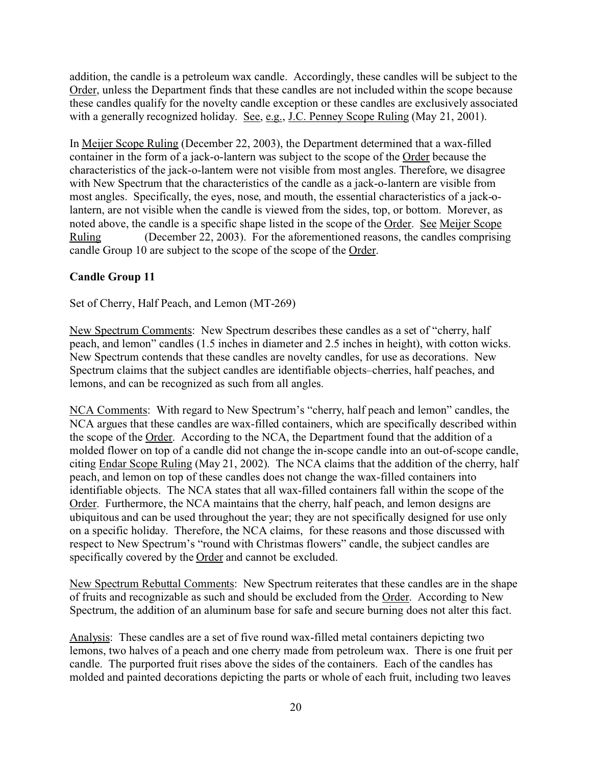addition, the candle is a petroleum wax candle. Accordingly, these candles will be subject to the Order, unless the Department finds that these candles are not included within the scope because these candles qualify for the novelty candle exception or these candles are exclusively associated with a generally recognized holiday. See, e.g., J.C. Penney Scope Ruling (May 21, 2001).

In Meijer Scope Ruling (December 22, 2003), the Department determined that a wax-filled container in the form of a jack-o-lantern was subject to the scope of the Order because the characteristics of the jack-o-lantern were not visible from most angles. Therefore, we disagree with New Spectrum that the characteristics of the candle as a jack-o-lantern are visible from most angles. Specifically, the eyes, nose, and mouth, the essential characteristics of a jack-o-lantern, are not visible when the candle is viewed from the sides, top, or bottom. Morever, as noted above, the candle is a specific shape listed in the scope of the Order. See Meijer Scope Ruling (December 22, 2003). For the aforementioned reasons, the candles comprising candle Group 10 are subject to the scope of the scope of the Order.

**Candle Group 11**

Set of Cherry, Half Peach, and Lemon (MT-269)

New Spectrum Comments: New Spectrum describes these candles as a set of "cherry, half peach, and lemon" candles (1.5 inches in diameter and 2.5 inches in height), with cotton wicks. New Spectrum contends that these candles are novelty candles, for use as decorations. New Spectrum claims that the subject candles are identifiable objects–cherries, half peaches, and lemons, and can be recognized as such from all angles.

NCA Comments: With regard to New Spectrum's "cherry, half peach and lemon" candles, the NCA argues that these candles are wax-filled containers, which are specifically described within the scope of the Order. According to the NCA, the Department found that the addition of a molded flower on top of a candle did not change the in-scope candle into an out-of-scope candle, citing Endar Scope Ruling (May 21, 2002). The NCA claims that the addition of the cherry, half peach, and lemon on top of these candles does not change the wax-filled containers into identifiable objects. The NCA states that all wax-filled containers fall within the scope of the Order. Furthermore, the NCA maintains that the cherry, half peach, and lemon designs are ubiquitous and can be used throughout the year; they are not specifically designed for use only on a specific holiday. Therefore, the NCA claims, for these reasons and those discussed with respect to New Spectrum's "round with Christmas flowers" candle, the subject candles are specifically covered by the Order and cannot be excluded.

New Spectrum Rebuttal Comments: New Spectrum reiterates that these candles are in the shape of fruits and recognizable as such and should be excluded from the Order. According to New Spectrum, the addition of an aluminum base for safe and secure burning does not alter this fact.

Analysis: These candles are a set of five round wax-filled metal containers depicting two lemons, two halves of a peach and one cherry made from petroleum wax. There is one fruit per candle. The purported fruit rises above the sides of the containers. Each of the candles has molded and painted decorations depicting the parts or whole of each fruit, including two leaves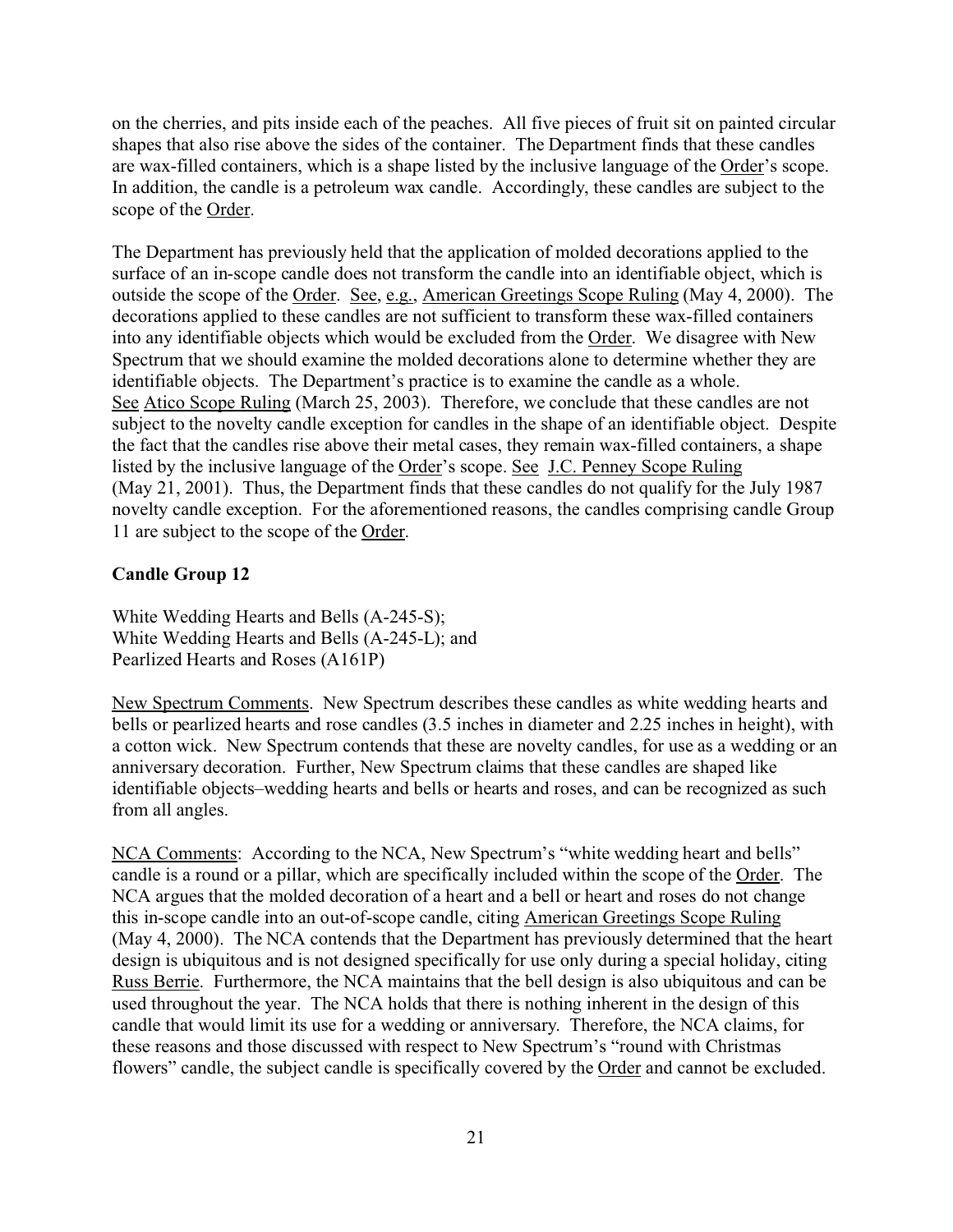on the cherries, and pits inside each of the peaches. All five pieces of fruit sit on painted circular shapes that also rise above the sides of the container. The Department finds that these candles are wax-filled containers, which is a shape listed by the inclusive language of the Order's scope. In addition, the candle is a petroleum wax candle. Accordingly, these candles are subject to the scope of the Order.

The Department has previously held that the application of molded decorations applied to the surface of an in-scope candle does not transform the candle into an identifiable object, which is outside the scope of the Order. See, e.g., American Greetings Scope Ruling (May 4, 2000). The decorations applied to these candles are not sufficient to transform these wax-filled containers into any identifiable objects which would be excluded from the Order. We disagree with New Spectrum that we should examine the molded decorations alone to determine whether they are identifiable objects. The Department's practice is to examine the candle as a whole. See Atico Scope Ruling (March 25, 2003). Therefore, we conclude that these candles are not subject to the novelty candle exception for candles in the shape of an identifiable object. Despite the fact that the candles rise above their metal cases, they remain wax-filled containers, a shape listed by the inclusive language of the Order's scope. See J.C. Penney Scope Ruling (May 21, 2001). Thus, the Department finds that these candles do not qualify for the July 1987 novelty candle exception. For the aforementioned reasons, the candles comprising candle Group 11 are subject to the scope of the Order.

**Candle Group 12**

White Wedding Hearts and Bells (A-245-S);
White Wedding Hearts and Bells (A-245-L); and
Pearlized Hearts and Roses (A161P)

New Spectrum Comments. New Spectrum describes these candles as white wedding hearts and bells or pearlized hearts and rose candles (3.5 inches in diameter and 2.25 inches in height), with a cotton wick. New Spectrum contends that these are novelty candles, for use as a wedding or an anniversary decoration. Further, New Spectrum claims that these candles are shaped like identifiable objects–wedding hearts and bells or hearts and roses, and can be recognized as such from all angles.

NCA Comments: According to the NCA, New Spectrum's "white wedding heart and bells" candle is a round or a pillar, which are specifically included within the scope of the Order. The NCA argues that the molded decoration of a heart and a bell or heart and roses do not change this in-scope candle into an out-of-scope candle, citing American Greetings Scope Ruling (May 4, 2000). The NCA contends that the Department has previously determined that the heart design is ubiquitous and is not designed specifically for use only during a special holiday, citing Russ Berrie. Furthermore, the NCA maintains that the bell design is also ubiquitous and can be used throughout the year. The NCA holds that there is nothing inherent in the design of this candle that would limit its use for a wedding or anniversary. Therefore, the NCA claims, for these reasons and those discussed with respect to New Spectrum's "round with Christmas flowers" candle, the subject candle is specifically covered by the Order and cannot be excluded.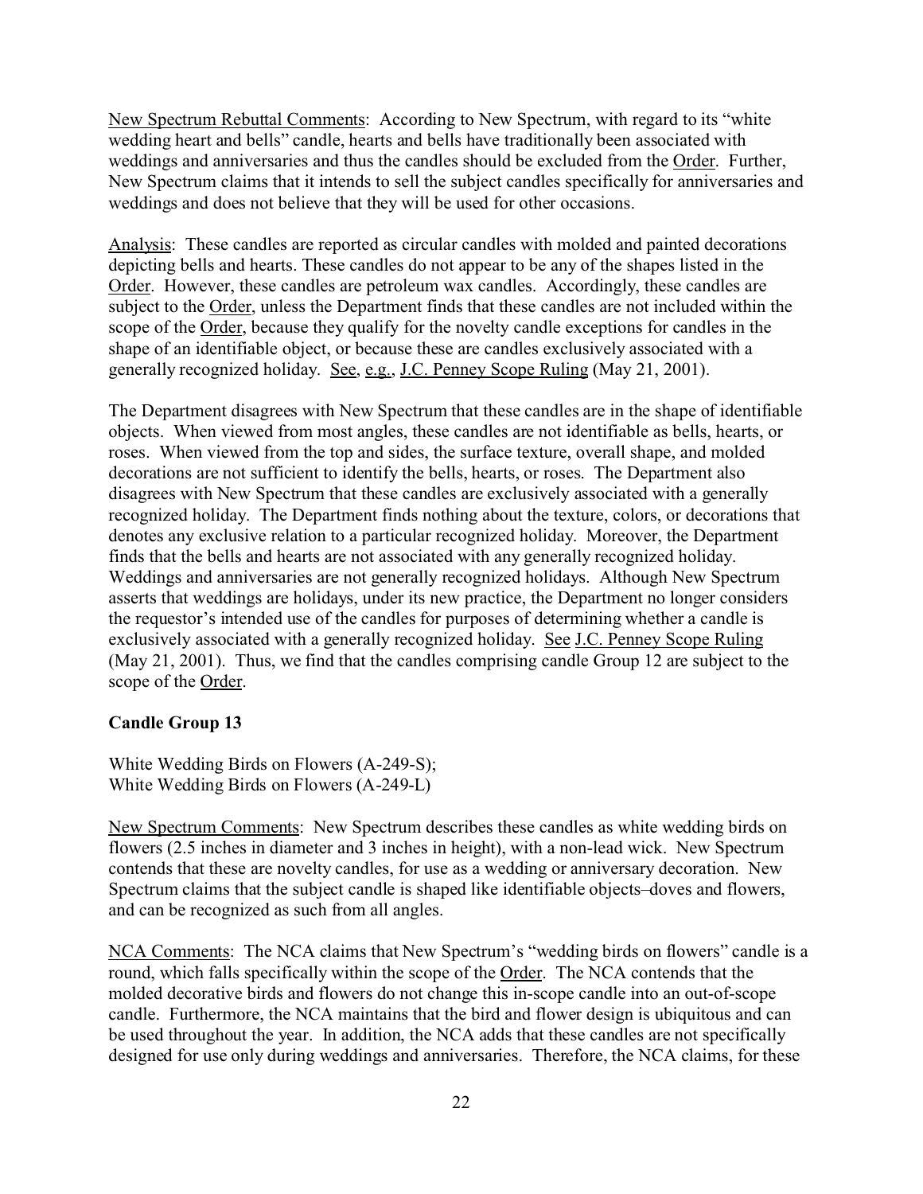New Spectrum Rebuttal Comments: According to New Spectrum, with regard to its "white wedding heart and bells" candle, hearts and bells have traditionally been associated with weddings and anniversaries and thus the candles should be excluded from the Order. Further, New Spectrum claims that it intends to sell the subject candles specifically for anniversaries and weddings and does not believe that they will be used for other occasions.

Analysis: These candles are reported as circular candles with molded and painted decorations depicting bells and hearts. These candles do not appear to be any of the shapes listed in the Order. However, these candles are petroleum wax candles. Accordingly, these candles are subject to the Order, unless the Department finds that these candles are not included within the scope of the Order, because they qualify for the novelty candle exceptions for candles in the shape of an identifiable object, or because these are candles exclusively associated with a generally recognized holiday. See, e.g., J.C. Penney Scope Ruling (May 21, 2001).

The Department disagrees with New Spectrum that these candles are in the shape of identifiable objects. When viewed from most angles, these candles are not identifiable as bells, hearts, or roses. When viewed from the top and sides, the surface texture, overall shape, and molded decorations are not sufficient to identify the bells, hearts, or roses. The Department also disagrees with New Spectrum that these candles are exclusively associated with a generally recognized holiday. The Department finds nothing about the texture, colors, or decorations that denotes any exclusive relation to a particular recognized holiday. Moreover, the Department finds that the bells and hearts are not associated with any generally recognized holiday. Weddings and anniversaries are not generally recognized holidays. Although New Spectrum asserts that weddings are holidays, under its new practice, the Department no longer considers the requestor's intended use of the candles for purposes of determining whether a candle is exclusively associated with a generally recognized holiday. See J.C. Penney Scope Ruling (May 21, 2001). Thus, we find that the candles comprising candle Group 12 are subject to the scope of the Order.

**Candle Group 13**

White Wedding Birds on Flowers (A-249-S);
White Wedding Birds on Flowers (A-249-L)

New Spectrum Comments: New Spectrum describes these candles as white wedding birds on flowers (2.5 inches in diameter and 3 inches in height), with a non-lead wick. New Spectrum contends that these are novelty candles, for use as a wedding or anniversary decoration. New Spectrum claims that the subject candle is shaped like identifiable objects–doves and flowers, and can be recognized as such from all angles.

NCA Comments: The NCA claims that New Spectrum's "wedding birds on flowers" candle is a round, which falls specifically within the scope of the Order. The NCA contends that the molded decorative birds and flowers do not change this in-scope candle into an out-of-scope candle. Furthermore, the NCA maintains that the bird and flower design is ubiquitous and can be used throughout the year. In addition, the NCA adds that these candles are not specifically designed for use only during weddings and anniversaries. Therefore, the NCA claims, for these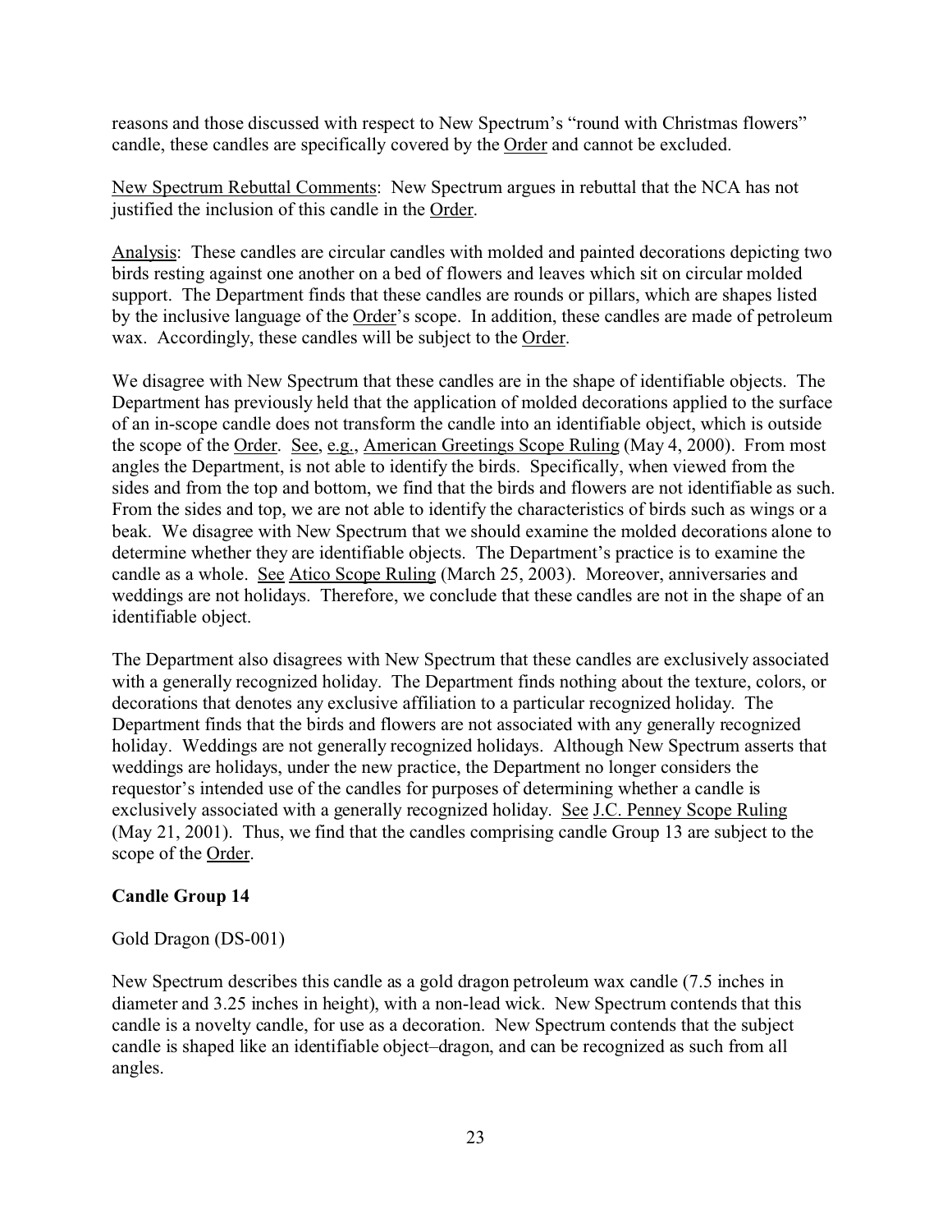reasons and those discussed with respect to New Spectrum's "round with Christmas flowers" candle, these candles are specifically covered by the Order and cannot be excluded.

New Spectrum Rebuttal Comments: New Spectrum argues in rebuttal that the NCA has not justified the inclusion of this candle in the Order.

Analysis: These candles are circular candles with molded and painted decorations depicting two birds resting against one another on a bed of flowers and leaves which sit on circular molded support. The Department finds that these candles are rounds or pillars, which are shapes listed by the inclusive language of the Order's scope. In addition, these candles are made of petroleum wax. Accordingly, these candles will be subject to the Order.

We disagree with New Spectrum that these candles are in the shape of identifiable objects. The Department has previously held that the application of molded decorations applied to the surface of an in-scope candle does not transform the candle into an identifiable object, which is outside the scope of the Order. See, e.g., American Greetings Scope Ruling (May 4, 2000). From most angles the Department, is not able to identify the birds. Specifically, when viewed from the sides and from the top and bottom, we find that the birds and flowers are not identifiable as such. From the sides and top, we are not able to identify the characteristics of birds such as wings or a beak. We disagree with New Spectrum that we should examine the molded decorations alone to determine whether they are identifiable objects. The Department's practice is to examine the candle as a whole. See Atico Scope Ruling (March 25, 2003). Moreover, anniversaries and weddings are not holidays. Therefore, we conclude that these candles are not in the shape of an identifiable object.

The Department also disagrees with New Spectrum that these candles are exclusively associated with a generally recognized holiday. The Department finds nothing about the texture, colors, or decorations that denotes any exclusive affiliation to a particular recognized holiday. The Department finds that the birds and flowers are not associated with any generally recognized holiday. Weddings are not generally recognized holidays. Although New Spectrum asserts that weddings are holidays, under the new practice, the Department no longer considers the requestor's intended use of the candles for purposes of determining whether a candle is exclusively associated with a generally recognized holiday. See J.C. Penney Scope Ruling (May 21, 2001). Thus, we find that the candles comprising candle Group 13 are subject to the scope of the Order.

**Candle Group 14**

Gold Dragon (DS-001)

New Spectrum describes this candle as a gold dragon petroleum wax candle (7.5 inches in diameter and 3.25 inches in height), with a non-lead wick. New Spectrum contends that this candle is a novelty candle, for use as a decoration. New Spectrum contends that the subject candle is shaped like an identifiable object–dragon, and can be recognized as such from all angles.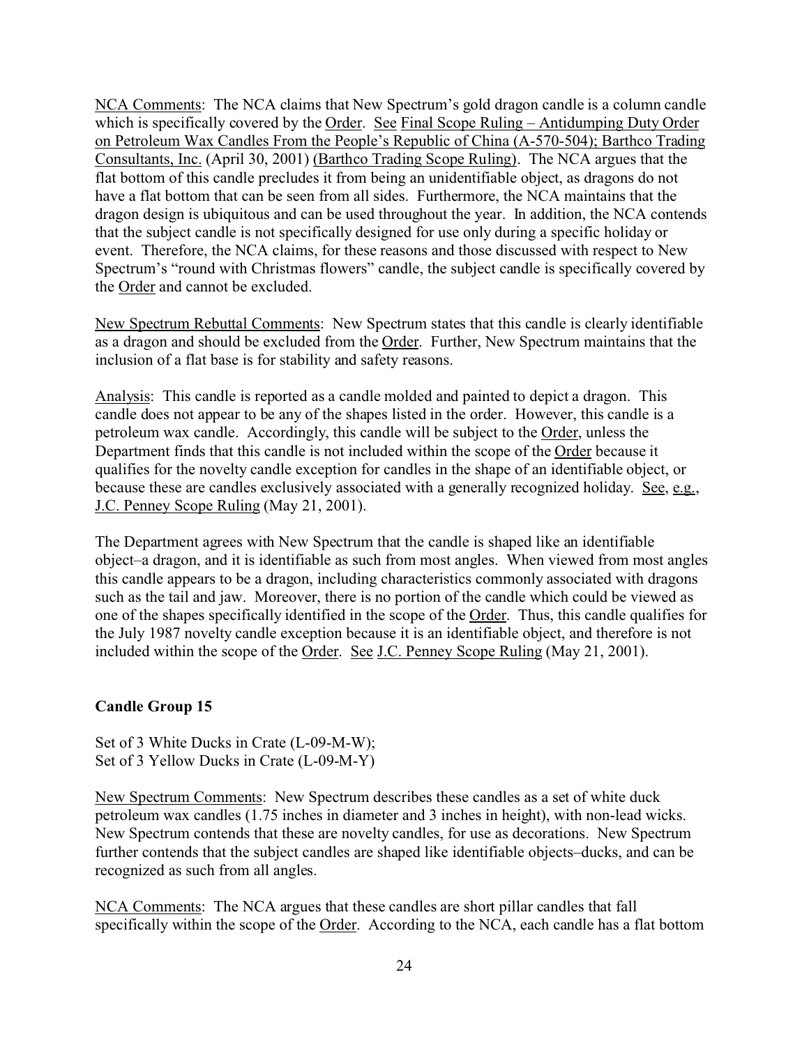NCA Comments: The NCA claims that New Spectrum's gold dragon candle is a column candle which is specifically covered by the Order. See Final Scope Ruling – Antidumping Duty Order on Petroleum Wax Candles From the People's Republic of China (A-570-504); Barthco Trading Consultants, Inc. (April 30, 2001) (Barthco Trading Scope Ruling). The NCA argues that the flat bottom of this candle precludes it from being an unidentifiable object, as dragons do not have a flat bottom that can be seen from all sides. Furthermore, the NCA maintains that the dragon design is ubiquitous and can be used throughout the year. In addition, the NCA contends that the subject candle is not specifically designed for use only during a specific holiday or event. Therefore, the NCA claims, for these reasons and those discussed with respect to New Spectrum's "round with Christmas flowers" candle, the subject candle is specifically covered by the Order and cannot be excluded.

New Spectrum Rebuttal Comments: New Spectrum states that this candle is clearly identifiable as a dragon and should be excluded from the Order. Further, New Spectrum maintains that the inclusion of a flat base is for stability and safety reasons.

Analysis: This candle is reported as a candle molded and painted to depict a dragon. This candle does not appear to be any of the shapes listed in the order. However, this candle is a petroleum wax candle. Accordingly, this candle will be subject to the Order, unless the Department finds that this candle is not included within the scope of the Order because it qualifies for the novelty candle exception for candles in the shape of an identifiable object, or because these are candles exclusively associated with a generally recognized holiday. See, e.g., J.C. Penney Scope Ruling (May 21, 2001).

The Department agrees with New Spectrum that the candle is shaped like an identifiable object–a dragon, and it is identifiable as such from most angles. When viewed from most angles this candle appears to be a dragon, including characteristics commonly associated with dragons such as the tail and jaw. Moreover, there is no portion of the candle which could be viewed as one of the shapes specifically identified in the scope of the Order. Thus, this candle qualifies for the July 1987 novelty candle exception because it is an identifiable object, and therefore is not included within the scope of the Order. See J.C. Penney Scope Ruling (May 21, 2001).

**Candle Group 15**

Set of 3 White Ducks in Crate (L-09-M-W);
Set of 3 Yellow Ducks in Crate (L-09-M-Y)

New Spectrum Comments: New Spectrum describes these candles as a set of white duck petroleum wax candles (1.75 inches in diameter and 3 inches in height), with non-lead wicks. New Spectrum contends that these are novelty candles, for use as decorations. New Spectrum further contends that the subject candles are shaped like identifiable objects–ducks, and can be recognized as such from all angles.

NCA Comments: The NCA argues that these candles are short pillar candles that fall specifically within the scope of the Order. According to the NCA, each candle has a flat bottom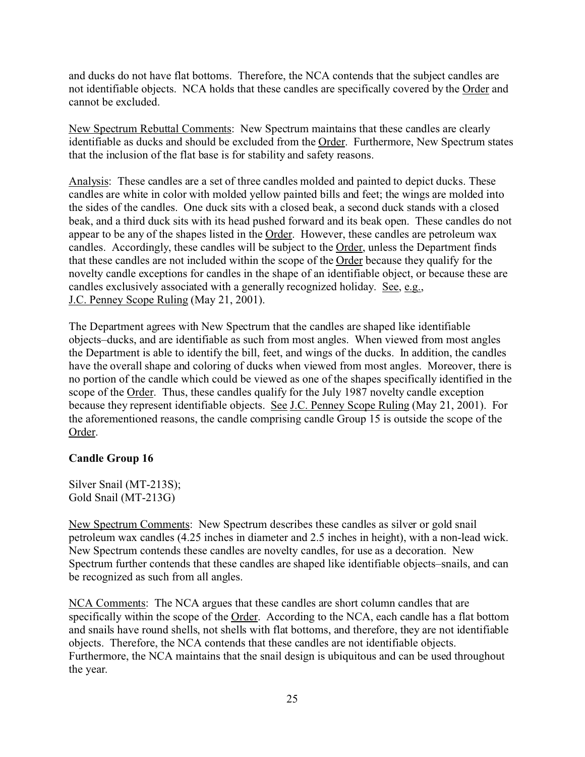and ducks do not have flat bottoms. Therefore, the NCA contends that the subject candles are not identifiable objects. NCA holds that these candles are specifically covered by the Order and cannot be excluded.

New Spectrum Rebuttal Comments: New Spectrum maintains that these candles are clearly identifiable as ducks and should be excluded from the Order. Furthermore, New Spectrum states that the inclusion of the flat base is for stability and safety reasons.

Analysis: These candles are a set of three candles molded and painted to depict ducks. These candles are white in color with molded yellow painted bills and feet; the wings are molded into the sides of the candles. One duck sits with a closed beak, a second duck stands with a closed beak, and a third duck sits with its head pushed forward and its beak open. These candles do not appear to be any of the shapes listed in the Order. However, these candles are petroleum wax candles. Accordingly, these candles will be subject to the Order, unless the Department finds that these candles are not included within the scope of the Order because they qualify for the novelty candle exceptions for candles in the shape of an identifiable object, or because these are candles exclusively associated with a generally recognized holiday. See, e.g., J.C. Penney Scope Ruling (May 21, 2001).

The Department agrees with New Spectrum that the candles are shaped like identifiable objects–ducks, and are identifiable as such from most angles. When viewed from most angles the Department is able to identify the bill, feet, and wings of the ducks. In addition, the candles have the overall shape and coloring of ducks when viewed from most angles. Moreover, there is no portion of the candle which could be viewed as one of the shapes specifically identified in the scope of the Order. Thus, these candles qualify for the July 1987 novelty candle exception because they represent identifiable objects. See J.C. Penney Scope Ruling (May 21, 2001). For the aforementioned reasons, the candle comprising candle Group 15 is outside the scope of the Order.

**Candle Group 16**

Silver Snail (MT-213S);
Gold Snail (MT-213G)

New Spectrum Comments: New Spectrum describes these candles as silver or gold snail petroleum wax candles (4.25 inches in diameter and 2.5 inches in height), with a non-lead wick. New Spectrum contends these candles are novelty candles, for use as a decoration. New Spectrum further contends that these candles are shaped like identifiable objects–snails, and can be recognized as such from all angles.

NCA Comments: The NCA argues that these candles are short column candles that are specifically within the scope of the Order. According to the NCA, each candle has a flat bottom and snails have round shells, not shells with flat bottoms, and therefore, they are not identifiable objects. Therefore, the NCA contends that these candles are not identifiable objects. Furthermore, the NCA maintains that the snail design is ubiquitous and can be used throughout the year.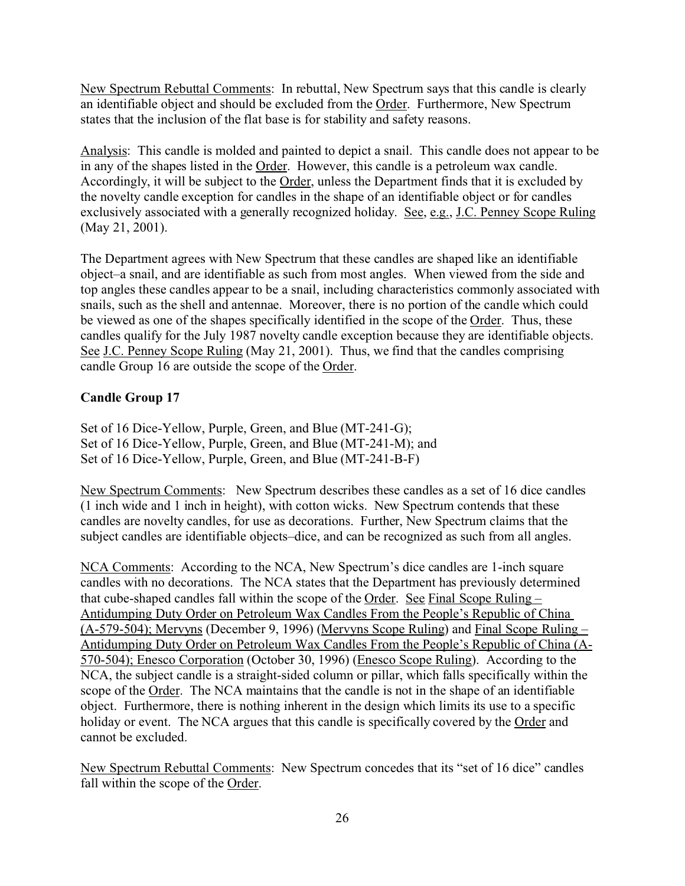New Spectrum Rebuttal Comments: In rebuttal, New Spectrum says that this candle is clearly an identifiable object and should be excluded from the Order. Furthermore, New Spectrum states that the inclusion of the flat base is for stability and safety reasons.

Analysis: This candle is molded and painted to depict a snail. This candle does not appear to be in any of the shapes listed in the Order. However, this candle is a petroleum wax candle. Accordingly, it will be subject to the Order, unless the Department finds that it is excluded by the novelty candle exception for candles in the shape of an identifiable object or for candles exclusively associated with a generally recognized holiday. See, e.g., J.C. Penney Scope Ruling (May 21, 2001).

The Department agrees with New Spectrum that these candles are shaped like an identifiable object–a snail, and are identifiable as such from most angles. When viewed from the side and top angles these candles appear to be a snail, including characteristics commonly associated with snails, such as the shell and antennae. Moreover, there is no portion of the candle which could be viewed as one of the shapes specifically identified in the scope of the Order. Thus, these candles qualify for the July 1987 novelty candle exception because they are identifiable objects. See J.C. Penney Scope Ruling (May 21, 2001). Thus, we find that the candles comprising candle Group 16 are outside the scope of the Order.

**Candle Group 17**

Set of 16 Dice-Yellow, Purple, Green, and Blue (MT-241-G);
Set of 16 Dice-Yellow, Purple, Green, and Blue (MT-241-M); and
Set of 16 Dice-Yellow, Purple, Green, and Blue (MT-241-B-F)

New Spectrum Comments: New Spectrum describes these candles as a set of 16 dice candles (1 inch wide and 1 inch in height), with cotton wicks. New Spectrum contends that these candles are novelty candles, for use as decorations. Further, New Spectrum claims that the subject candles are identifiable objects–dice, and can be recognized as such from all angles.

NCA Comments: According to the NCA, New Spectrum's dice candles are 1-inch square candles with no decorations. The NCA states that the Department has previously determined that cube-shaped candles fall within the scope of the Order. See Final Scope Ruling – Antidumping Duty Order on Petroleum Wax Candles From the People's Republic of China (A-579-504); Mervyns (December 9, 1996) (Mervyns Scope Ruling) and Final Scope Ruling – Antidumping Duty Order on Petroleum Wax Candles From the People's Republic of China (A-570-504); Enesco Corporation (October 30, 1996) (Enesco Scope Ruling). According to the NCA, the subject candle is a straight-sided column or pillar, which falls specifically within the scope of the Order. The NCA maintains that the candle is not in the shape of an identifiable object. Furthermore, there is nothing inherent in the design which limits its use to a specific holiday or event. The NCA argues that this candle is specifically covered by the Order and cannot be excluded.

New Spectrum Rebuttal Comments: New Spectrum concedes that its "set of 16 dice" candles fall within the scope of the Order.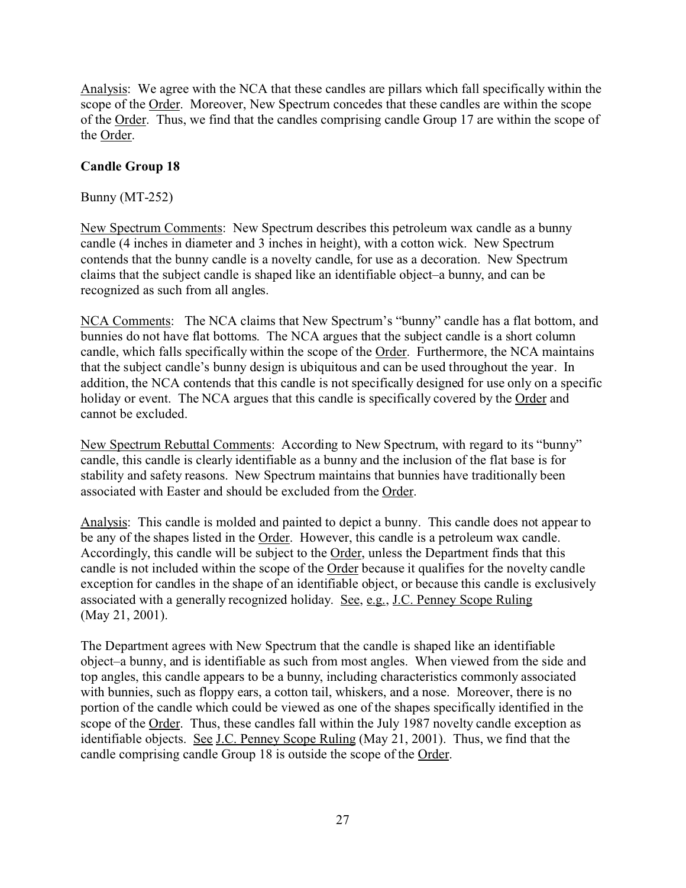Analysis: We agree with the NCA that these candles are pillars which fall specifically within the scope of the Order. Moreover, New Spectrum concedes that these candles are within the scope of the Order. Thus, we find that the candles comprising candle Group 17 are within the scope of the Order.

**Candle Group 18**

Bunny (MT-252)

New Spectrum Comments: New Spectrum describes this petroleum wax candle as a bunny candle (4 inches in diameter and 3 inches in height), with a cotton wick. New Spectrum contends that the bunny candle is a novelty candle, for use as a decoration. New Spectrum claims that the subject candle is shaped like an identifiable object–a bunny, and can be recognized as such from all angles.

NCA Comments: The NCA claims that New Spectrum's "bunny" candle has a flat bottom, and bunnies do not have flat bottoms. The NCA argues that the subject candle is a short column candle, which falls specifically within the scope of the Order. Furthermore, the NCA maintains that the subject candle's bunny design is ubiquitous and can be used throughout the year. In addition, the NCA contends that this candle is not specifically designed for use only on a specific holiday or event. The NCA argues that this candle is specifically covered by the Order and cannot be excluded.

New Spectrum Rebuttal Comments: According to New Spectrum, with regard to its "bunny" candle, this candle is clearly identifiable as a bunny and the inclusion of the flat base is for stability and safety reasons. New Spectrum maintains that bunnies have traditionally been associated with Easter and should be excluded from the Order.

Analysis: This candle is molded and painted to depict a bunny. This candle does not appear to be any of the shapes listed in the Order. However, this candle is a petroleum wax candle. Accordingly, this candle will be subject to the Order, unless the Department finds that this candle is not included within the scope of the Order because it qualifies for the novelty candle exception for candles in the shape of an identifiable object, or because this candle is exclusively associated with a generally recognized holiday. See, e.g., J.C. Penney Scope Ruling (May 21, 2001).

The Department agrees with New Spectrum that the candle is shaped like an identifiable object–a bunny, and is identifiable as such from most angles. When viewed from the side and top angles, this candle appears to be a bunny, including characteristics commonly associated with bunnies, such as floppy ears, a cotton tail, whiskers, and a nose. Moreover, there is no portion of the candle which could be viewed as one of the shapes specifically identified in the scope of the Order. Thus, these candles fall within the July 1987 novelty candle exception as identifiable objects. See J.C. Penney Scope Ruling (May 21, 2001). Thus, we find that the candle comprising candle Group 18 is outside the scope of the Order.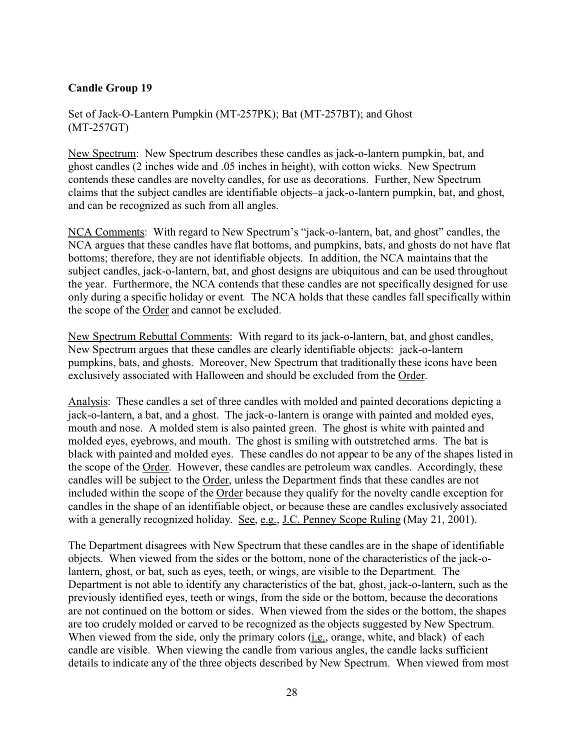**Candle Group 19**

Set of Jack-O-Lantern Pumpkin (MT-257PK); Bat (MT-257BT); and Ghost (MT-257GT)

New Spectrum: New Spectrum describes these candles as jack-o-lantern pumpkin, bat, and ghost candles (2 inches wide and .05 inches in height), with cotton wicks. New Spectrum contends these candles are novelty candles, for use as decorations. Further, New Spectrum claims that the subject candles are identifiable objects–a jack-o-lantern pumpkin, bat, and ghost, and can be recognized as such from all angles.

NCA Comments: With regard to New Spectrum's "jack-o-lantern, bat, and ghost" candles, the NCA argues that these candles have flat bottoms, and pumpkins, bats, and ghosts do not have flat bottoms; therefore, they are not identifiable objects. In addition, the NCA maintains that the subject candles, jack-o-lantern, bat, and ghost designs are ubiquitous and can be used throughout the year. Furthermore, the NCA contends that these candles are not specifically designed for use only during a specific holiday or event. The NCA holds that these candles fall specifically within the scope of the Order and cannot be excluded.

New Spectrum Rebuttal Comments: With regard to its jack-o-lantern, bat, and ghost candles, New Spectrum argues that these candles are clearly identifiable objects: jack-o-lantern pumpkins, bats, and ghosts. Moreover, New Spectrum that traditionally these icons have been exclusively associated with Halloween and should be excluded from the Order.

Analysis: These candles a set of three candles with molded and painted decorations depicting a jack-o-lantern, a bat, and a ghost. The jack-o-lantern is orange with painted and molded eyes, mouth and nose. A molded stem is also painted green. The ghost is white with painted and molded eyes, eyebrows, and mouth. The ghost is smiling with outstretched arms. The bat is black with painted and molded eyes. These candles do not appear to be any of the shapes listed in the scope of the Order. However, these candles are petroleum wax candles. Accordingly, these candles will be subject to the Order, unless the Department finds that these candles are not included within the scope of the Order because they qualify for the novelty candle exception for candles in the shape of an identifiable object, or because these are candles exclusively associated with a generally recognized holiday. See, e.g., J.C. Penney Scope Ruling (May 21, 2001).

The Department disagrees with New Spectrum that these candles are in the shape of identifiable objects. When viewed from the sides or the bottom, none of the characteristics of the jack-o-lantern, ghost, or bat, such as eyes, teeth, or wings, are visible to the Department. The Department is not able to identify any characteristics of the bat, ghost, jack-o-lantern, such as the previously identified eyes, teeth or wings, from the side or the bottom, because the decorations are not continued on the bottom or sides. When viewed from the sides or the bottom, the shapes are too crudely molded or carved to be recognized as the objects suggested by New Spectrum. When viewed from the side, only the primary colors (i.e., orange, white, and black) of each candle are visible. When viewing the candle from various angles, the candle lacks sufficient details to indicate any of the three objects described by New Spectrum. When viewed from most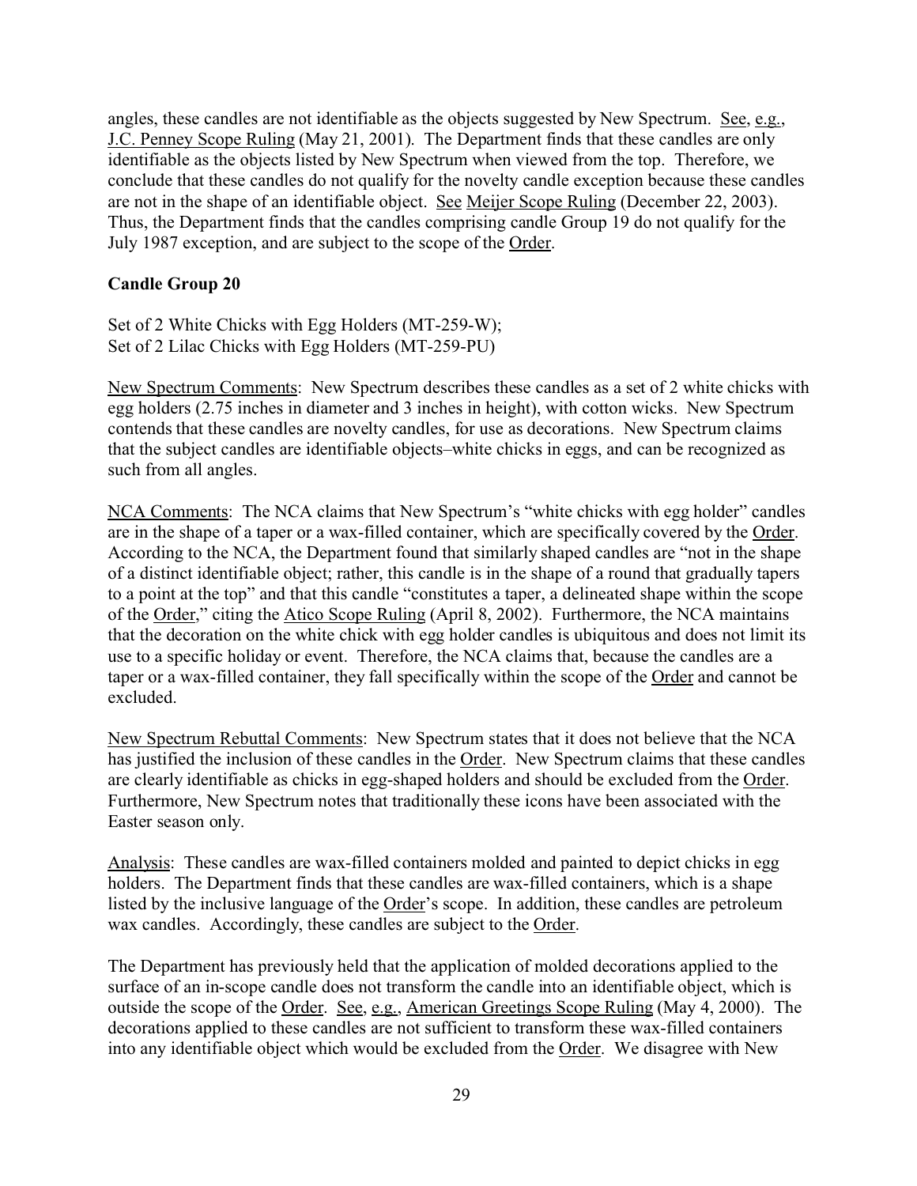angles, these candles are not identifiable as the objects suggested by New Spectrum. See, e.g., J.C. Penney Scope Ruling (May 21, 2001). The Department finds that these candles are only identifiable as the objects listed by New Spectrum when viewed from the top. Therefore, we conclude that these candles do not qualify for the novelty candle exception because these candles are not in the shape of an identifiable object. See Meijer Scope Ruling (December 22, 2003). Thus, the Department finds that the candles comprising candle Group 19 do not qualify for the July 1987 exception, and are subject to the scope of the Order.

**Candle Group 20**

Set of 2 White Chicks with Egg Holders (MT-259-W);
Set of 2 Lilac Chicks with Egg Holders (MT-259-PU)

New Spectrum Comments: New Spectrum describes these candles as a set of 2 white chicks with egg holders (2.75 inches in diameter and 3 inches in height), with cotton wicks. New Spectrum contends that these candles are novelty candles, for use as decorations. New Spectrum claims that the subject candles are identifiable objects–white chicks in eggs, and can be recognized as such from all angles.

NCA Comments: The NCA claims that New Spectrum's "white chicks with egg holder" candles are in the shape of a taper or a wax-filled container, which are specifically covered by the Order. According to the NCA, the Department found that similarly shaped candles are "not in the shape of a distinct identifiable object; rather, this candle is in the shape of a round that gradually tapers to a point at the top" and that this candle "constitutes a taper, a delineated shape within the scope of the Order," citing the Atico Scope Ruling (April 8, 2002). Furthermore, the NCA maintains that the decoration on the white chick with egg holder candles is ubiquitous and does not limit its use to a specific holiday or event. Therefore, the NCA claims that, because the candles are a taper or a wax-filled container, they fall specifically within the scope of the Order and cannot be excluded.

New Spectrum Rebuttal Comments: New Spectrum states that it does not believe that the NCA has justified the inclusion of these candles in the Order. New Spectrum claims that these candles are clearly identifiable as chicks in egg-shaped holders and should be excluded from the Order. Furthermore, New Spectrum notes that traditionally these icons have been associated with the Easter season only.

Analysis: These candles are wax-filled containers molded and painted to depict chicks in egg holders. The Department finds that these candles are wax-filled containers, which is a shape listed by the inclusive language of the Order's scope. In addition, these candles are petroleum wax candles. Accordingly, these candles are subject to the Order.

The Department has previously held that the application of molded decorations applied to the surface of an in-scope candle does not transform the candle into an identifiable object, which is outside the scope of the Order. See, e.g., American Greetings Scope Ruling (May 4, 2000). The decorations applied to these candles are not sufficient to transform these wax-filled containers into any identifiable object which would be excluded from the Order. We disagree with New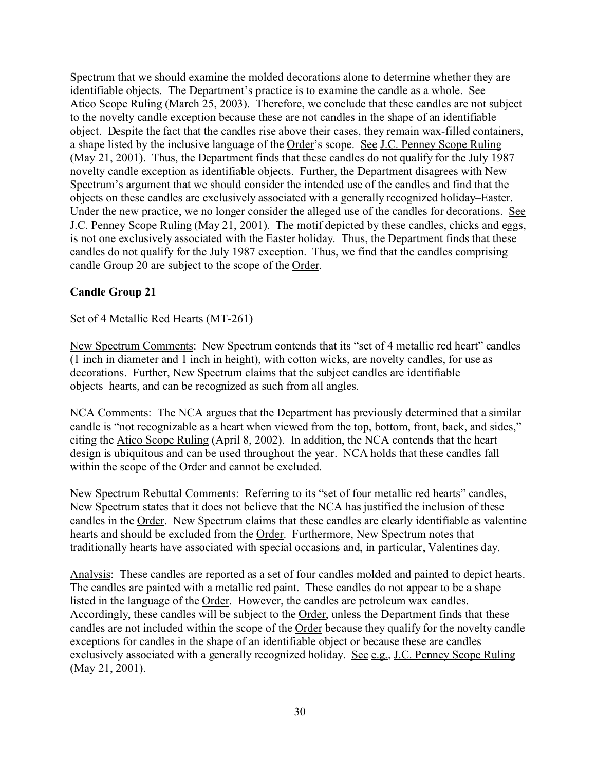Spectrum that we should examine the molded decorations alone to determine whether they are identifiable objects. The Department's practice is to examine the candle as a whole. See Atico Scope Ruling (March 25, 2003). Therefore, we conclude that these candles are not subject to the novelty candle exception because these are not candles in the shape of an identifiable object. Despite the fact that the candles rise above their cases, they remain wax-filled containers, a shape listed by the inclusive language of the Order's scope. See J.C. Penney Scope Ruling (May 21, 2001). Thus, the Department finds that these candles do not qualify for the July 1987 novelty candle exception as identifiable objects. Further, the Department disagrees with New Spectrum's argument that we should consider the intended use of the candles and find that the objects on these candles are exclusively associated with a generally recognized holiday–Easter. Under the new practice, we no longer consider the alleged use of the candles for decorations. See J.C. Penney Scope Ruling (May 21, 2001). The motif depicted by these candles, chicks and eggs, is not one exclusively associated with the Easter holiday. Thus, the Department finds that these candles do not qualify for the July 1987 exception. Thus, we find that the candles comprising candle Group 20 are subject to the scope of the Order.

**Candle Group 21**

Set of 4 Metallic Red Hearts (MT-261)

New Spectrum Comments: New Spectrum contends that its "set of 4 metallic red heart" candles (1 inch in diameter and 1 inch in height), with cotton wicks, are novelty candles, for use as decorations. Further, New Spectrum claims that the subject candles are identifiable objects–hearts, and can be recognized as such from all angles.

NCA Comments: The NCA argues that the Department has previously determined that a similar candle is "not recognizable as a heart when viewed from the top, bottom, front, back, and sides," citing the Atico Scope Ruling (April 8, 2002). In addition, the NCA contends that the heart design is ubiquitous and can be used throughout the year. NCA holds that these candles fall within the scope of the Order and cannot be excluded.

New Spectrum Rebuttal Comments: Referring to its "set of four metallic red hearts" candles, New Spectrum states that it does not believe that the NCA has justified the inclusion of these candles in the Order. New Spectrum claims that these candles are clearly identifiable as valentine hearts and should be excluded from the Order. Furthermore, New Spectrum notes that traditionally hearts have associated with special occasions and, in particular, Valentines day.

Analysis: These candles are reported as a set of four candles molded and painted to depict hearts. The candles are painted with a metallic red paint. These candles do not appear to be a shape listed in the language of the Order. However, the candles are petroleum wax candles. Accordingly, these candles will be subject to the Order, unless the Department finds that these candles are not included within the scope of the Order because they qualify for the novelty candle exceptions for candles in the shape of an identifiable object or because these are candles exclusively associated with a generally recognized holiday. See e.g., J.C. Penney Scope Ruling (May 21, 2001).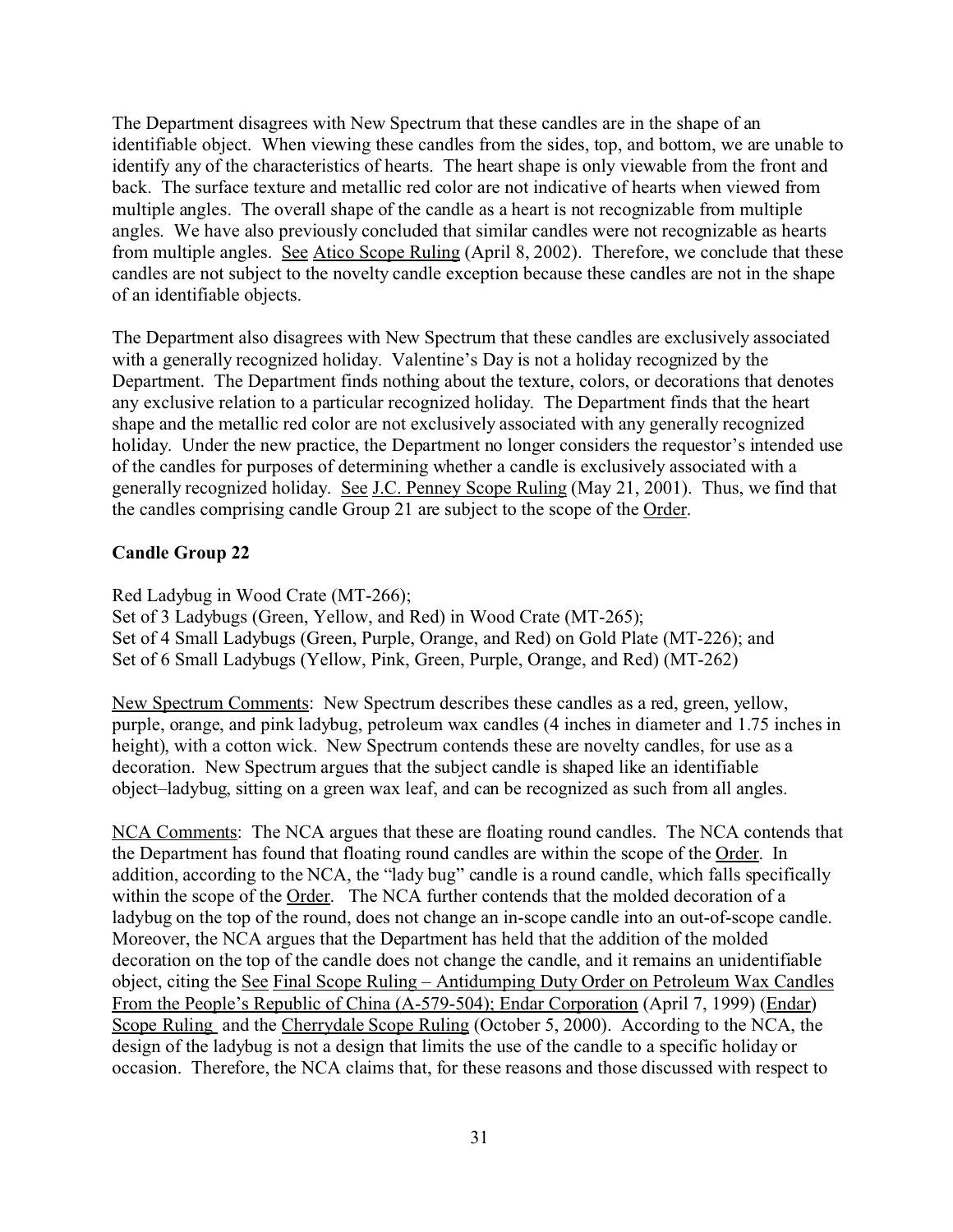The Department disagrees with New Spectrum that these candles are in the shape of an identifiable object. When viewing these candles from the sides, top, and bottom, we are unable to identify any of the characteristics of hearts. The heart shape is only viewable from the front and back. The surface texture and metallic red color are not indicative of hearts when viewed from multiple angles. The overall shape of the candle as a heart is not recognizable from multiple angles. We have also previously concluded that similar candles were not recognizable as hearts from multiple angles. See Atico Scope Ruling (April 8, 2002). Therefore, we conclude that these candles are not subject to the novelty candle exception because these candles are not in the shape of an identifiable objects.

The Department also disagrees with New Spectrum that these candles are exclusively associated with a generally recognized holiday. Valentine's Day is not a holiday recognized by the Department. The Department finds nothing about the texture, colors, or decorations that denotes any exclusive relation to a particular recognized holiday. The Department finds that the heart shape and the metallic red color are not exclusively associated with any generally recognized holiday. Under the new practice, the Department no longer considers the requestor's intended use of the candles for purposes of determining whether a candle is exclusively associated with a generally recognized holiday. See J.C. Penney Scope Ruling (May 21, 2001). Thus, we find that the candles comprising candle Group 21 are subject to the scope of the Order.

**Candle Group 22**

Red Ladybug in Wood Crate (MT-266);
Set of 3 Ladybugs (Green, Yellow, and Red) in Wood Crate (MT-265);
Set of 4 Small Ladybugs (Green, Purple, Orange, and Red) on Gold Plate (MT-226); and
Set of 6 Small Ladybugs (Yellow, Pink, Green, Purple, Orange, and Red) (MT-262)

New Spectrum Comments: New Spectrum describes these candles as a red, green, yellow, purple, orange, and pink ladybug, petroleum wax candles (4 inches in diameter and 1.75 inches in height), with a cotton wick. New Spectrum contends these are novelty candles, for use as a decoration. New Spectrum argues that the subject candle is shaped like an identifiable object–ladybug, sitting on a green wax leaf, and can be recognized as such from all angles.

NCA Comments: The NCA argues that these are floating round candles. The NCA contends that the Department has found that floating round candles are within the scope of the Order. In addition, according to the NCA, the "lady bug" candle is a round candle, which falls specifically within the scope of the Order. The NCA further contends that the molded decoration of a ladybug on the top of the round, does not change an in-scope candle into an out-of-scope candle. Moreover, the NCA argues that the Department has held that the addition of the molded decoration on the top of the candle does not change the candle, and it remains an unidentifiable object, citing the See Final Scope Ruling – Antidumping Duty Order on Petroleum Wax Candles From the People's Republic of China (A-579-504); Endar Corporation (April 7, 1999) (Endar) Scope Ruling and the Cherrydale Scope Ruling (October 5, 2000). According to the NCA, the design of the ladybug is not a design that limits the use of the candle to a specific holiday or occasion. Therefore, the NCA claims that, for these reasons and those discussed with respect to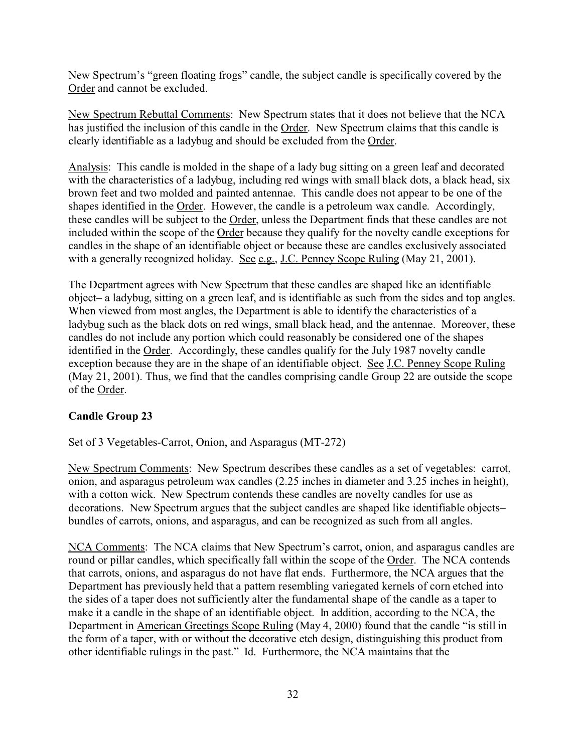New Spectrum's "green floating frogs" candle, the subject candle is specifically covered by the Order and cannot be excluded.

New Spectrum Rebuttal Comments: New Spectrum states that it does not believe that the NCA has justified the inclusion of this candle in the Order. New Spectrum claims that this candle is clearly identifiable as a ladybug and should be excluded from the Order.

Analysis: This candle is molded in the shape of a lady bug sitting on a green leaf and decorated with the characteristics of a ladybug, including red wings with small black dots, a black head, six brown feet and two molded and painted antennae. This candle does not appear to be one of the shapes identified in the Order. However, the candle is a petroleum wax candle. Accordingly, these candles will be subject to the Order, unless the Department finds that these candles are not included within the scope of the Order because they qualify for the novelty candle exceptions for candles in the shape of an identifiable object or because these are candles exclusively associated with a generally recognized holiday. See e.g., J.C. Penney Scope Ruling (May 21, 2001).

The Department agrees with New Spectrum that these candles are shaped like an identifiable object– a ladybug, sitting on a green leaf, and is identifiable as such from the sides and top angles. When viewed from most angles, the Department is able to identify the characteristics of a ladybug such as the black dots on red wings, small black head, and the antennae. Moreover, these candles do not include any portion which could reasonably be considered one of the shapes identified in the Order. Accordingly, these candles qualify for the July 1987 novelty candle exception because they are in the shape of an identifiable object. See J.C. Penney Scope Ruling (May 21, 2001). Thus, we find that the candles comprising candle Group 22 are outside the scope of the Order.

**Candle Group 23**

Set of 3 Vegetables-Carrot, Onion, and Asparagus (MT-272)

New Spectrum Comments: New Spectrum describes these candles as a set of vegetables: carrot, onion, and asparagus petroleum wax candles (2.25 inches in diameter and 3.25 inches in height), with a cotton wick. New Spectrum contends these candles are novelty candles for use as decorations. New Spectrum argues that the subject candles are shaped like identifiable objects– bundles of carrots, onions, and asparagus, and can be recognized as such from all angles.

NCA Comments: The NCA claims that New Spectrum's carrot, onion, and asparagus candles are round or pillar candles, which specifically fall within the scope of the Order. The NCA contends that carrots, onions, and asparagus do not have flat ends. Furthermore, the NCA argues that the Department has previously held that a pattern resembling variegated kernels of corn etched into the sides of a taper does not sufficiently alter the fundamental shape of the candle as a taper to make it a candle in the shape of an identifiable object. In addition, according to the NCA, the Department in American Greetings Scope Ruling (May 4, 2000) found that the candle "is still in the form of a taper, with or without the decorative etch design, distinguishing this product from other identifiable rulings in the past." Id. Furthermore, the NCA maintains that the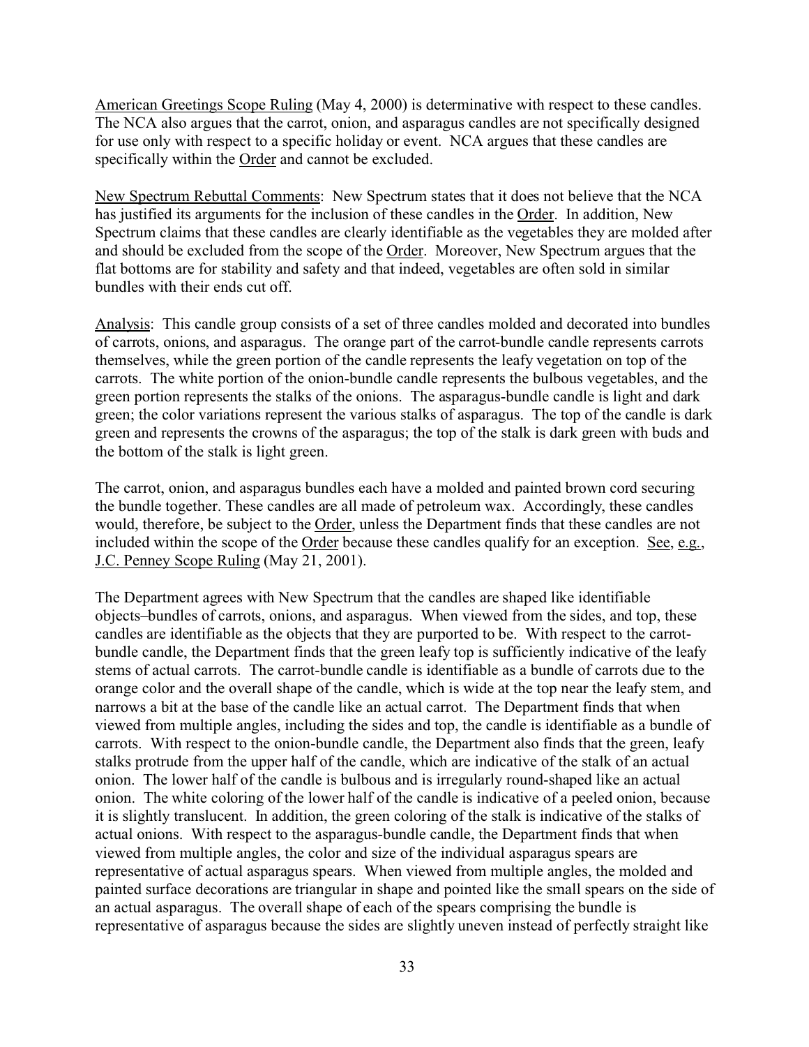American Greetings Scope Ruling (May 4, 2000) is determinative with respect to these candles. The NCA also argues that the carrot, onion, and asparagus candles are not specifically designed for use only with respect to a specific holiday or event. NCA argues that these candles are specifically within the Order and cannot be excluded.

New Spectrum Rebuttal Comments: New Spectrum states that it does not believe that the NCA has justified its arguments for the inclusion of these candles in the Order. In addition, New Spectrum claims that these candles are clearly identifiable as the vegetables they are molded after and should be excluded from the scope of the Order. Moreover, New Spectrum argues that the flat bottoms are for stability and safety and that indeed, vegetables are often sold in similar bundles with their ends cut off.

Analysis: This candle group consists of a set of three candles molded and decorated into bundles of carrots, onions, and asparagus. The orange part of the carrot-bundle candle represents carrots themselves, while the green portion of the candle represents the leafy vegetation on top of the carrots. The white portion of the onion-bundle candle represents the bulbous vegetables, and the green portion represents the stalks of the onions. The asparagus-bundle candle is light and dark green; the color variations represent the various stalks of asparagus. The top of the candle is dark green and represents the crowns of the asparagus; the top of the stalk is dark green with buds and the bottom of the stalk is light green.

The carrot, onion, and asparagus bundles each have a molded and painted brown cord securing the bundle together. These candles are all made of petroleum wax. Accordingly, these candles would, therefore, be subject to the Order, unless the Department finds that these candles are not included within the scope of the Order because these candles qualify for an exception. See, e.g., J.C. Penney Scope Ruling (May 21, 2001).

The Department agrees with New Spectrum that the candles are shaped like identifiable objects–bundles of carrots, onions, and asparagus. When viewed from the sides, and top, these candles are identifiable as the objects that they are purported to be. With respect to the carrot-bundle candle, the Department finds that the green leafy top is sufficiently indicative of the leafy stems of actual carrots. The carrot-bundle candle is identifiable as a bundle of carrots due to the orange color and the overall shape of the candle, which is wide at the top near the leafy stem, and narrows a bit at the base of the candle like an actual carrot. The Department finds that when viewed from multiple angles, including the sides and top, the candle is identifiable as a bundle of carrots. With respect to the onion-bundle candle, the Department also finds that the green, leafy stalks protrude from the upper half of the candle, which are indicative of the stalk of an actual onion. The lower half of the candle is bulbous and is irregularly round-shaped like an actual onion. The white coloring of the lower half of the candle is indicative of a peeled onion, because it is slightly translucent. In addition, the green coloring of the stalk is indicative of the stalks of actual onions. With respect to the asparagus-bundle candle, the Department finds that when viewed from multiple angles, the color and size of the individual asparagus spears are representative of actual asparagus spears. When viewed from multiple angles, the molded and painted surface decorations are triangular in shape and pointed like the small spears on the side of an actual asparagus. The overall shape of each of the spears comprising the bundle is representative of asparagus because the sides are slightly uneven instead of perfectly straight like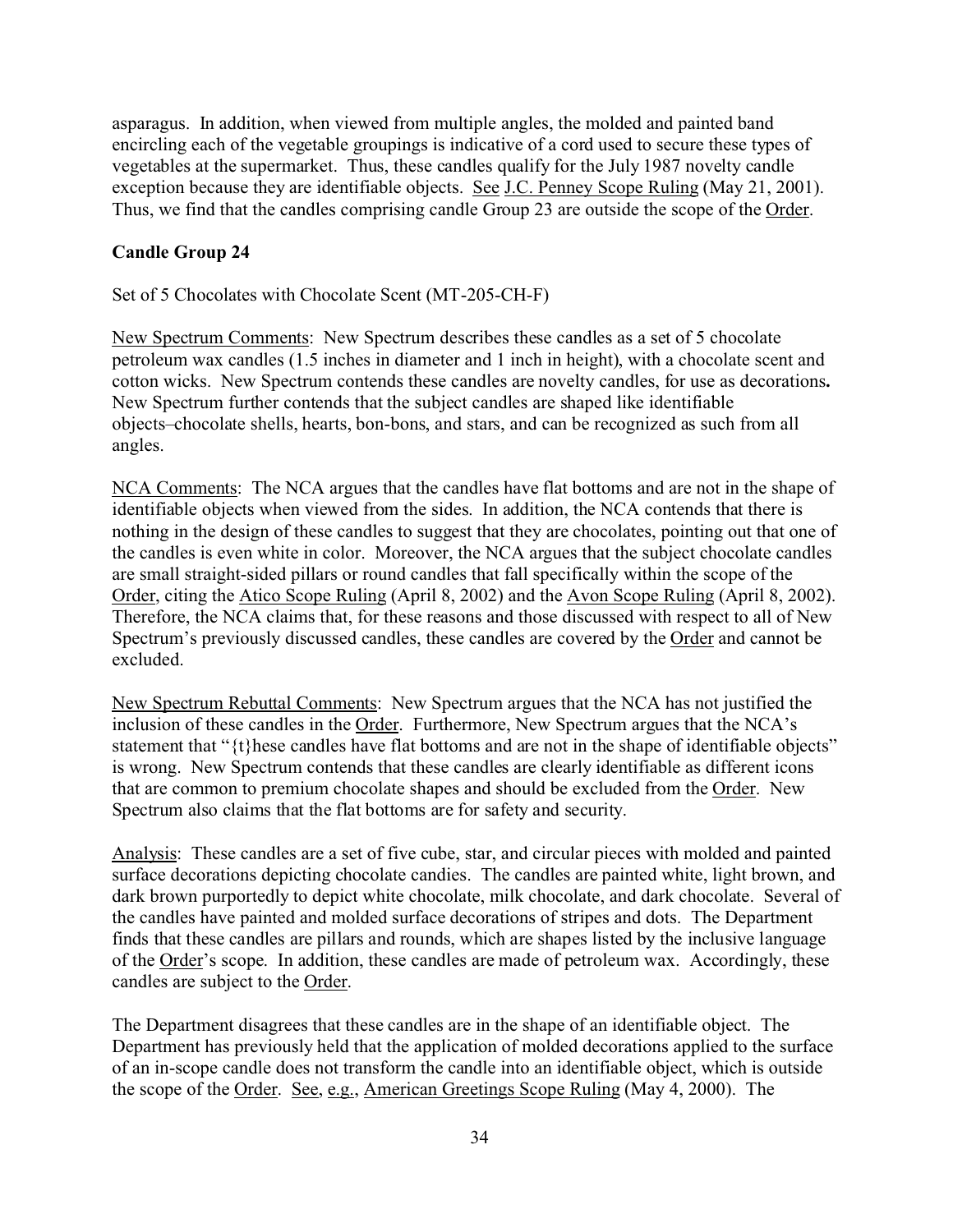asparagus. In addition, when viewed from multiple angles, the molded and painted band encircling each of the vegetable groupings is indicative of a cord used to secure these types of vegetables at the supermarket. Thus, these candles qualify for the July 1987 novelty candle exception because they are identifiable objects. See J.C. Penney Scope Ruling (May 21, 2001). Thus, we find that the candles comprising candle Group 23 are outside the scope of the Order.

### Candle Group 24

Set of 5 Chocolates with Chocolate Scent (MT-205-CH-F)

New Spectrum Comments: New Spectrum describes these candles as a set of 5 chocolate petroleum wax candles (1.5 inches in diameter and 1 inch in height), with a chocolate scent and cotton wicks. New Spectrum contends these candles are novelty candles, for use as decorations**.** New Spectrum further contends that the subject candles are shaped like identifiable objects–chocolate shells, hearts, bon-bons, and stars, and can be recognized as such from all angles.

NCA Comments: The NCA argues that the candles have flat bottoms and are not in the shape of identifiable objects when viewed from the sides. In addition, the NCA contends that there is nothing in the design of these candles to suggest that they are chocolates, pointing out that one of the candles is even white in color. Moreover, the NCA argues that the subject chocolate candles are small straight-sided pillars or round candles that fall specifically within the scope of the Order, citing the Atico Scope Ruling (April 8, 2002) and the Avon Scope Ruling (April 8, 2002). Therefore, the NCA claims that, for these reasons and those discussed with respect to all of New Spectrum's previously discussed candles, these candles are covered by the Order and cannot be excluded.

New Spectrum Rebuttal Comments: New Spectrum argues that the NCA has not justified the inclusion of these candles in the Order. Furthermore, New Spectrum argues that the NCA's statement that "{t}hese candles have flat bottoms and are not in the shape of identifiable objects" is wrong. New Spectrum contends that these candles are clearly identifiable as different icons that are common to premium chocolate shapes and should be excluded from the Order. New Spectrum also claims that the flat bottoms are for safety and security.

Analysis: These candles are a set of five cube, star, and circular pieces with molded and painted surface decorations depicting chocolate candies. The candles are painted white, light brown, and dark brown purportedly to depict white chocolate, milk chocolate, and dark chocolate. Several of the candles have painted and molded surface decorations of stripes and dots. The Department finds that these candles are pillars and rounds, which are shapes listed by the inclusive language of the Order's scope. In addition, these candles are made of petroleum wax. Accordingly, these candles are subject to the Order.

The Department disagrees that these candles are in the shape of an identifiable object. The Department has previously held that the application of molded decorations applied to the surface of an in-scope candle does not transform the candle into an identifiable object, which is outside the scope of the Order. See, e.g., American Greetings Scope Ruling (May 4, 2000). The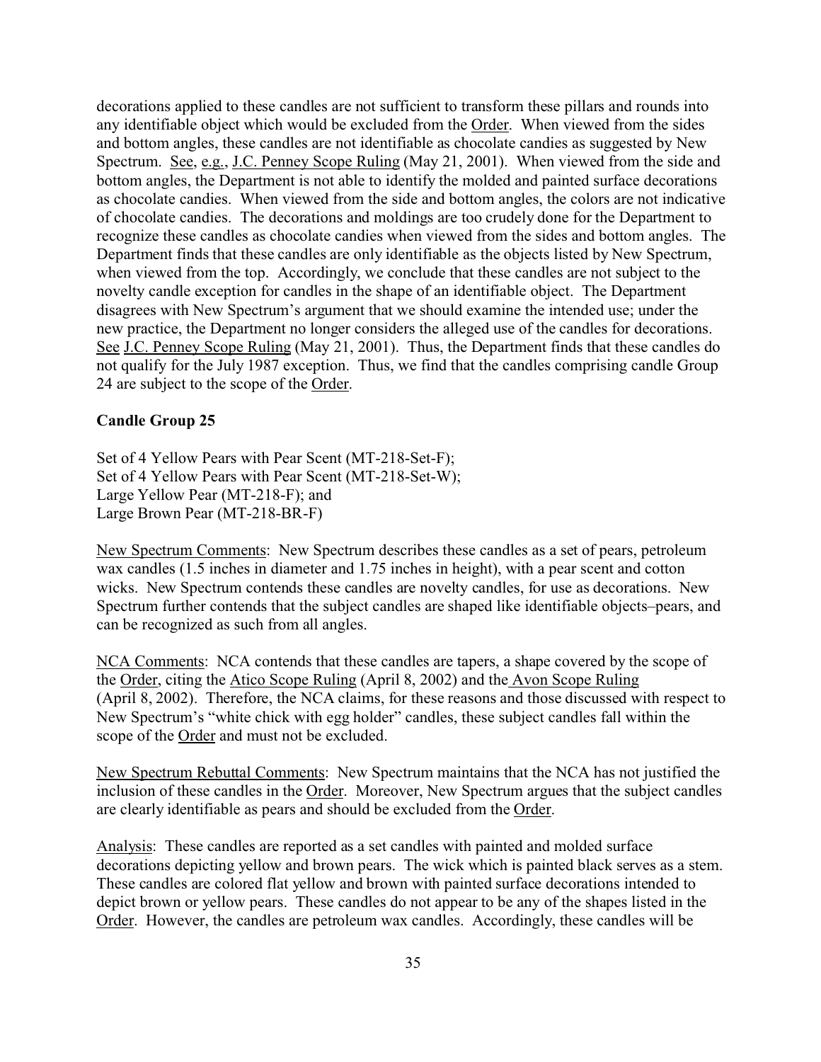decorations applied to these candles are not sufficient to transform these pillars and rounds into any identifiable object which would be excluded from the Order. When viewed from the sides and bottom angles, these candles are not identifiable as chocolate candies as suggested by New Spectrum. See, e.g., J.C. Penney Scope Ruling (May 21, 2001). When viewed from the side and bottom angles, the Department is not able to identify the molded and painted surface decorations as chocolate candies. When viewed from the side and bottom angles, the colors are not indicative of chocolate candies. The decorations and moldings are too crudely done for the Department to recognize these candles as chocolate candies when viewed from the sides and bottom angles. The Department finds that these candles are only identifiable as the objects listed by New Spectrum, when viewed from the top. Accordingly, we conclude that these candles are not subject to the novelty candle exception for candles in the shape of an identifiable object. The Department disagrees with New Spectrum's argument that we should examine the intended use; under the new practice, the Department no longer considers the alleged use of the candles for decorations. See J.C. Penney Scope Ruling (May 21, 2001). Thus, the Department finds that these candles do not qualify for the July 1987 exception. Thus, we find that the candles comprising candle Group 24 are subject to the scope of the Order.

**Candle Group 25**

Set of 4 Yellow Pears with Pear Scent (MT-218-Set-F);
Set of 4 Yellow Pears with Pear Scent (MT-218-Set-W);
Large Yellow Pear (MT-218-F); and
Large Brown Pear (MT-218-BR-F)

New Spectrum Comments: New Spectrum describes these candles as a set of pears, petroleum wax candles (1.5 inches in diameter and 1.75 inches in height), with a pear scent and cotton wicks. New Spectrum contends these candles are novelty candles, for use as decorations. New Spectrum further contends that the subject candles are shaped like identifiable objects–pears, and can be recognized as such from all angles.

NCA Comments: NCA contends that these candles are tapers, a shape covered by the scope of the Order, citing the Atico Scope Ruling (April 8, 2002) and the Avon Scope Ruling (April 8, 2002). Therefore, the NCA claims, for these reasons and those discussed with respect to New Spectrum's "white chick with egg holder" candles, these subject candles fall within the scope of the Order and must not be excluded.

New Spectrum Rebuttal Comments: New Spectrum maintains that the NCA has not justified the inclusion of these candles in the Order. Moreover, New Spectrum argues that the subject candles are clearly identifiable as pears and should be excluded from the Order.

Analysis: These candles are reported as a set candles with painted and molded surface decorations depicting yellow and brown pears. The wick which is painted black serves as a stem. These candles are colored flat yellow and brown with painted surface decorations intended to depict brown or yellow pears. These candles do not appear to be any of the shapes listed in the Order. However, the candles are petroleum wax candles. Accordingly, these candles will be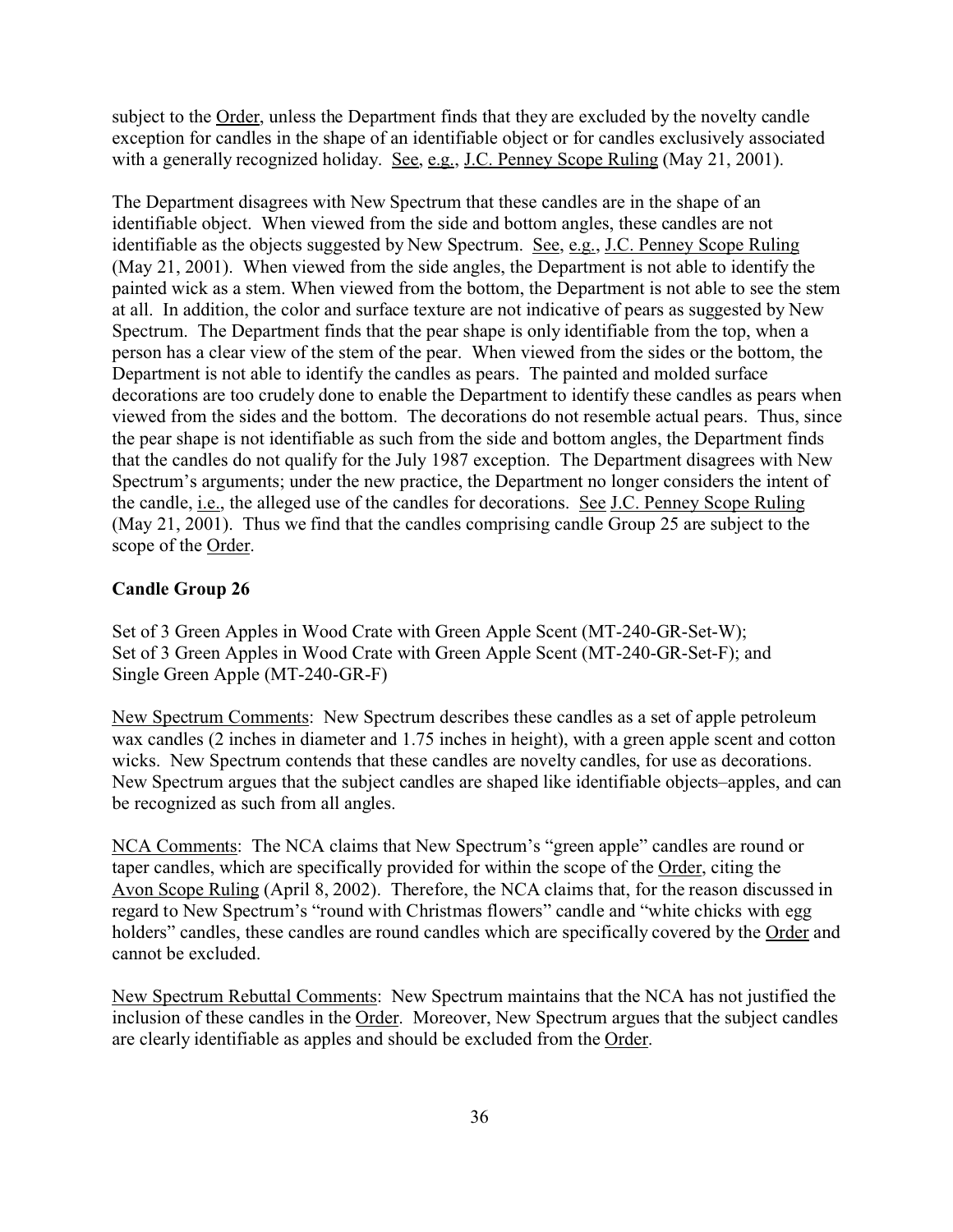subject to the Order, unless the Department finds that they are excluded by the novelty candle exception for candles in the shape of an identifiable object or for candles exclusively associated with a generally recognized holiday. See, e.g., J.C. Penney Scope Ruling (May 21, 2001).

The Department disagrees with New Spectrum that these candles are in the shape of an identifiable object. When viewed from the side and bottom angles, these candles are not identifiable as the objects suggested by New Spectrum. See, e.g., J.C. Penney Scope Ruling (May 21, 2001). When viewed from the side angles, the Department is not able to identify the painted wick as a stem. When viewed from the bottom, the Department is not able to see the stem at all. In addition, the color and surface texture are not indicative of pears as suggested by New Spectrum. The Department finds that the pear shape is only identifiable from the top, when a person has a clear view of the stem of the pear. When viewed from the sides or the bottom, the Department is not able to identify the candles as pears. The painted and molded surface decorations are too crudely done to enable the Department to identify these candles as pears when viewed from the sides and the bottom. The decorations do not resemble actual pears. Thus, since the pear shape is not identifiable as such from the side and bottom angles, the Department finds that the candles do not qualify for the July 1987 exception. The Department disagrees with New Spectrum's arguments; under the new practice, the Department no longer considers the intent of the candle, i.e., the alleged use of the candles for decorations. See J.C. Penney Scope Ruling (May 21, 2001). Thus we find that the candles comprising candle Group 25 are subject to the scope of the Order.

**Candle Group 26**

Set of 3 Green Apples in Wood Crate with Green Apple Scent (MT-240-GR-Set-W);
Set of 3 Green Apples in Wood Crate with Green Apple Scent (MT-240-GR-Set-F); and
Single Green Apple (MT-240-GR-F)

New Spectrum Comments: New Spectrum describes these candles as a set of apple petroleum wax candles (2 inches in diameter and 1.75 inches in height), with a green apple scent and cotton wicks. New Spectrum contends that these candles are novelty candles, for use as decorations. New Spectrum argues that the subject candles are shaped like identifiable objects–apples, and can be recognized as such from all angles.

NCA Comments: The NCA claims that New Spectrum's "green apple" candles are round or taper candles, which are specifically provided for within the scope of the Order, citing the Avon Scope Ruling (April 8, 2002). Therefore, the NCA claims that, for the reason discussed in regard to New Spectrum's "round with Christmas flowers" candle and "white chicks with egg holders" candles, these candles are round candles which are specifically covered by the Order and cannot be excluded.

New Spectrum Rebuttal Comments: New Spectrum maintains that the NCA has not justified the inclusion of these candles in the Order. Moreover, New Spectrum argues that the subject candles are clearly identifiable as apples and should be excluded from the Order.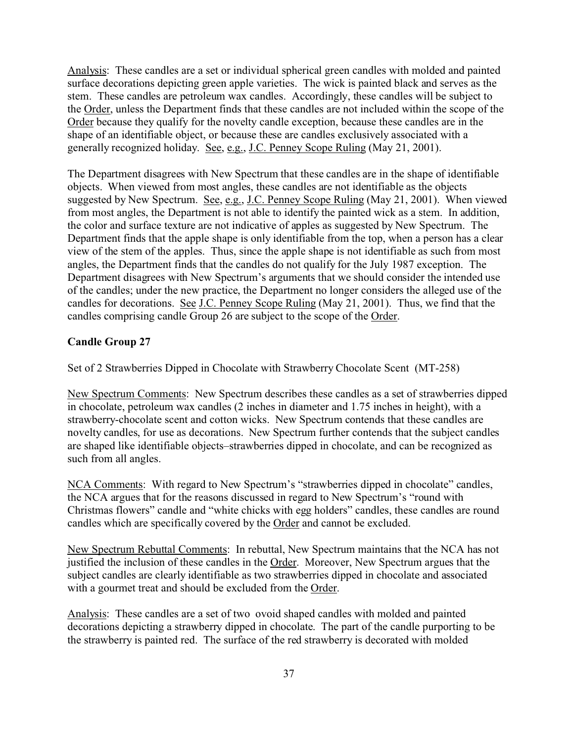Analysis: These candles are a set or individual spherical green candles with molded and painted surface decorations depicting green apple varieties. The wick is painted black and serves as the stem. These candles are petroleum wax candles. Accordingly, these candles will be subject to the Order, unless the Department finds that these candles are not included within the scope of the Order because they qualify for the novelty candle exception, because these candles are in the shape of an identifiable object, or because these are candles exclusively associated with a generally recognized holiday. See, e.g., J.C. Penney Scope Ruling (May 21, 2001).

The Department disagrees with New Spectrum that these candles are in the shape of identifiable objects. When viewed from most angles, these candles are not identifiable as the objects suggested by New Spectrum. See, e.g., J.C. Penney Scope Ruling (May 21, 2001). When viewed from most angles, the Department is not able to identify the painted wick as a stem. In addition, the color and surface texture are not indicative of apples as suggested by New Spectrum. The Department finds that the apple shape is only identifiable from the top, when a person has a clear view of the stem of the apples. Thus, since the apple shape is not identifiable as such from most angles, the Department finds that the candles do not qualify for the July 1987 exception. The Department disagrees with New Spectrum's arguments that we should consider the intended use of the candles; under the new practice, the Department no longer considers the alleged use of the candles for decorations. See J.C. Penney Scope Ruling (May 21, 2001). Thus, we find that the candles comprising candle Group 26 are subject to the scope of the Order.

**Candle Group 27**

Set of 2 Strawberries Dipped in Chocolate with Strawberry Chocolate Scent (MT-258)

New Spectrum Comments: New Spectrum describes these candles as a set of strawberries dipped in chocolate, petroleum wax candles (2 inches in diameter and 1.75 inches in height), with a strawberry-chocolate scent and cotton wicks. New Spectrum contends that these candles are novelty candles, for use as decorations. New Spectrum further contends that the subject candles are shaped like identifiable objects–strawberries dipped in chocolate, and can be recognized as such from all angles.

NCA Comments: With regard to New Spectrum's "strawberries dipped in chocolate" candles, the NCA argues that for the reasons discussed in regard to New Spectrum's "round with Christmas flowers" candle and "white chicks with egg holders" candles, these candles are round candles which are specifically covered by the Order and cannot be excluded.

New Spectrum Rebuttal Comments: In rebuttal, New Spectrum maintains that the NCA has not justified the inclusion of these candles in the Order. Moreover, New Spectrum argues that the subject candles are clearly identifiable as two strawberries dipped in chocolate and associated with a gourmet treat and should be excluded from the Order.

Analysis: These candles are a set of two ovoid shaped candles with molded and painted decorations depicting a strawberry dipped in chocolate. The part of the candle purporting to be the strawberry is painted red. The surface of the red strawberry is decorated with molded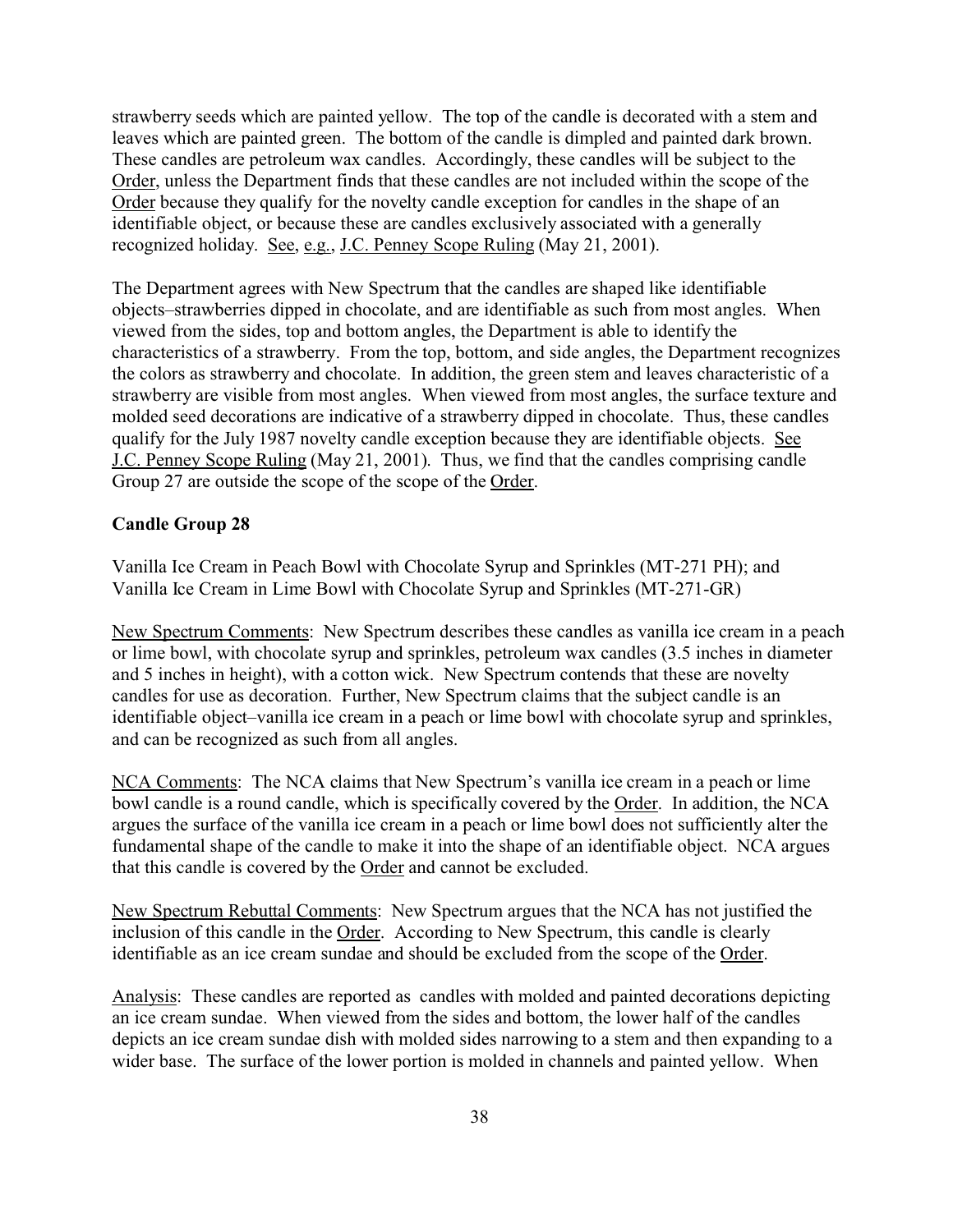strawberry seeds which are painted yellow. The top of the candle is decorated with a stem and leaves which are painted green. The bottom of the candle is dimpled and painted dark brown. These candles are petroleum wax candles. Accordingly, these candles will be subject to the Order, unless the Department finds that these candles are not included within the scope of the Order because they qualify for the novelty candle exception for candles in the shape of an identifiable object, or because these are candles exclusively associated with a generally recognized holiday. See, e.g., J.C. Penney Scope Ruling (May 21, 2001).

The Department agrees with New Spectrum that the candles are shaped like identifiable objects–strawberries dipped in chocolate, and are identifiable as such from most angles. When viewed from the sides, top and bottom angles, the Department is able to identify the characteristics of a strawberry. From the top, bottom, and side angles, the Department recognizes the colors as strawberry and chocolate. In addition, the green stem and leaves characteristic of a strawberry are visible from most angles. When viewed from most angles, the surface texture and molded seed decorations are indicative of a strawberry dipped in chocolate. Thus, these candles qualify for the July 1987 novelty candle exception because they are identifiable objects. See J.C. Penney Scope Ruling (May 21, 2001). Thus, we find that the candles comprising candle Group 27 are outside the scope of the scope of the Order.

### Candle Group 28

Vanilla Ice Cream in Peach Bowl with Chocolate Syrup and Sprinkles (MT-271 PH); and Vanilla Ice Cream in Lime Bowl with Chocolate Syrup and Sprinkles (MT-271-GR)

New Spectrum Comments: New Spectrum describes these candles as vanilla ice cream in a peach or lime bowl, with chocolate syrup and sprinkles, petroleum wax candles (3.5 inches in diameter and 5 inches in height), with a cotton wick. New Spectrum contends that these are novelty candles for use as decoration. Further, New Spectrum claims that the subject candle is an identifiable object–vanilla ice cream in a peach or lime bowl with chocolate syrup and sprinkles, and can be recognized as such from all angles.

NCA Comments: The NCA claims that New Spectrum's vanilla ice cream in a peach or lime bowl candle is a round candle, which is specifically covered by the Order. In addition, the NCA argues the surface of the vanilla ice cream in a peach or lime bowl does not sufficiently alter the fundamental shape of the candle to make it into the shape of an identifiable object. NCA argues that this candle is covered by the Order and cannot be excluded.

New Spectrum Rebuttal Comments: New Spectrum argues that the NCA has not justified the inclusion of this candle in the Order. According to New Spectrum, this candle is clearly identifiable as an ice cream sundae and should be excluded from the scope of the Order.

Analysis: These candles are reported as candles with molded and painted decorations depicting an ice cream sundae. When viewed from the sides and bottom, the lower half of the candles depicts an ice cream sundae dish with molded sides narrowing to a stem and then expanding to a wider base. The surface of the lower portion is molded in channels and painted yellow. When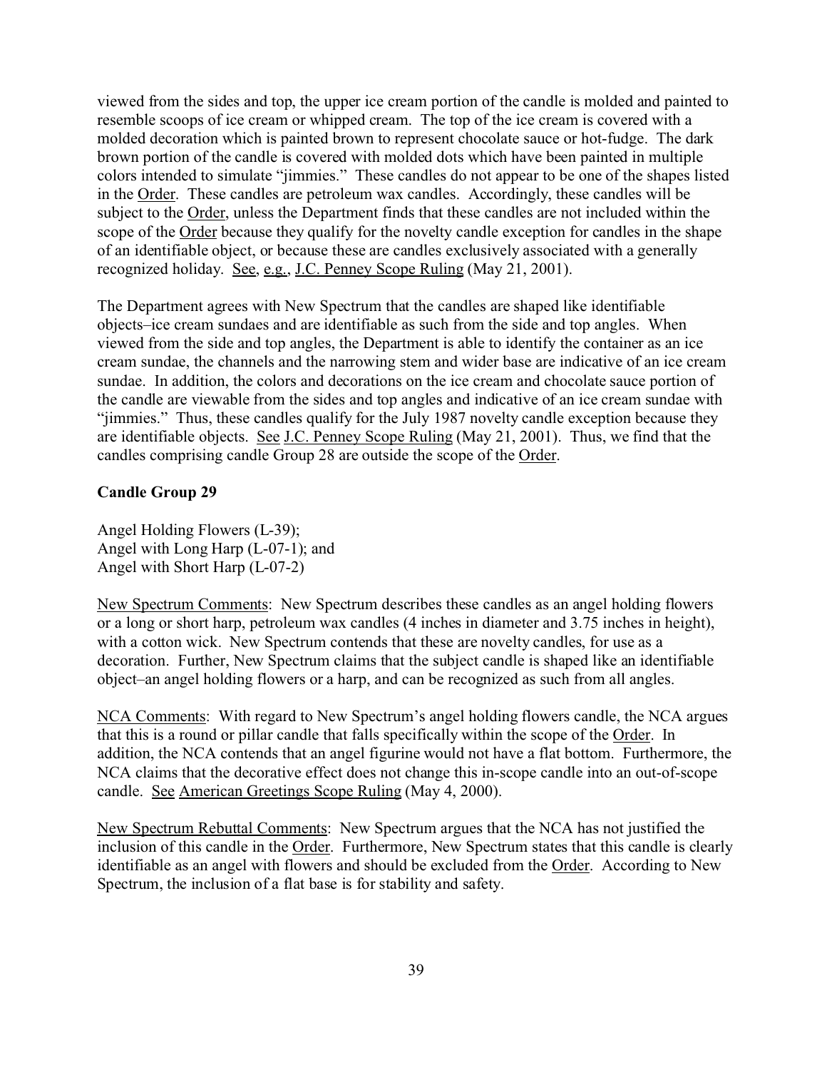viewed from the sides and top, the upper ice cream portion of the candle is molded and painted to resemble scoops of ice cream or whipped cream. The top of the ice cream is covered with a molded decoration which is painted brown to represent chocolate sauce or hot-fudge. The dark brown portion of the candle is covered with molded dots which have been painted in multiple colors intended to simulate "jimmies." These candles do not appear to be one of the shapes listed in the Order. These candles are petroleum wax candles. Accordingly, these candles will be subject to the Order, unless the Department finds that these candles are not included within the scope of the Order because they qualify for the novelty candle exception for candles in the shape of an identifiable object, or because these are candles exclusively associated with a generally recognized holiday. See, e.g., J.C. Penney Scope Ruling (May 21, 2001).

The Department agrees with New Spectrum that the candles are shaped like identifiable objects–ice cream sundaes and are identifiable as such from the side and top angles. When viewed from the side and top angles, the Department is able to identify the container as an ice cream sundae, the channels and the narrowing stem and wider base are indicative of an ice cream sundae. In addition, the colors and decorations on the ice cream and chocolate sauce portion of the candle are viewable from the sides and top angles and indicative of an ice cream sundae with "jimmies." Thus, these candles qualify for the July 1987 novelty candle exception because they are identifiable objects. See J.C. Penney Scope Ruling (May 21, 2001). Thus, we find that the candles comprising candle Group 28 are outside the scope of the Order.

**Candle Group 29**

Angel Holding Flowers (L-39);
Angel with Long Harp (L-07-1); and
Angel with Short Harp (L-07-2)

New Spectrum Comments: New Spectrum describes these candles as an angel holding flowers or a long or short harp, petroleum wax candles (4 inches in diameter and 3.75 inches in height), with a cotton wick. New Spectrum contends that these are novelty candles, for use as a decoration. Further, New Spectrum claims that the subject candle is shaped like an identifiable object–an angel holding flowers or a harp, and can be recognized as such from all angles.

NCA Comments: With regard to New Spectrum's angel holding flowers candle, the NCA argues that this is a round or pillar candle that falls specifically within the scope of the Order. In addition, the NCA contends that an angel figurine would not have a flat bottom. Furthermore, the NCA claims that the decorative effect does not change this in-scope candle into an out-of-scope candle. See American Greetings Scope Ruling (May 4, 2000).

New Spectrum Rebuttal Comments: New Spectrum argues that the NCA has not justified the inclusion of this candle in the Order. Furthermore, New Spectrum states that this candle is clearly identifiable as an angel with flowers and should be excluded from the Order. According to New Spectrum, the inclusion of a flat base is for stability and safety.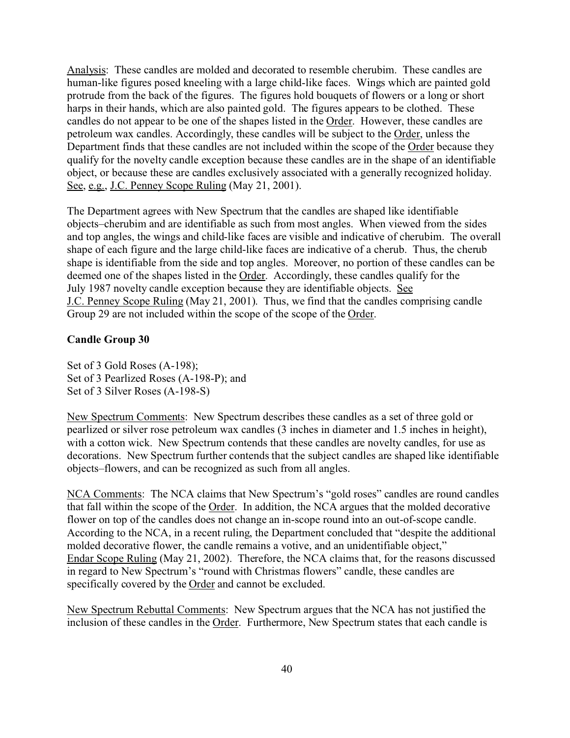Analysis: These candles are molded and decorated to resemble cherubim. These candles are human-like figures posed kneeling with a large child-like faces. Wings which are painted gold protrude from the back of the figures. The figures hold bouquets of flowers or a long or short harps in their hands, which are also painted gold. The figures appears to be clothed. These candles do not appear to be one of the shapes listed in the Order. However, these candles are petroleum wax candles. Accordingly, these candles will be subject to the Order, unless the Department finds that these candles are not included within the scope of the Order because they qualify for the novelty candle exception because these candles are in the shape of an identifiable object, or because these are candles exclusively associated with a generally recognized holiday. See, e.g., J.C. Penney Scope Ruling (May 21, 2001).

The Department agrees with New Spectrum that the candles are shaped like identifiable objects–cherubim and are identifiable as such from most angles. When viewed from the sides and top angles, the wings and child-like faces are visible and indicative of cherubim. The overall shape of each figure and the large child-like faces are indicative of a cherub. Thus, the cherub shape is identifiable from the side and top angles. Moreover, no portion of these candles can be deemed one of the shapes listed in the Order. Accordingly, these candles qualify for the July 1987 novelty candle exception because they are identifiable objects. See J.C. Penney Scope Ruling (May 21, 2001). Thus, we find that the candles comprising candle Group 29 are not included within the scope of the scope of the Order.

**Candle Group 30**

Set of 3 Gold Roses (A-198);
Set of 3 Pearlized Roses (A-198-P); and
Set of 3 Silver Roses (A-198-S)

New Spectrum Comments: New Spectrum describes these candles as a set of three gold or pearlized or silver rose petroleum wax candles (3 inches in diameter and 1.5 inches in height), with a cotton wick. New Spectrum contends that these candles are novelty candles, for use as decorations. New Spectrum further contends that the subject candles are shaped like identifiable objects–flowers, and can be recognized as such from all angles.

NCA Comments: The NCA claims that New Spectrum's "gold roses" candles are round candles that fall within the scope of the Order. In addition, the NCA argues that the molded decorative flower on top of the candles does not change an in-scope round into an out-of-scope candle. According to the NCA, in a recent ruling, the Department concluded that "despite the additional molded decorative flower, the candle remains a votive, and an unidentifiable object," Endar Scope Ruling (May 21, 2002). Therefore, the NCA claims that, for the reasons discussed in regard to New Spectrum's "round with Christmas flowers" candle, these candles are specifically covered by the Order and cannot be excluded.

New Spectrum Rebuttal Comments: New Spectrum argues that the NCA has not justified the inclusion of these candles in the Order. Furthermore, New Spectrum states that each candle is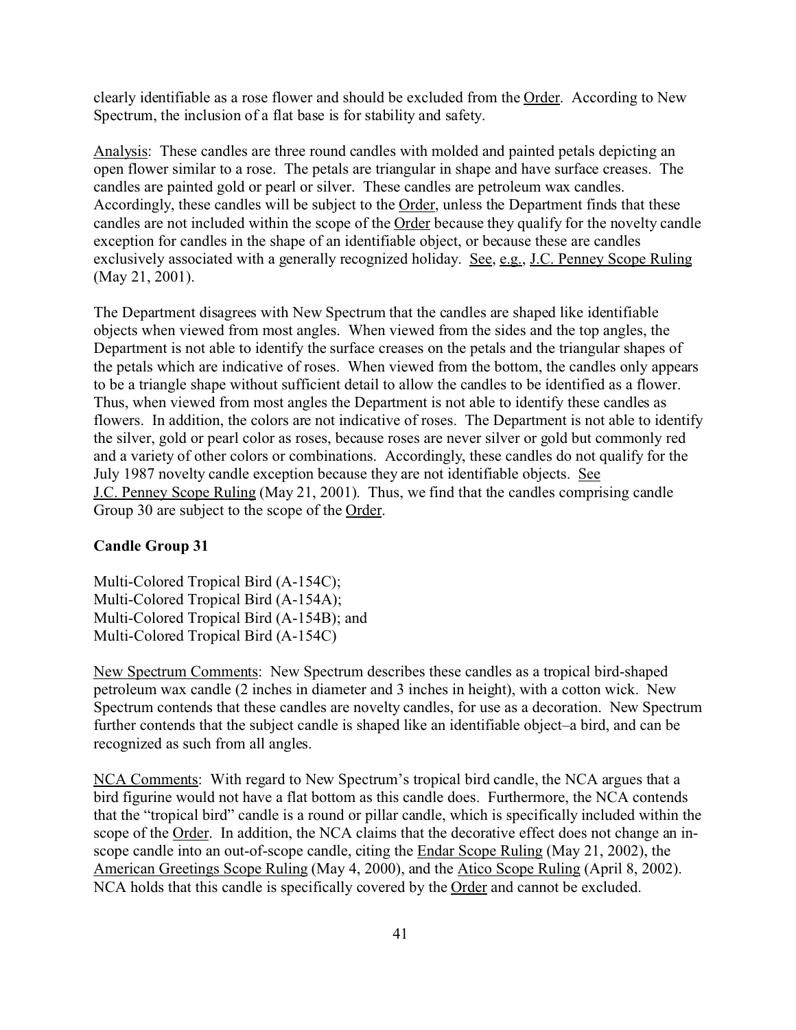clearly identifiable as a rose flower and should be excluded from the Order. According to New Spectrum, the inclusion of a flat base is for stability and safety.

Analysis: These candles are three round candles with molded and painted petals depicting an open flower similar to a rose. The petals are triangular in shape and have surface creases. The candles are painted gold or pearl or silver. These candles are petroleum wax candles. Accordingly, these candles will be subject to the Order, unless the Department finds that these candles are not included within the scope of the Order because they qualify for the novelty candle exception for candles in the shape of an identifiable object, or because these are candles exclusively associated with a generally recognized holiday. See, e.g., J.C. Penney Scope Ruling (May 21, 2001).

The Department disagrees with New Spectrum that the candles are shaped like identifiable objects when viewed from most angles. When viewed from the sides and the top angles, the Department is not able to identify the surface creases on the petals and the triangular shapes of the petals which are indicative of roses. When viewed from the bottom, the candles only appears to be a triangle shape without sufficient detail to allow the candles to be identified as a flower. Thus, when viewed from most angles the Department is not able to identify these candles as flowers. In addition, the colors are not indicative of roses. The Department is not able to identify the silver, gold or pearl color as roses, because roses are never silver or gold but commonly red and a variety of other colors or combinations. Accordingly, these candles do not qualify for the July 1987 novelty candle exception because they are not identifiable objects. See J.C. Penney Scope Ruling (May 21, 2001). Thus, we find that the candles comprising candle Group 30 are subject to the scope of the Order.

**Candle Group 31**

Multi-Colored Tropical Bird (A-154C);
Multi-Colored Tropical Bird (A-154A);
Multi-Colored Tropical Bird (A-154B); and
Multi-Colored Tropical Bird (A-154C)

New Spectrum Comments: New Spectrum describes these candles as a tropical bird-shaped petroleum wax candle (2 inches in diameter and 3 inches in height), with a cotton wick. New Spectrum contends that these candles are novelty candles, for use as a decoration. New Spectrum further contends that the subject candle is shaped like an identifiable object–a bird, and can be recognized as such from all angles.

NCA Comments: With regard to New Spectrum's tropical bird candle, the NCA argues that a bird figurine would not have a flat bottom as this candle does. Furthermore, the NCA contends that the "tropical bird" candle is a round or pillar candle, which is specifically included within the scope of the Order. In addition, the NCA claims that the decorative effect does not change an in-scope candle into an out-of-scope candle, citing the Endar Scope Ruling (May 21, 2002), the American Greetings Scope Ruling (May 4, 2000), and the Atico Scope Ruling (April 8, 2002). NCA holds that this candle is specifically covered by the Order and cannot be excluded.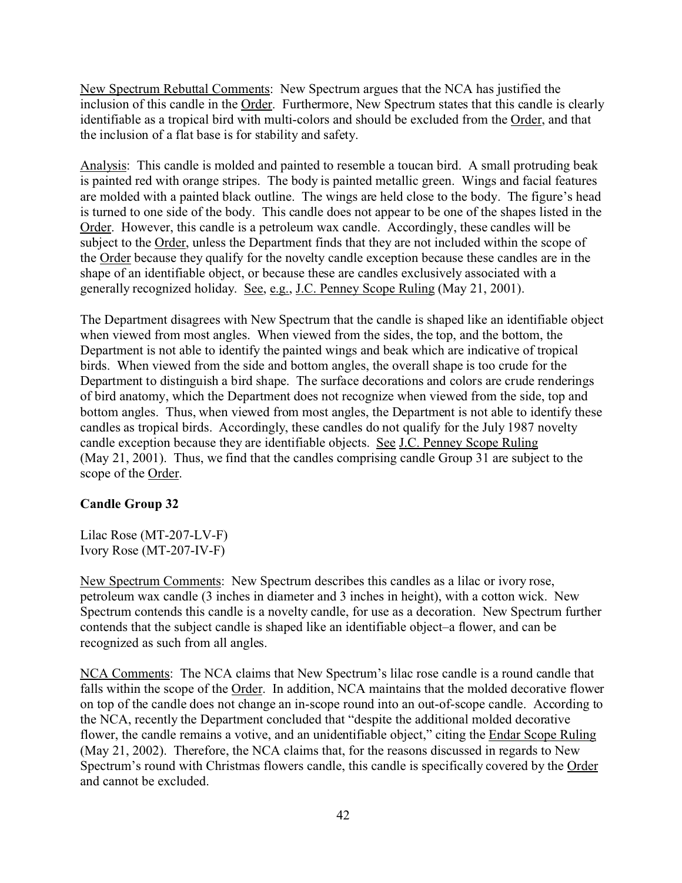New Spectrum Rebuttal Comments: New Spectrum argues that the NCA has justified the inclusion of this candle in the Order. Furthermore, New Spectrum states that this candle is clearly identifiable as a tropical bird with multi-colors and should be excluded from the Order, and that the inclusion of a flat base is for stability and safety.

Analysis: This candle is molded and painted to resemble a toucan bird. A small protruding beak is painted red with orange stripes. The body is painted metallic green. Wings and facial features are molded with a painted black outline. The wings are held close to the body. The figure's head is turned to one side of the body. This candle does not appear to be one of the shapes listed in the Order. However, this candle is a petroleum wax candle. Accordingly, these candles will be subject to the Order, unless the Department finds that they are not included within the scope of the Order because they qualify for the novelty candle exception because these candles are in the shape of an identifiable object, or because these are candles exclusively associated with a generally recognized holiday. See, e.g., J.C. Penney Scope Ruling (May 21, 2001).

The Department disagrees with New Spectrum that the candle is shaped like an identifiable object when viewed from most angles. When viewed from the sides, the top, and the bottom, the Department is not able to identify the painted wings and beak which are indicative of tropical birds. When viewed from the side and bottom angles, the overall shape is too crude for the Department to distinguish a bird shape. The surface decorations and colors are crude renderings of bird anatomy, which the Department does not recognize when viewed from the side, top and bottom angles. Thus, when viewed from most angles, the Department is not able to identify these candles as tropical birds. Accordingly, these candles do not qualify for the July 1987 novelty candle exception because they are identifiable objects. See J.C. Penney Scope Ruling (May 21, 2001). Thus, we find that the candles comprising candle Group 31 are subject to the scope of the Order.

**Candle Group 32**

Lilac Rose (MT-207-LV-F)
Ivory Rose (MT-207-IV-F)

New Spectrum Comments: New Spectrum describes this candles as a lilac or ivory rose, petroleum wax candle (3 inches in diameter and 3 inches in height), with a cotton wick. New Spectrum contends this candle is a novelty candle, for use as a decoration. New Spectrum further contends that the subject candle is shaped like an identifiable object–a flower, and can be recognized as such from all angles.

NCA Comments: The NCA claims that New Spectrum's lilac rose candle is a round candle that falls within the scope of the Order. In addition, NCA maintains that the molded decorative flower on top of the candle does not change an in-scope round into an out-of-scope candle. According to the NCA, recently the Department concluded that "despite the additional molded decorative flower, the candle remains a votive, and an unidentifiable object," citing the Endar Scope Ruling (May 21, 2002). Therefore, the NCA claims that, for the reasons discussed in regards to New Spectrum's round with Christmas flowers candle, this candle is specifically covered by the Order and cannot be excluded.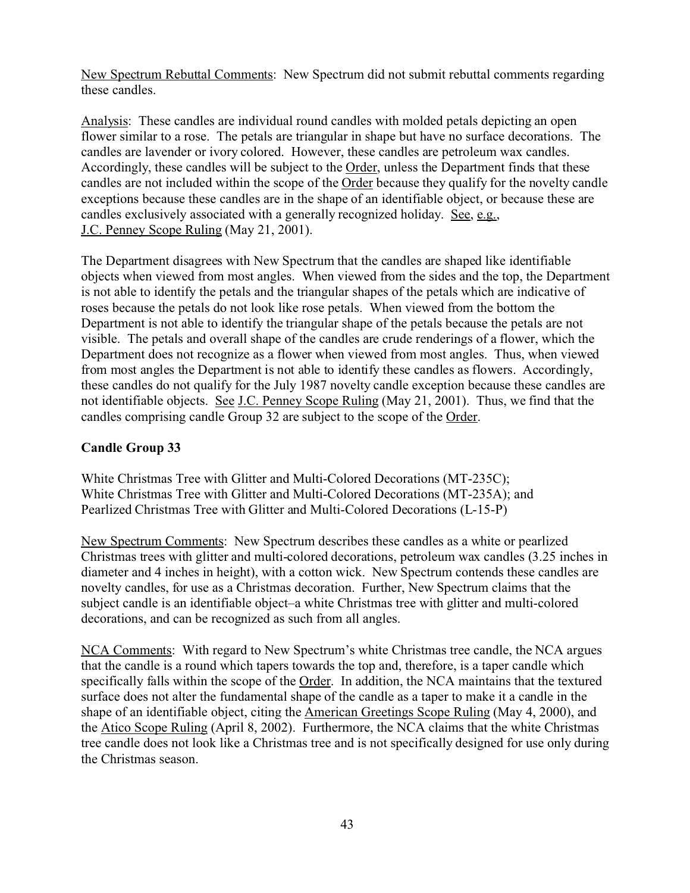New Spectrum Rebuttal Comments: New Spectrum did not submit rebuttal comments regarding these candles.

Analysis: These candles are individual round candles with molded petals depicting an open flower similar to a rose. The petals are triangular in shape but have no surface decorations. The candles are lavender or ivory colored. However, these candles are petroleum wax candles. Accordingly, these candles will be subject to the Order, unless the Department finds that these candles are not included within the scope of the Order because they qualify for the novelty candle exceptions because these candles are in the shape of an identifiable object, or because these are candles exclusively associated with a generally recognized holiday. See, e.g., J.C. Penney Scope Ruling (May 21, 2001).

The Department disagrees with New Spectrum that the candles are shaped like identifiable objects when viewed from most angles. When viewed from the sides and the top, the Department is not able to identify the petals and the triangular shapes of the petals which are indicative of roses because the petals do not look like rose petals. When viewed from the bottom the Department is not able to identify the triangular shape of the petals because the petals are not visible. The petals and overall shape of the candles are crude renderings of a flower, which the Department does not recognize as a flower when viewed from most angles. Thus, when viewed from most angles the Department is not able to identify these candles as flowers. Accordingly, these candles do not qualify for the July 1987 novelty candle exception because these candles are not identifiable objects. See J.C. Penney Scope Ruling (May 21, 2001). Thus, we find that the candles comprising candle Group 32 are subject to the scope of the Order.

### Candle Group 33

White Christmas Tree with Glitter and Multi-Colored Decorations (MT-235C);
White Christmas Tree with Glitter and Multi-Colored Decorations (MT-235A); and
Pearlized Christmas Tree with Glitter and Multi-Colored Decorations (L-15-P)

New Spectrum Comments: New Spectrum describes these candles as a white or pearlized Christmas trees with glitter and multi-colored decorations, petroleum wax candles (3.25 inches in diameter and 4 inches in height), with a cotton wick. New Spectrum contends these candles are novelty candles, for use as a Christmas decoration. Further, New Spectrum claims that the subject candle is an identifiable object–a white Christmas tree with glitter and multi-colored decorations, and can be recognized as such from all angles.

NCA Comments: With regard to New Spectrum's white Christmas tree candle, the NCA argues that the candle is a round which tapers towards the top and, therefore, is a taper candle which specifically falls within the scope of the Order. In addition, the NCA maintains that the textured surface does not alter the fundamental shape of the candle as a taper to make it a candle in the shape of an identifiable object, citing the American Greetings Scope Ruling (May 4, 2000), and the Atico Scope Ruling (April 8, 2002). Furthermore, the NCA claims that the white Christmas tree candle does not look like a Christmas tree and is not specifically designed for use only during the Christmas season.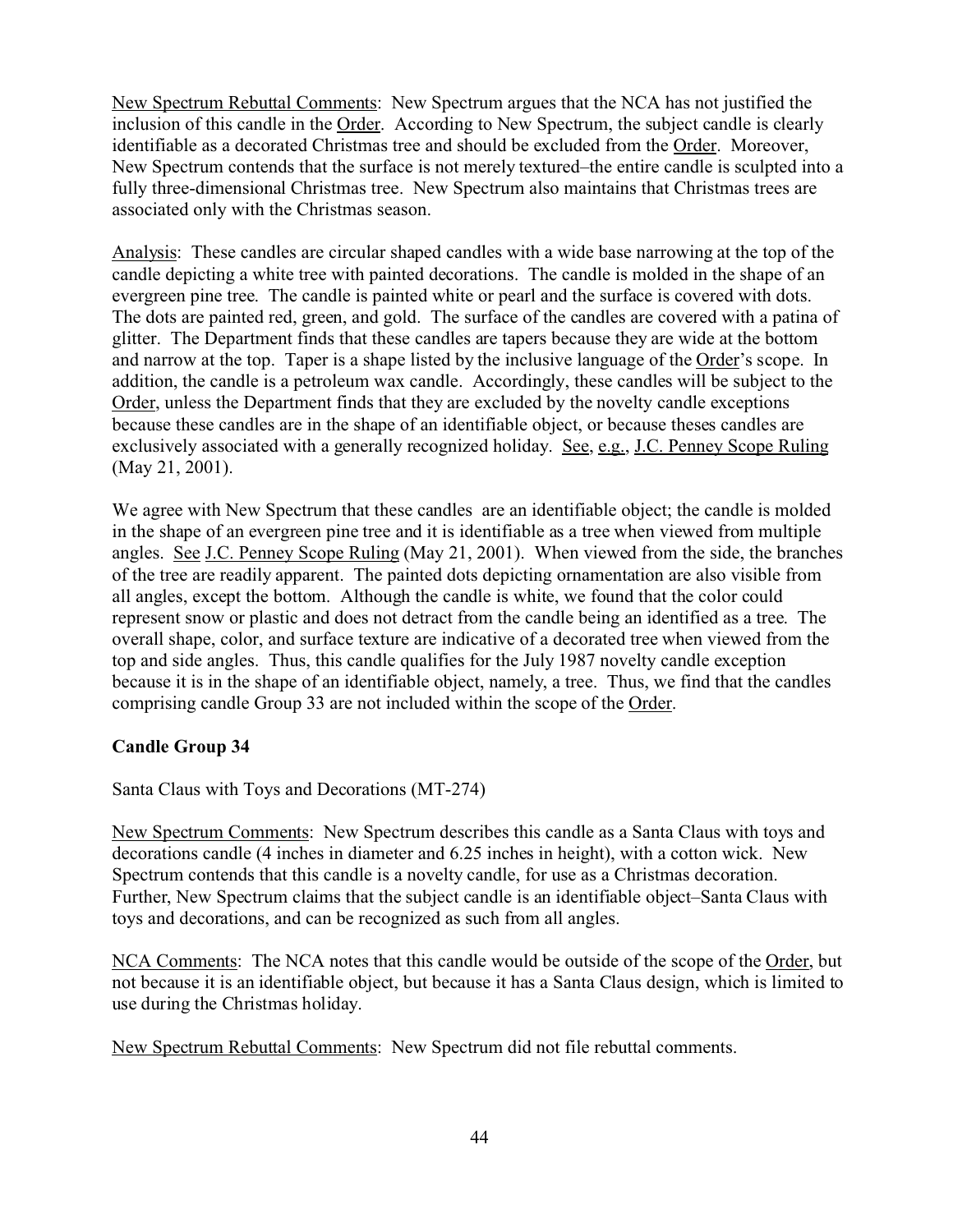New Spectrum Rebuttal Comments: New Spectrum argues that the NCA has not justified the inclusion of this candle in the Order. According to New Spectrum, the subject candle is clearly identifiable as a decorated Christmas tree and should be excluded from the Order. Moreover, New Spectrum contends that the surface is not merely textured–the entire candle is sculpted into a fully three-dimensional Christmas tree. New Spectrum also maintains that Christmas trees are associated only with the Christmas season.

Analysis: These candles are circular shaped candles with a wide base narrowing at the top of the candle depicting a white tree with painted decorations. The candle is molded in the shape of an evergreen pine tree. The candle is painted white or pearl and the surface is covered with dots. The dots are painted red, green, and gold. The surface of the candles are covered with a patina of glitter. The Department finds that these candles are tapers because they are wide at the bottom and narrow at the top. Taper is a shape listed by the inclusive language of the Order's scope. In addition, the candle is a petroleum wax candle. Accordingly, these candles will be subject to the Order, unless the Department finds that they are excluded by the novelty candle exceptions because these candles are in the shape of an identifiable object, or because theses candles are exclusively associated with a generally recognized holiday. See, e.g., J.C. Penney Scope Ruling (May 21, 2001).

We agree with New Spectrum that these candles are an identifiable object; the candle is molded in the shape of an evergreen pine tree and it is identifiable as a tree when viewed from multiple angles. See J.C. Penney Scope Ruling (May 21, 2001). When viewed from the side, the branches of the tree are readily apparent. The painted dots depicting ornamentation are also visible from all angles, except the bottom. Although the candle is white, we found that the color could represent snow or plastic and does not detract from the candle being an identified as a tree. The overall shape, color, and surface texture are indicative of a decorated tree when viewed from the top and side angles. Thus, this candle qualifies for the July 1987 novelty candle exception because it is in the shape of an identifiable object, namely, a tree. Thus, we find that the candles comprising candle Group 33 are not included within the scope of the Order.

### Candle Group 34

Santa Claus with Toys and Decorations (MT-274)

New Spectrum Comments: New Spectrum describes this candle as a Santa Claus with toys and decorations candle (4 inches in diameter and 6.25 inches in height), with a cotton wick. New Spectrum contends that this candle is a novelty candle, for use as a Christmas decoration. Further, New Spectrum claims that the subject candle is an identifiable object–Santa Claus with toys and decorations, and can be recognized as such from all angles.

NCA Comments: The NCA notes that this candle would be outside of the scope of the Order, but not because it is an identifiable object, but because it has a Santa Claus design, which is limited to use during the Christmas holiday.

New Spectrum Rebuttal Comments: New Spectrum did not file rebuttal comments.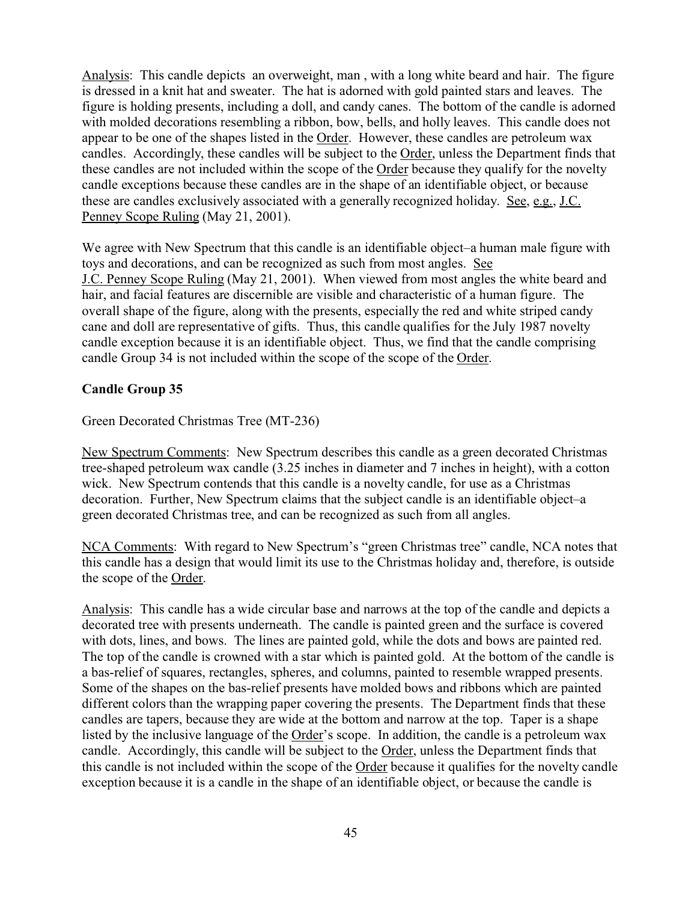Analysis: This candle depicts an overweight, man , with a long white beard and hair. The figure is dressed in a knit hat and sweater. The hat is adorned with gold painted stars and leaves. The figure is holding presents, including a doll, and candy canes. The bottom of the candle is adorned with molded decorations resembling a ribbon, bow, bells, and holly leaves. This candle does not appear to be one of the shapes listed in the Order. However, these candles are petroleum wax candles. Accordingly, these candles will be subject to the Order, unless the Department finds that these candles are not included within the scope of the Order because they qualify for the novelty candle exceptions because these candles are in the shape of an identifiable object, or because these are candles exclusively associated with a generally recognized holiday. See, e.g., J.C. Penney Scope Ruling (May 21, 2001).

We agree with New Spectrum that this candle is an identifiable object–a human male figure with toys and decorations, and can be recognized as such from most angles. See J.C. Penney Scope Ruling (May 21, 2001). When viewed from most angles the white beard and hair, and facial features are discernible are visible and characteristic of a human figure. The overall shape of the figure, along with the presents, especially the red and white striped candy cane and doll are representative of gifts. Thus, this candle qualifies for the July 1987 novelty candle exception because it is an identifiable object. Thus, we find that the candle comprising candle Group 34 is not included within the scope of the scope of the Order.

**Candle Group 35**

Green Decorated Christmas Tree (MT-236)

New Spectrum Comments: New Spectrum describes this candle as a green decorated Christmas tree-shaped petroleum wax candle (3.25 inches in diameter and 7 inches in height), with a cotton wick. New Spectrum contends that this candle is a novelty candle, for use as a Christmas decoration. Further, New Spectrum claims that the subject candle is an identifiable object–a green decorated Christmas tree, and can be recognized as such from all angles.

NCA Comments: With regard to New Spectrum's "green Christmas tree" candle, NCA notes that this candle has a design that would limit its use to the Christmas holiday and, therefore, is outside the scope of the Order.

Analysis: This candle has a wide circular base and narrows at the top of the candle and depicts a decorated tree with presents underneath. The candle is painted green and the surface is covered with dots, lines, and bows. The lines are painted gold, while the dots and bows are painted red. The top of the candle is crowned with a star which is painted gold. At the bottom of the candle is a bas-relief of squares, rectangles, spheres, and columns, painted to resemble wrapped presents. Some of the shapes on the bas-relief presents have molded bows and ribbons which are painted different colors than the wrapping paper covering the presents. The Department finds that these candles are tapers, because they are wide at the bottom and narrow at the top. Taper is a shape listed by the inclusive language of the Order's scope. In addition, the candle is a petroleum wax candle. Accordingly, this candle will be subject to the Order, unless the Department finds that this candle is not included within the scope of the Order because it qualifies for the novelty candle exception because it is a candle in the shape of an identifiable object, or because the candle is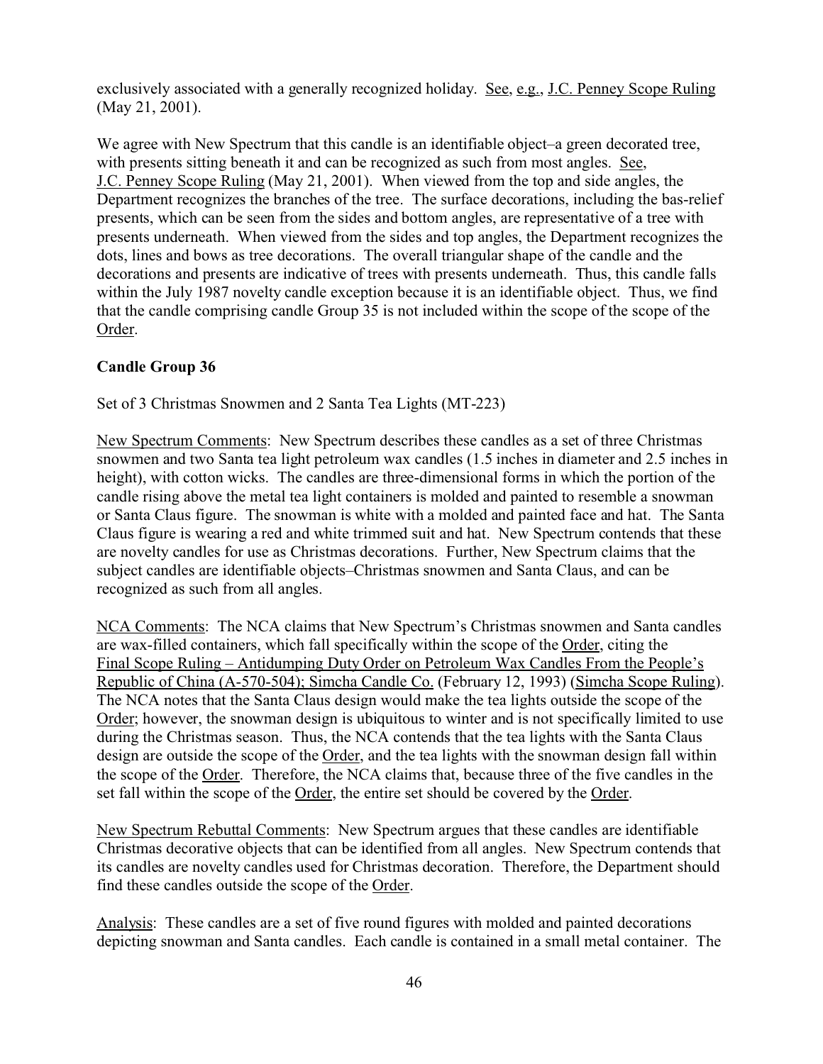exclusively associated with a generally recognized holiday. See, e.g., J.C. Penney Scope Ruling (May 21, 2001).

We agree with New Spectrum that this candle is an identifiable object–a green decorated tree, with presents sitting beneath it and can be recognized as such from most angles. See, J.C. Penney Scope Ruling (May 21, 2001). When viewed from the top and side angles, the Department recognizes the branches of the tree. The surface decorations, including the bas-relief presents, which can be seen from the sides and bottom angles, are representative of a tree with presents underneath. When viewed from the sides and top angles, the Department recognizes the dots, lines and bows as tree decorations. The overall triangular shape of the candle and the decorations and presents are indicative of trees with presents underneath. Thus, this candle falls within the July 1987 novelty candle exception because it is an identifiable object. Thus, we find that the candle comprising candle Group 35 is not included within the scope of the scope of the Order.

**Candle Group 36**

Set of 3 Christmas Snowmen and 2 Santa Tea Lights (MT-223)

New Spectrum Comments: New Spectrum describes these candles as a set of three Christmas snowmen and two Santa tea light petroleum wax candles (1.5 inches in diameter and 2.5 inches in height), with cotton wicks. The candles are three-dimensional forms in which the portion of the candle rising above the metal tea light containers is molded and painted to resemble a snowman or Santa Claus figure. The snowman is white with a molded and painted face and hat. The Santa Claus figure is wearing a red and white trimmed suit and hat. New Spectrum contends that these are novelty candles for use as Christmas decorations. Further, New Spectrum claims that the subject candles are identifiable objects–Christmas snowmen and Santa Claus, and can be recognized as such from all angles.

NCA Comments: The NCA claims that New Spectrum's Christmas snowmen and Santa candles are wax-filled containers, which fall specifically within the scope of the Order, citing the Final Scope Ruling – Antidumping Duty Order on Petroleum Wax Candles From the People's Republic of China (A-570-504); Simcha Candle Co. (February 12, 1993) (Simcha Scope Ruling). The NCA notes that the Santa Claus design would make the tea lights outside the scope of the Order; however, the snowman design is ubiquitous to winter and is not specifically limited to use during the Christmas season. Thus, the NCA contends that the tea lights with the Santa Claus design are outside the scope of the Order, and the tea lights with the snowman design fall within the scope of the Order. Therefore, the NCA claims that, because three of the five candles in the set fall within the scope of the Order, the entire set should be covered by the Order.

New Spectrum Rebuttal Comments: New Spectrum argues that these candles are identifiable Christmas decorative objects that can be identified from all angles. New Spectrum contends that its candles are novelty candles used for Christmas decoration. Therefore, the Department should find these candles outside the scope of the Order.

Analysis: These candles are a set of five round figures with molded and painted decorations depicting snowman and Santa candles. Each candle is contained in a small metal container. The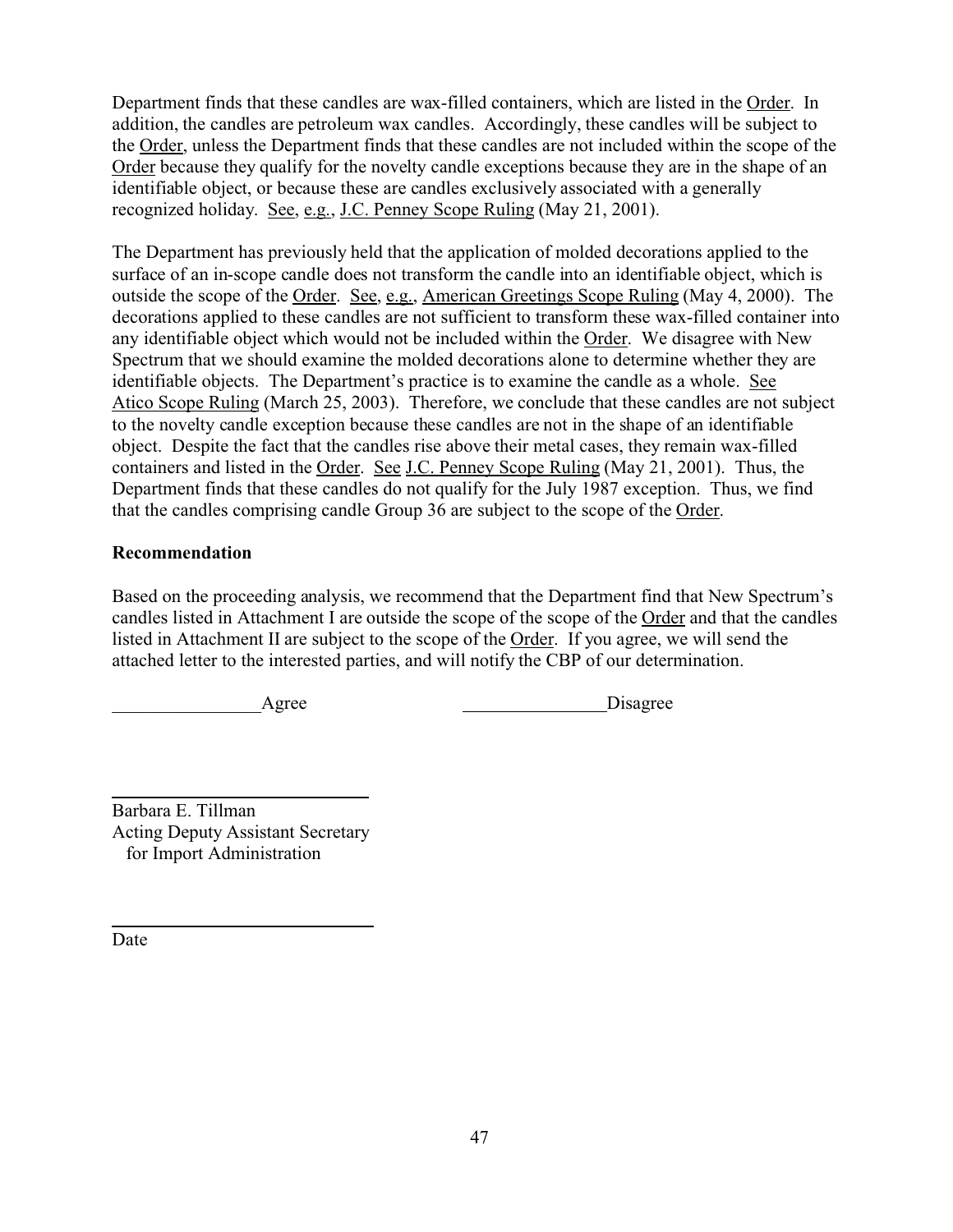Department finds that these candles are wax-filled containers, which are listed in the Order. In addition, the candles are petroleum wax candles. Accordingly, these candles will be subject to the Order, unless the Department finds that these candles are not included within the scope of the Order because they qualify for the novelty candle exceptions because they are in the shape of an identifiable object, or because these are candles exclusively associated with a generally recognized holiday. See, e.g., J.C. Penney Scope Ruling (May 21, 2001).

The Department has previously held that the application of molded decorations applied to the surface of an in-scope candle does not transform the candle into an identifiable object, which is outside the scope of the Order. See, e.g., American Greetings Scope Ruling (May 4, 2000). The decorations applied to these candles are not sufficient to transform these wax-filled container into any identifiable object which would not be included within the Order. We disagree with New Spectrum that we should examine the molded decorations alone to determine whether they are identifiable objects. The Department's practice is to examine the candle as a whole. See Atico Scope Ruling (March 25, 2003). Therefore, we conclude that these candles are not subject to the novelty candle exception because these candles are not in the shape of an identifiable object. Despite the fact that the candles rise above their metal cases, they remain wax-filled containers and listed in the Order. See J.C. Penney Scope Ruling (May 21, 2001). Thus, the Department finds that these candles do not qualify for the July 1987 exception. Thus, we find that the candles comprising candle Group 36 are subject to the scope of the Order.

**Recommendation**

Based on the proceeding analysis, we recommend that the Department find that New Spectrum's candles listed in Attachment I are outside the scope of the scope of the Order and that the candles listed in Attachment II are subject to the scope of the Order. If you agree, we will send the attached letter to the interested parties, and will notify the CBP of our determination.

\_\_\_\_\_\_\_\_\_\_\_\_\_\_\_\_Agree                    \_\_\_\_\_\_\_\_\_\_\_\_\_\_\_\_Disagree

\_\_\_\_\_\_\_\_\_\_\_\_\_\_\_\_\_\_\_\_\_\_\_\_\_\_\_\_

Barbara E. Tillman
Acting Deputy Assistant Secretary
for Import Administration

\_\_\_\_\_\_\_\_\_\_\_\_\_\_\_\_\_\_\_\_\_\_\_\_\_\_\_\_

Date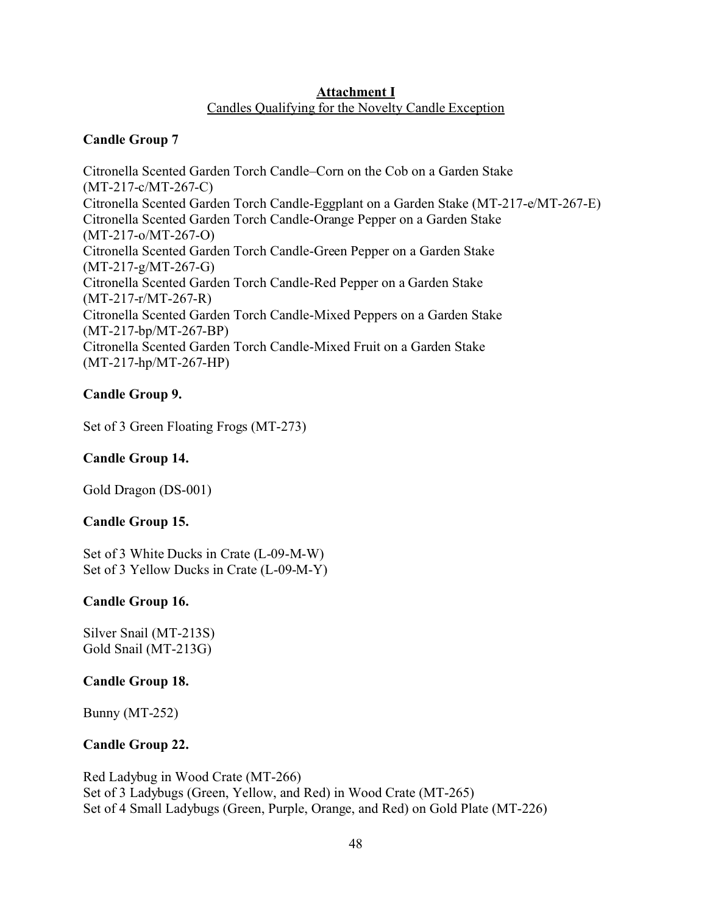**Attachment I**

Candles Qualifying for the Novelty Candle Exception

**Candle Group 7**

Citronella Scented Garden Torch Candle–Corn on the Cob on a Garden Stake (MT-217-c/MT-267-C)
Citronella Scented Garden Torch Candle-Eggplant on a Garden Stake (MT-217-e/MT-267-E)
Citronella Scented Garden Torch Candle-Orange Pepper on a Garden Stake (MT-217-o/MT-267-O)
Citronella Scented Garden Torch Candle-Green Pepper on a Garden Stake (MT-217-g/MT-267-G)
Citronella Scented Garden Torch Candle-Red Pepper on a Garden Stake (MT-217-r/MT-267-R)
Citronella Scented Garden Torch Candle-Mixed Peppers on a Garden Stake (MT-217-bp/MT-267-BP)
Citronella Scented Garden Torch Candle-Mixed Fruit on a Garden Stake (MT-217-hp/MT-267-HP)

**Candle Group 9.**

Set of 3 Green Floating Frogs (MT-273)

**Candle Group 14.**

Gold Dragon (DS-001)

**Candle Group 15.**

Set of 3 White Ducks in Crate (L-09-M-W)
Set of 3 Yellow Ducks in Crate (L-09-M-Y)

**Candle Group 16.**

Silver Snail (MT-213S)
Gold Snail (MT-213G)

**Candle Group 18.**

Bunny (MT-252)

**Candle Group 22.**

Red Ladybug in Wood Crate (MT-266)
Set of 3 Ladybugs (Green, Yellow, and Red) in Wood Crate (MT-265)
Set of 4 Small Ladybugs (Green, Purple, Orange, and Red) on Gold Plate (MT-226)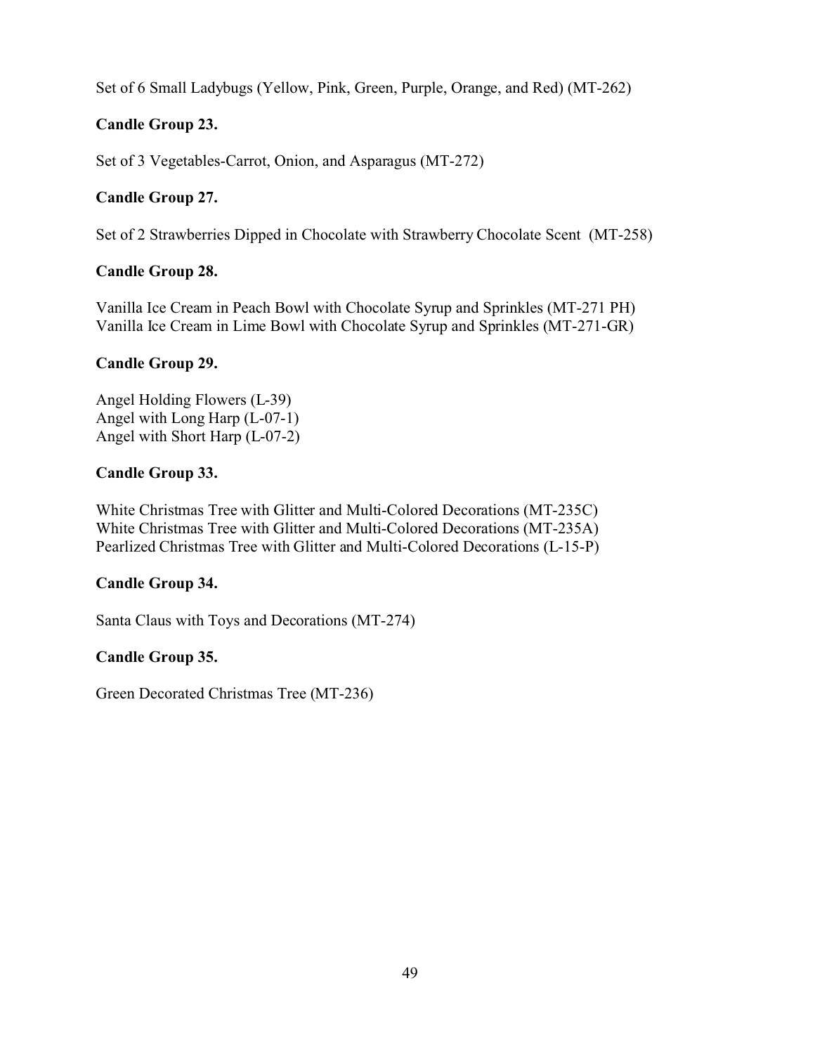Set of 6 Small Ladybugs (Yellow, Pink, Green, Purple, Orange, and Red) (MT-262)

**Candle Group 23.**

Set of 3 Vegetables-Carrot, Onion, and Asparagus (MT-272)

**Candle Group 27.**

Set of 2 Strawberries Dipped in Chocolate with Strawberry Chocolate Scent (MT-258)

**Candle Group 28.**

Vanilla Ice Cream in Peach Bowl with Chocolate Syrup and Sprinkles (MT-271 PH)
Vanilla Ice Cream in Lime Bowl with Chocolate Syrup and Sprinkles (MT-271-GR)

**Candle Group 29.**

Angel Holding Flowers (L-39)
Angel with Long Harp (L-07-1)
Angel with Short Harp (L-07-2)

**Candle Group 33.**

White Christmas Tree with Glitter and Multi-Colored Decorations (MT-235C)
White Christmas Tree with Glitter and Multi-Colored Decorations (MT-235A)
Pearlized Christmas Tree with Glitter and Multi-Colored Decorations (L-15-P)

**Candle Group 34.**

Santa Claus with Toys and Decorations (MT-274)

**Candle Group 35.**

Green Decorated Christmas Tree (MT-236)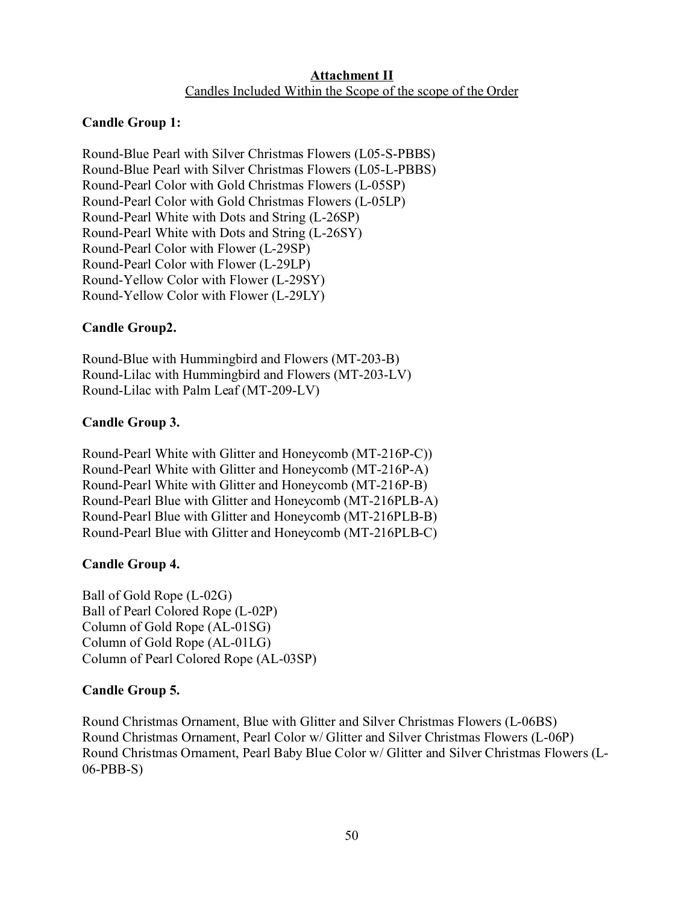**Attachment II**

Candles Included Within the Scope of the scope of the Order

**Candle Group 1:**

Round-Blue Pearl with Silver Christmas Flowers (L05-S-PBBS)
Round-Blue Pearl with Silver Christmas Flowers (L05-L-PBBS)
Round-Pearl Color with Gold Christmas Flowers (L-05SP)
Round-Pearl Color with Gold Christmas Flowers (L-05LP)
Round-Pearl White with Dots and String (L-26SP)
Round-Pearl White with Dots and String (L-26SY)
Round-Pearl Color with Flower (L-29SP)
Round-Pearl Color with Flower (L-29LP)
Round-Yellow Color with Flower (L-29SY)
Round-Yellow Color with Flower (L-29LY)

**Candle Group2.**

Round-Blue with Hummingbird and Flowers (MT-203-B)
Round-Lilac with Hummingbird and Flowers (MT-203-LV)
Round-Lilac with Palm Leaf (MT-209-LV)

**Candle Group 3.**

Round-Pearl White with Glitter and Honeycomb (MT-216P-C))
Round-Pearl White with Glitter and Honeycomb (MT-216P-A)
Round-Pearl White with Glitter and Honeycomb (MT-216P-B)
Round-Pearl Blue with Glitter and Honeycomb (MT-216PLB-A)
Round-Pearl Blue with Glitter and Honeycomb (MT-216PLB-B)
Round-Pearl Blue with Glitter and Honeycomb (MT-216PLB-C)

**Candle Group 4.**

Ball of Gold Rope (L-02G)
Ball of Pearl Colored Rope (L-02P)
Column of Gold Rope (AL-01SG)
Column of Gold Rope (AL-01LG)
Column of Pearl Colored Rope (AL-03SP)

**Candle Group 5.**

Round Christmas Ornament, Blue with Glitter and Silver Christmas Flowers (L-06BS)
Round Christmas Ornament, Pearl Color w/ Glitter and Silver Christmas Flowers (L-06P)
Round Christmas Ornament, Pearl Baby Blue Color w/ Glitter and Silver Christmas Flowers (L-06-PBB-S)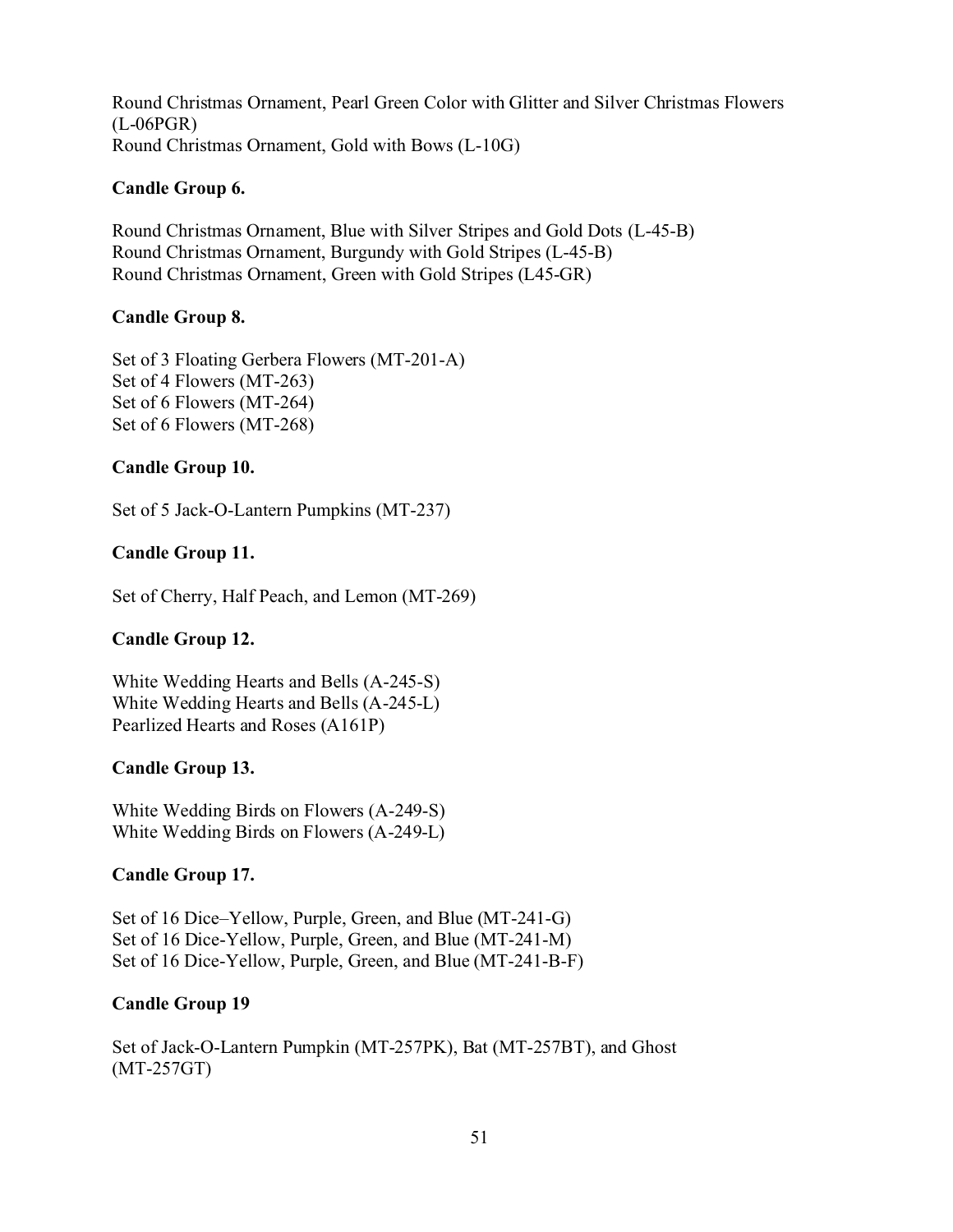Round Christmas Ornament, Pearl Green Color with Glitter and Silver Christmas Flowers (L-06PGR)
Round Christmas Ornament, Gold with Bows (L-10G)

**Candle Group 6.**

Round Christmas Ornament, Blue with Silver Stripes and Gold Dots (L-45-B)
Round Christmas Ornament, Burgundy with Gold Stripes (L-45-B)
Round Christmas Ornament, Green with Gold Stripes (L45-GR)

**Candle Group 8.**

Set of 3 Floating Gerbera Flowers (MT-201-A)
Set of 4 Flowers (MT-263)
Set of 6 Flowers (MT-264)
Set of 6 Flowers (MT-268)

**Candle Group 10.**

Set of 5 Jack-O-Lantern Pumpkins (MT-237)

**Candle Group 11.**

Set of Cherry, Half Peach, and Lemon (MT-269)

**Candle Group 12.**

White Wedding Hearts and Bells (A-245-S)
White Wedding Hearts and Bells (A-245-L)
Pearlized Hearts and Roses (A161P)

**Candle Group 13.**

White Wedding Birds on Flowers (A-249-S)
White Wedding Birds on Flowers (A-249-L)

**Candle Group 17.**

Set of 16 Dice–Yellow, Purple, Green, and Blue (MT-241-G)
Set of 16 Dice-Yellow, Purple, Green, and Blue (MT-241-M)
Set of 16 Dice-Yellow, Purple, Green, and Blue (MT-241-B-F)

**Candle Group 19**

Set of Jack-O-Lantern Pumpkin (MT-257PK), Bat (MT-257BT), and Ghost (MT-257GT)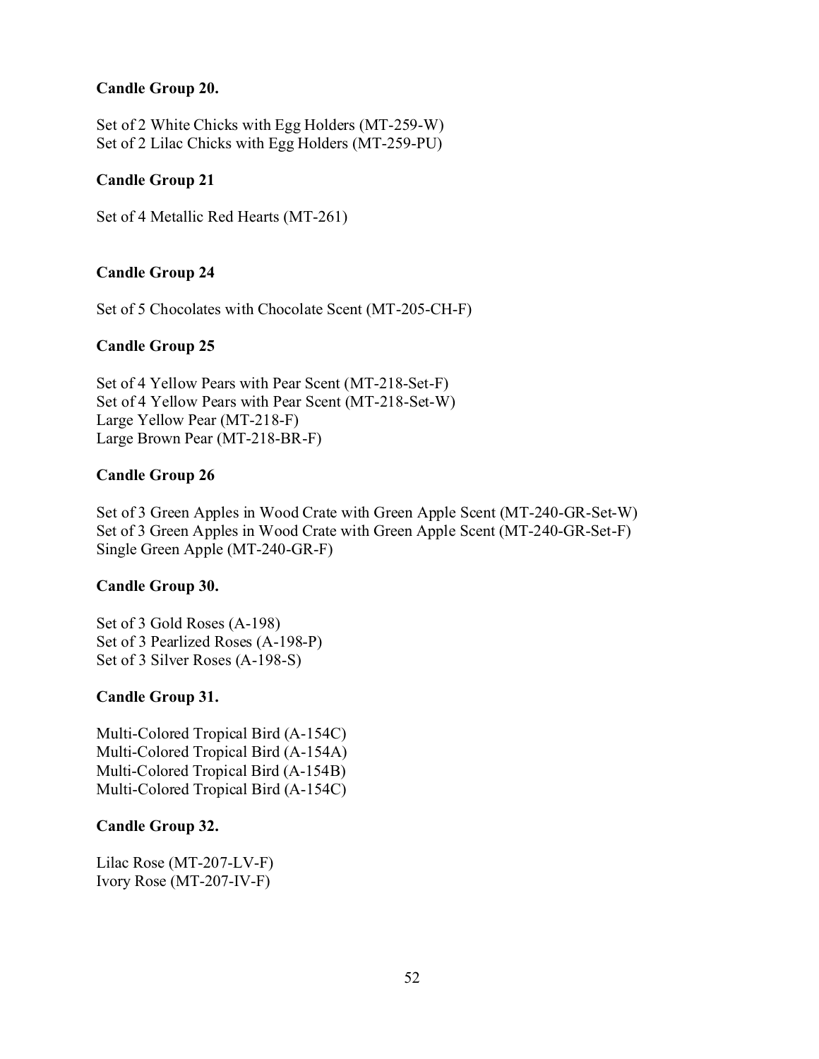**Candle Group 20.**

Set of 2 White Chicks with Egg Holders (MT-259-W)
Set of 2 Lilac Chicks with Egg Holders (MT-259-PU)

**Candle Group 21**

Set of 4 Metallic Red Hearts (MT-261)

**Candle Group 24**

Set of 5 Chocolates with Chocolate Scent (MT-205-CH-F)

**Candle Group 25**

Set of 4 Yellow Pears with Pear Scent (MT-218-Set-F)
Set of 4 Yellow Pears with Pear Scent (MT-218-Set-W)
Large Yellow Pear (MT-218-F)
Large Brown Pear (MT-218-BR-F)

**Candle Group 26**

Set of 3 Green Apples in Wood Crate with Green Apple Scent (MT-240-GR-Set-W)
Set of 3 Green Apples in Wood Crate with Green Apple Scent (MT-240-GR-Set-F)
Single Green Apple (MT-240-GR-F)

**Candle Group 30.**

Set of 3 Gold Roses (A-198)
Set of 3 Pearlized Roses (A-198-P)
Set of 3 Silver Roses (A-198-S)

**Candle Group 31.**

Multi-Colored Tropical Bird (A-154C)
Multi-Colored Tropical Bird (A-154A)
Multi-Colored Tropical Bird (A-154B)
Multi-Colored Tropical Bird (A-154C)

**Candle Group 32.**

Lilac Rose (MT-207-LV-F)
Ivory Rose (MT-207-IV-F)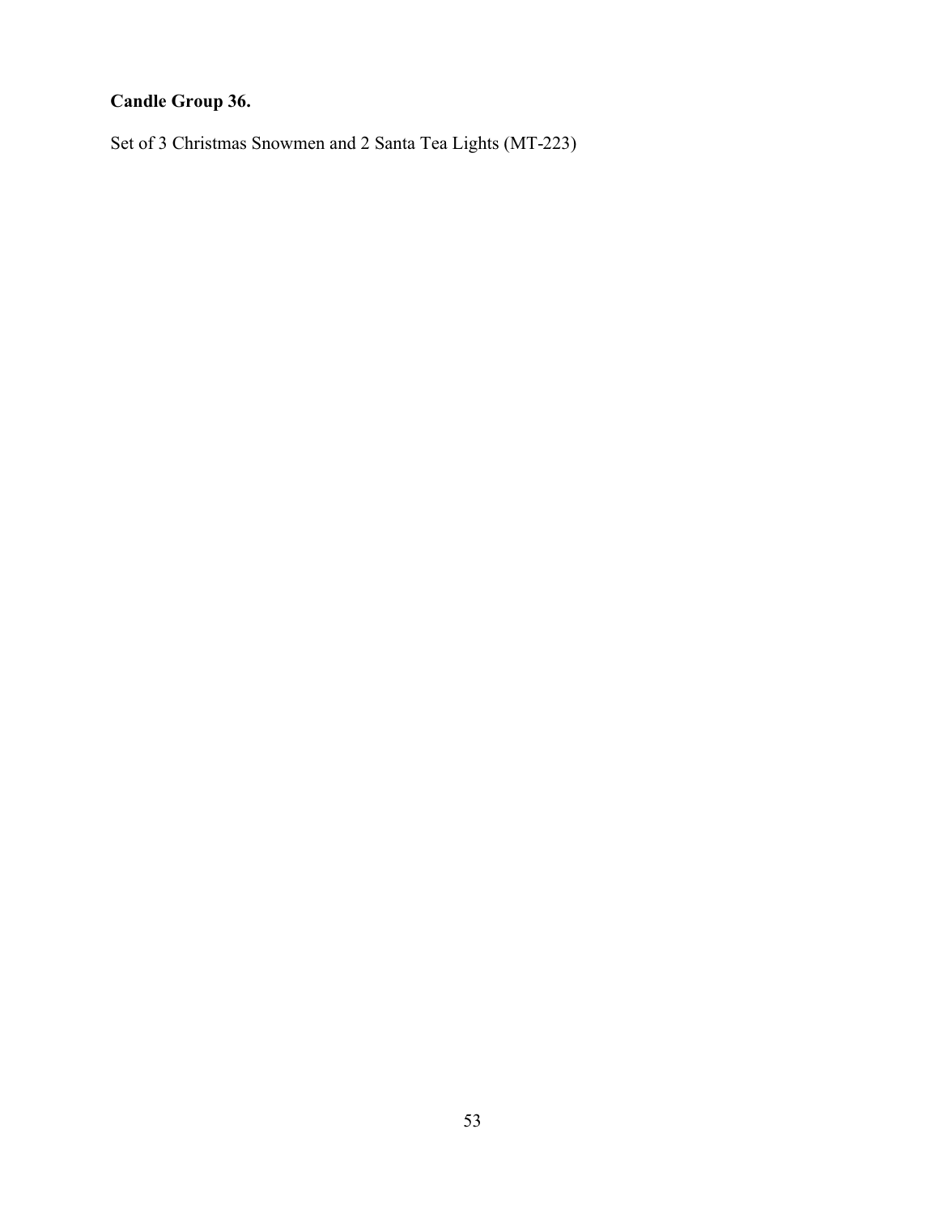**Candle Group 36.**

Set of 3 Christmas Snowmen and 2 Santa Tea Lights (MT-223)